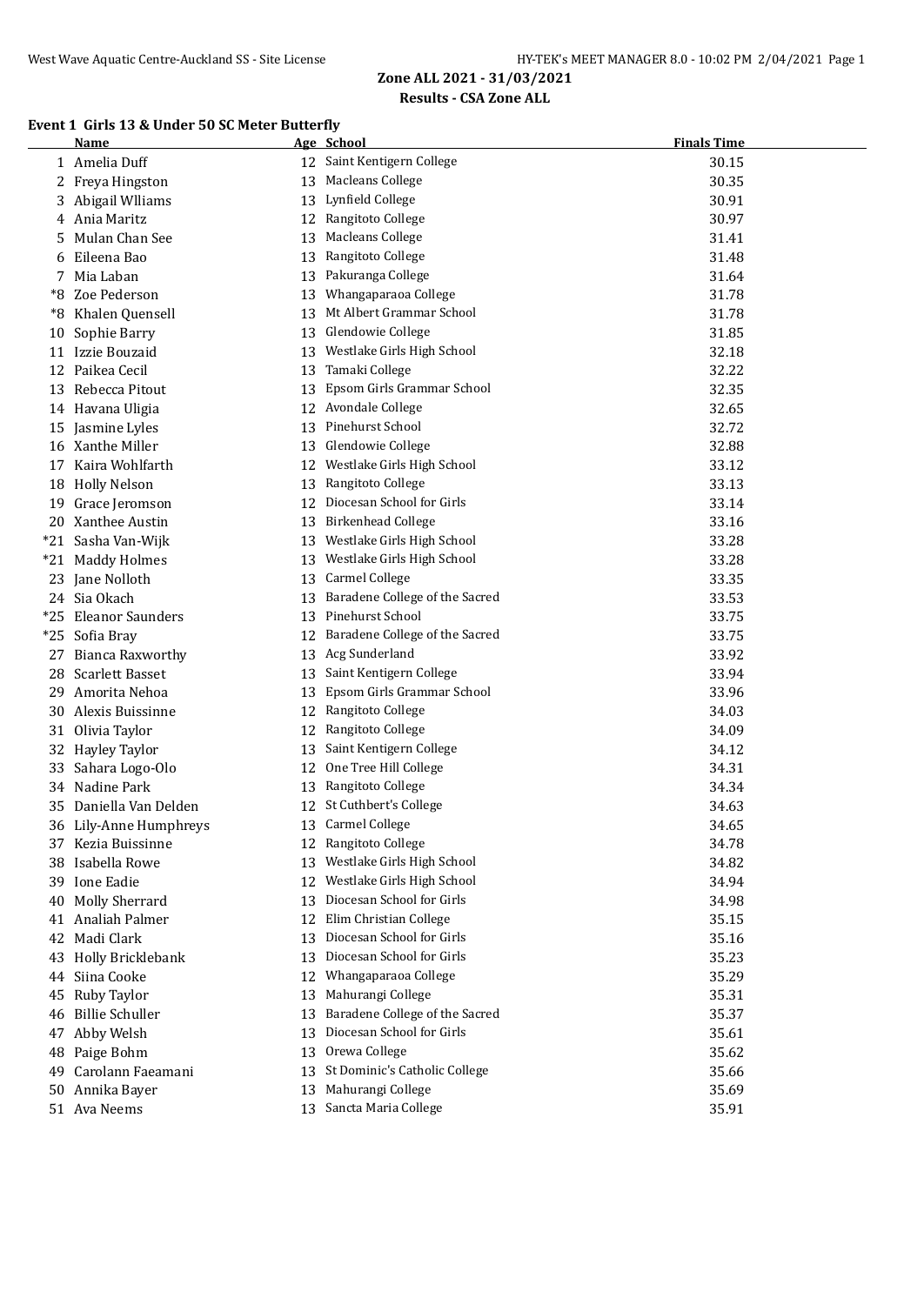# Zone ALL 2021 - 31/03/2021

## Results - CSA Zone ALL

### Event 1 Girls 13 & Under 50 SC Meter Butterfly

| | Name | Age | School | Finals Time |
|---|---|---|---|---|
| 1 | Amelia Duff | 12 | Saint Kentigern College | 30.15 |
| 2 | Freya Hingston | 13 | Macleans College | 30.35 |
| 3 | Abigail Wlliams | 13 | Lynfield College | 30.91 |
| 4 | Ania Maritz | 12 | Rangitoto College | 30.97 |
| 5 | Mulan Chan See | 13 | Macleans College | 31.41 |
| 6 | Eileena Bao | 13 | Rangitoto College | 31.48 |
| 7 | Mia Laban | 13 | Pakuranga College | 31.64 |
| *8 | Zoe Pederson | 13 | Whangaparaoa College | 31.78 |
| *8 | Khalen Quensell | 13 | Mt Albert Grammar School | 31.78 |
| 10 | Sophie Barry | 13 | Glendowie College | 31.85 |
| 11 | Izzie Bouzaid | 13 | Westlake Girls High School | 32.18 |
| 12 | Paikea Cecil | 13 | Tamaki College | 32.22 |
| 13 | Rebecca Pitout | 13 | Epsom Girls Grammar School | 32.35 |
| 14 | Havana Uligia | 12 | Avondale College | 32.65 |
| 15 | Jasmine Lyles | 13 | Pinehurst School | 32.72 |
| 16 | Xanthe Miller | 13 | Glendowie College | 32.88 |
| 17 | Kaira Wohlfarth | 12 | Westlake Girls High School | 33.12 |
| 18 | Holly Nelson | 13 | Rangitoto College | 33.13 |
| 19 | Grace Jeromson | 12 | Diocesan School for Girls | 33.14 |
| 20 | Xanthee Austin | 13 | Birkenhead College | 33.16 |
| *21 | Sasha Van-Wijk | 13 | Westlake Girls High School | 33.28 |
| *21 | Maddy Holmes | 13 | Westlake Girls High School | 33.28 |
| 23 | Jane Nolloth | 13 | Carmel College | 33.35 |
| 24 | Sia Okach | 13 | Baradene College of the Sacred | 33.53 |
| *25 | Eleanor Saunders | 13 | Pinehurst School | 33.75 |
| *25 | Sofia Bray | 12 | Baradene College of the Sacred | 33.75 |
| 27 | Bianca Raxworthy | 13 | Acg Sunderland | 33.92 |
| 28 | Scarlett Basset | 13 | Saint Kentigern College | 33.94 |
| 29 | Amorita Nehoa | 13 | Epsom Girls Grammar School | 33.96 |
| 30 | Alexis Buissinne | 12 | Rangitoto College | 34.03 |
| 31 | Olivia Taylor | 12 | Rangitoto College | 34.09 |
| 32 | Hayley Taylor | 13 | Saint Kentigern College | 34.12 |
| 33 | Sahara Logo-Olo | 12 | One Tree Hill College | 34.31 |
| 34 | Nadine Park | 13 | Rangitoto College | 34.34 |
| 35 | Daniella Van Delden | 12 | St Cuthbert's College | 34.63 |
| 36 | Lily-Anne Humphreys | 13 | Carmel College | 34.65 |
| 37 | Kezia Buissinne | 12 | Rangitoto College | 34.78 |
| 38 | Isabella Rowe | 13 | Westlake Girls High School | 34.82 |
| 39 | Ione Eadie | 12 | Westlake Girls High School | 34.94 |
| 40 | Molly Sherrard | 13 | Diocesan School for Girls | 34.98 |
| 41 | Analiah Palmer | 12 | Elim Christian College | 35.15 |
| 42 | Madi Clark | 13 | Diocesan School for Girls | 35.16 |
| 43 | Holly Bricklebank | 13 | Diocesan School for Girls | 35.23 |
| 44 | Siina Cooke | 12 | Whangaparaoa College | 35.29 |
| 45 | Ruby Taylor | 13 | Mahurangi College | 35.31 |
| 46 | Billie Schuller | 13 | Baradene College of the Sacred | 35.37 |
| 47 | Abby Welsh | 13 | Diocesan School for Girls | 35.61 |
| 48 | Paige Bohm | 13 | Orewa College | 35.62 |
| 49 | Carolann Faeamani | 13 | St Dominic's Catholic College | 35.66 |
| 50 | Annika Bayer | 13 | Mahurangi College | 35.69 |
| 51 | Ava Neems | 13 | Sancta Maria College | 35.91 |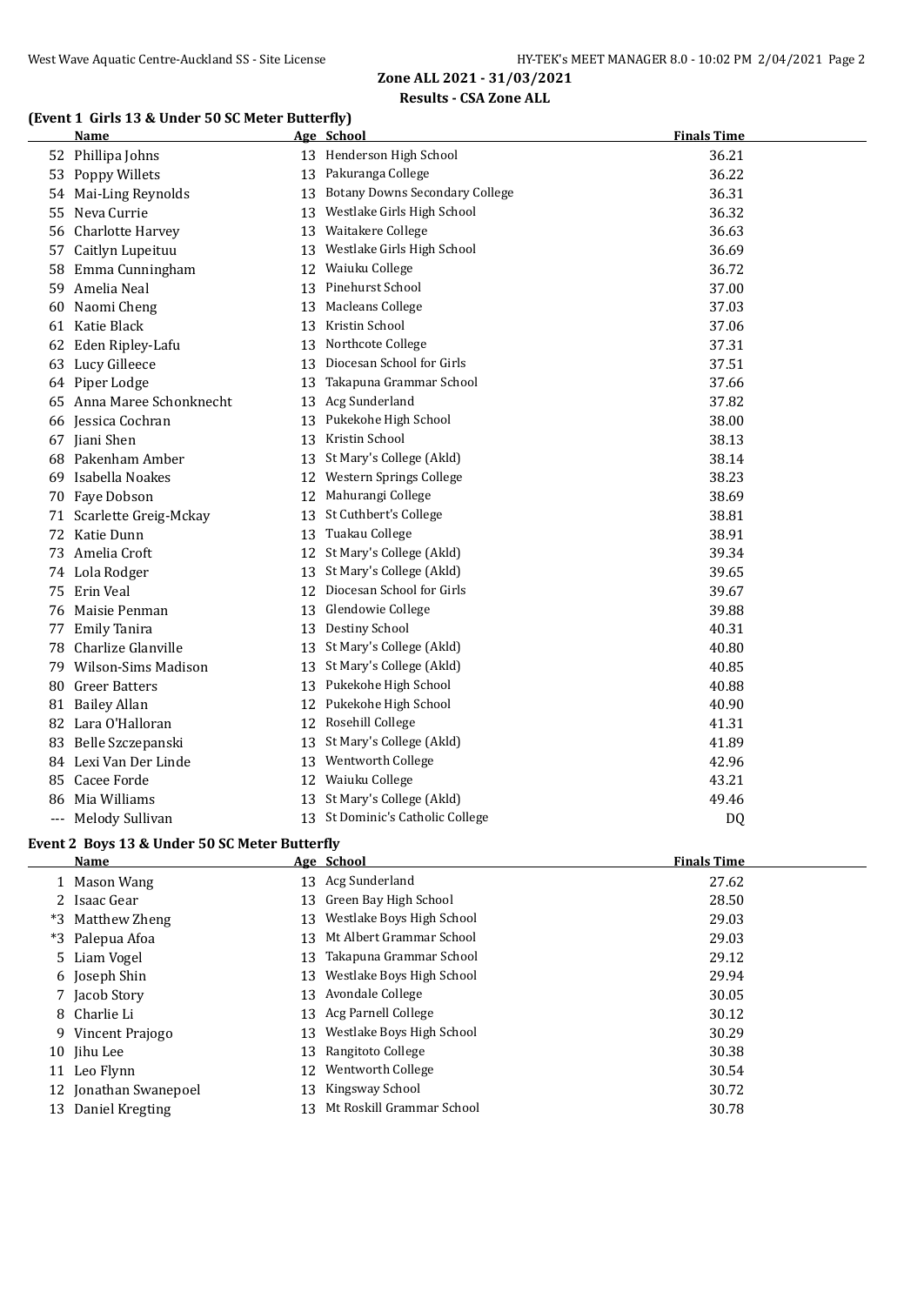## Zone ALL 2021 - 31/03/2021

### Results - CSA Zone ALL

### (Event 1 Girls 13 & Under 50 SC Meter Butterfly)

| | Name | Age | School | Finals Time |
|---|---|---|---|---|
| 52 | Phillipa Johns | 13 | Henderson High School | 36.21 |
| 53 | Poppy Willets | 13 | Pakuranga College | 36.22 |
| 54 | Mai-Ling Reynolds | 13 | Botany Downs Secondary College | 36.31 |
| 55 | Neva Currie | 13 | Westlake Girls High School | 36.32 |
| 56 | Charlotte Harvey | 13 | Waitakere College | 36.63 |
| 57 | Caitlyn Lupeituu | 13 | Westlake Girls High School | 36.69 |
| 58 | Emma Cunningham | 12 | Waiuku College | 36.72 |
| 59 | Amelia Neal | 13 | Pinehurst School | 37.00 |
| 60 | Naomi Cheng | 13 | Macleans College | 37.03 |
| 61 | Katie Black | 13 | Kristin School | 37.06 |
| 62 | Eden Ripley-Lafu | 13 | Northcote College | 37.31 |
| 63 | Lucy Gilleece | 13 | Diocesan School for Girls | 37.51 |
| 64 | Piper Lodge | 13 | Takapuna Grammar School | 37.66 |
| 65 | Anna Maree Schonknecht | 13 | Acg Sunderland | 37.82 |
| 66 | Jessica Cochran | 13 | Pukekohe High School | 38.00 |
| 67 | Jiani Shen | 13 | Kristin School | 38.13 |
| 68 | Pakenham Amber | 13 | St Mary's College (Akld) | 38.14 |
| 69 | Isabella Noakes | 12 | Western Springs College | 38.23 |
| 70 | Faye Dobson | 12 | Mahurangi College | 38.69 |
| 71 | Scarlette Greig-Mckay | 13 | St Cuthbert's College | 38.81 |
| 72 | Katie Dunn | 13 | Tuakau College | 38.91 |
| 73 | Amelia Croft | 12 | St Mary's College (Akld) | 39.34 |
| 74 | Lola Rodger | 13 | St Mary's College (Akld) | 39.65 |
| 75 | Erin Veal | 12 | Diocesan School for Girls | 39.67 |
| 76 | Maisie Penman | 13 | Glendowie College | 39.88 |
| 77 | Emily Tanira | 13 | Destiny School | 40.31 |
| 78 | Charlize Glanville | 13 | St Mary's College (Akld) | 40.80 |
| 79 | Wilson-Sims Madison | 13 | St Mary's College (Akld) | 40.85 |
| 80 | Greer Batters | 13 | Pukekohe High School | 40.88 |
| 81 | Bailey Allan | 12 | Pukekohe High School | 40.90 |
| 82 | Lara O'Halloran | 12 | Rosehill College | 41.31 |
| 83 | Belle Szczepanski | 13 | St Mary's College (Akld) | 41.89 |
| 84 | Lexi Van Der Linde | 13 | Wentworth College | 42.96 |
| 85 | Cacee Forde | 12 | Waiuku College | 43.21 |
| 86 | Mia Williams | 13 | St Mary's College (Akld) | 49.46 |
| --- | Melody Sullivan | 13 | St Dominic's Catholic College | DQ |

### Event 2 Boys 13 & Under 50 SC Meter Butterfly

| | Name | Age | School | Finals Time |
|---|---|---|---|---|
| 1 | Mason Wang | 13 | Acg Sunderland | 27.62 |
| 2 | Isaac Gear | 13 | Green Bay High School | 28.50 |
| *3 | Matthew Zheng | 13 | Westlake Boys High School | 29.03 |
| *3 | Palepua Afoa | 13 | Mt Albert Grammar School | 29.03 |
| 5 | Liam Vogel | 13 | Takapuna Grammar School | 29.12 |
| 6 | Joseph Shin | 13 | Westlake Boys High School | 29.94 |
| 7 | Jacob Story | 13 | Avondale College | 30.05 |
| 8 | Charlie Li | 13 | Acg Parnell College | 30.12 |
| 9 | Vincent Prajogo | 13 | Westlake Boys High School | 30.29 |
| 10 | Jihu Lee | 13 | Rangitoto College | 30.38 |
| 11 | Leo Flynn | 12 | Wentworth College | 30.54 |
| 12 | Jonathan Swanepoel | 13 | Kingsway School | 30.72 |
| 13 | Daniel Kregting | 13 | Mt Roskill Grammar School | 30.78 |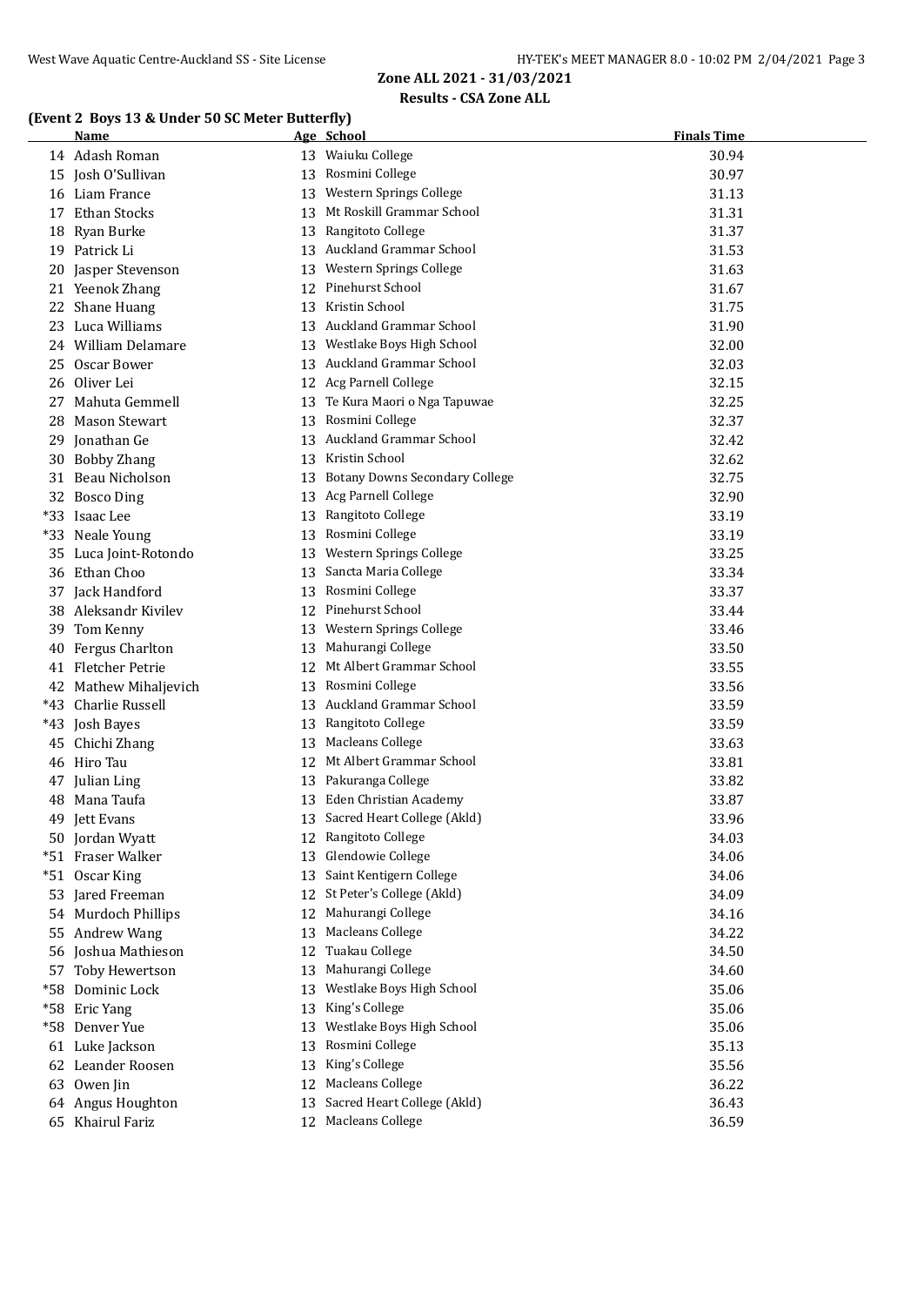## Zone ALL 2021 - 31/03/2021

### Results - CSA Zone ALL

#### (Event 2 Boys 13 & Under 50 SC Meter Butterfly)

| | Name | Age | School | Finals Time |
|---|---|---|---|---|
| 14 | Adash Roman | 13 | Waiuku College | 30.94 |
| 15 | Josh O'Sullivan | 13 | Rosmini College | 30.97 |
| 16 | Liam France | 13 | Western Springs College | 31.13 |
| 17 | Ethan Stocks | 13 | Mt Roskill Grammar School | 31.31 |
| 18 | Ryan Burke | 13 | Rangitoto College | 31.37 |
| 19 | Patrick Li | 13 | Auckland Grammar School | 31.53 |
| 20 | Jasper Stevenson | 13 | Western Springs College | 31.63 |
| 21 | Yeenok Zhang | 12 | Pinehurst School | 31.67 |
| 22 | Shane Huang | 13 | Kristin School | 31.75 |
| 23 | Luca Williams | 13 | Auckland Grammar School | 31.90 |
| 24 | William Delamare | 13 | Westlake Boys High School | 32.00 |
| 25 | Oscar Bower | 13 | Auckland Grammar School | 32.03 |
| 26 | Oliver Lei | 12 | Acg Parnell College | 32.15 |
| 27 | Mahuta Gemmell | 13 | Te Kura Maori o Nga Tapuwae | 32.25 |
| 28 | Mason Stewart | 13 | Rosmini College | 32.37 |
| 29 | Jonathan Ge | 13 | Auckland Grammar School | 32.42 |
| 30 | Bobby Zhang | 13 | Kristin School | 32.62 |
| 31 | Beau Nicholson | 13 | Botany Downs Secondary College | 32.75 |
| 32 | Bosco Ding | 13 | Acg Parnell College | 32.90 |
| *33 | Isaac Lee | 13 | Rangitoto College | 33.19 |
| *33 | Neale Young | 13 | Rosmini College | 33.19 |
| 35 | Luca Joint-Rotondo | 13 | Western Springs College | 33.25 |
| 36 | Ethan Choo | 13 | Sancta Maria College | 33.34 |
| 37 | Jack Handford | 13 | Rosmini College | 33.37 |
| 38 | Aleksandr Kivilev | 12 | Pinehurst School | 33.44 |
| 39 | Tom Kenny | 13 | Western Springs College | 33.46 |
| 40 | Fergus Charlton | 13 | Mahurangi College | 33.50 |
| 41 | Fletcher Petrie | 12 | Mt Albert Grammar School | 33.55 |
| 42 | Mathew Mihaljevich | 13 | Rosmini College | 33.56 |
| *43 | Charlie Russell | 13 | Auckland Grammar School | 33.59 |
| *43 | Josh Bayes | 13 | Rangitoto College | 33.59 |
| 45 | Chichi Zhang | 13 | Macleans College | 33.63 |
| 46 | Hiro Tau | 12 | Mt Albert Grammar School | 33.81 |
| 47 | Julian Ling | 13 | Pakuranga College | 33.82 |
| 48 | Mana Taufa | 13 | Eden Christian Academy | 33.87 |
| 49 | Jett Evans | 13 | Sacred Heart College (Akld) | 33.96 |
| 50 | Jordan Wyatt | 12 | Rangitoto College | 34.03 |
| *51 | Fraser Walker | 13 | Glendowie College | 34.06 |
| *51 | Oscar King | 13 | Saint Kentigern College | 34.06 |
| 53 | Jared Freeman | 12 | St Peter's College (Akld) | 34.09 |
| 54 | Murdoch Phillips | 12 | Mahurangi College | 34.16 |
| 55 | Andrew Wang | 13 | Macleans College | 34.22 |
| 56 | Joshua Mathieson | 12 | Tuakau College | 34.50 |
| 57 | Toby Hewertson | 13 | Mahurangi College | 34.60 |
| *58 | Dominic Lock | 13 | Westlake Boys High School | 35.06 |
| *58 | Eric Yang | 13 | King's College | 35.06 |
| *58 | Denver Yue | 13 | Westlake Boys High School | 35.06 |
| 61 | Luke Jackson | 13 | Rosmini College | 35.13 |
| 62 | Leander Roosen | 13 | King's College | 35.56 |
| 63 | Owen Jin | 12 | Macleans College | 36.22 |
| 64 | Angus Houghton | 13 | Sacred Heart College (Akld) | 36.43 |
| 65 | Khairul Fariz | 12 | Macleans College | 36.59 |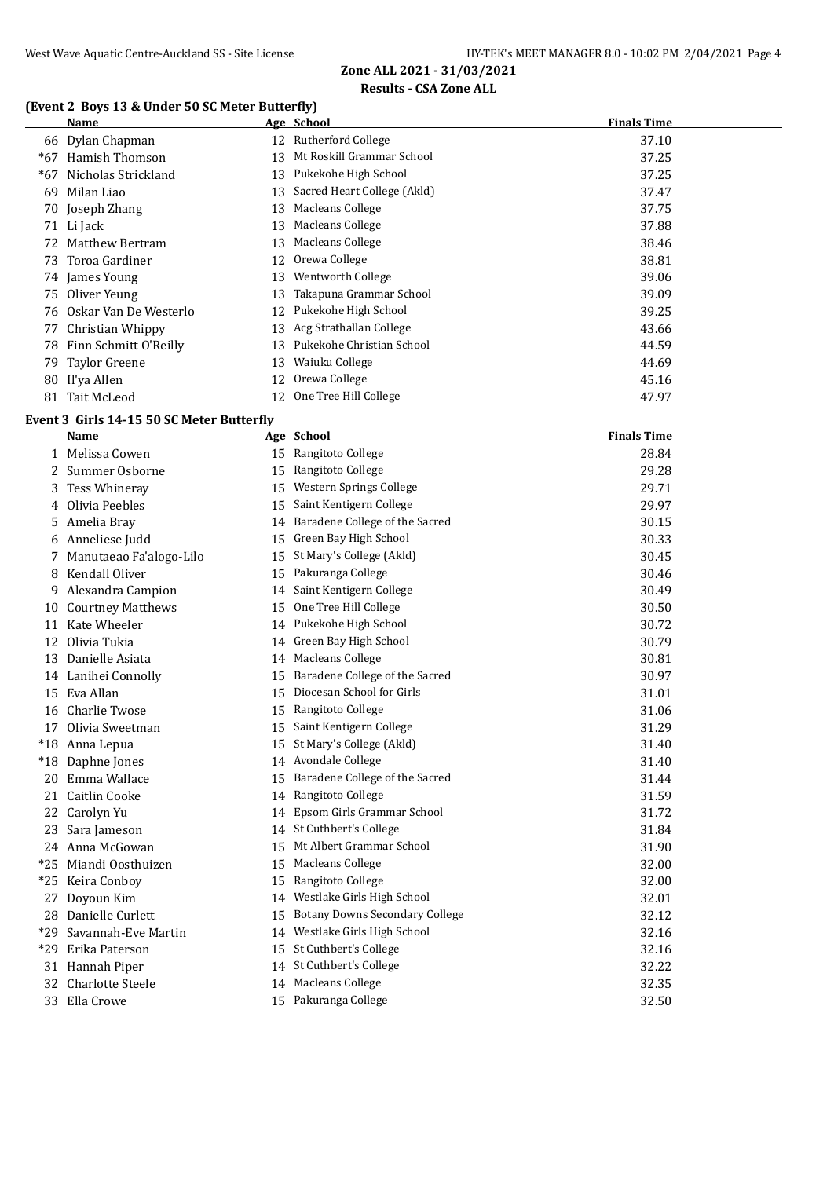# Zone ALL 2021 - 31/03/2021

## Results - CSA Zone ALL

### (Event 2 Boys 13 & Under 50 SC Meter Butterfly)

| | Name | Age | School | Finals Time |
|---|---|---|---|---|
| 66 | Dylan Chapman | 12 | Rutherford College | 37.10 |
| *67 | Hamish Thomson | 13 | Mt Roskill Grammar School | 37.25 |
| *67 | Nicholas Strickland | 13 | Pukekohe High School | 37.25 |
| 69 | Milan Liao | 13 | Sacred Heart College (Akld) | 37.47 |
| 70 | Joseph Zhang | 13 | Macleans College | 37.75 |
| 71 | Li Jack | 13 | Macleans College | 37.88 |
| 72 | Matthew Bertram | 13 | Macleans College | 38.46 |
| 73 | Toroa Gardiner | 12 | Orewa College | 38.81 |
| 74 | James Young | 13 | Wentworth College | 39.06 |
| 75 | Oliver Yeung | 13 | Takapuna Grammar School | 39.09 |
| 76 | Oskar Van De Westerlo | 12 | Pukekohe High School | 39.25 |
| 77 | Christian Whippy | 13 | Acg Strathallan College | 43.66 |
| 78 | Finn Schmitt O'Reilly | 13 | Pukekohe Christian School | 44.59 |
| 79 | Taylor Greene | 13 | Waiuku College | 44.69 |
| 80 | Il'ya Allen | 12 | Orewa College | 45.16 |
| 81 | Tait McLeod | 12 | One Tree Hill College | 47.97 |

### Event 3 Girls 14-15 50 SC Meter Butterfly

| | Name | Age | School | Finals Time |
|---|---|---|---|---|
| 1 | Melissa Cowen | 15 | Rangitoto College | 28.84 |
| 2 | Summer Osborne | 15 | Rangitoto College | 29.28 |
| 3 | Tess Whineray | 15 | Western Springs College | 29.71 |
| 4 | Olivia Peebles | 15 | Saint Kentigern College | 29.97 |
| 5 | Amelia Bray | 14 | Baradene College of the Sacred | 30.15 |
| 6 | Anneliese Judd | 15 | Green Bay High School | 30.33 |
| 7 | Manutaeao Fa'alogo-Lilo | 15 | St Mary's College (Akld) | 30.45 |
| 8 | Kendall Oliver | 15 | Pakuranga College | 30.46 |
| 9 | Alexandra Campion | 14 | Saint Kentigern College | 30.49 |
| 10 | Courtney Matthews | 15 | One Tree Hill College | 30.50 |
| 11 | Kate Wheeler | 14 | Pukekohe High School | 30.72 |
| 12 | Olivia Tukia | 14 | Green Bay High School | 30.79 |
| 13 | Danielle Asiata | 14 | Macleans College | 30.81 |
| 14 | Lanihei Connolly | 15 | Baradene College of the Sacred | 30.97 |
| 15 | Eva Allan | 15 | Diocesan School for Girls | 31.01 |
| 16 | Charlie Twose | 15 | Rangitoto College | 31.06 |
| 17 | Olivia Sweetman | 15 | Saint Kentigern College | 31.29 |
| *18 | Anna Lepua | 15 | St Mary's College (Akld) | 31.40 |
| *18 | Daphne Jones | 14 | Avondale College | 31.40 |
| 20 | Emma Wallace | 15 | Baradene College of the Sacred | 31.44 |
| 21 | Caitlin Cooke | 14 | Rangitoto College | 31.59 |
| 22 | Carolyn Yu | 14 | Epsom Girls Grammar School | 31.72 |
| 23 | Sara Jameson | 14 | St Cuthbert's College | 31.84 |
| 24 | Anna McGowan | 15 | Mt Albert Grammar School | 31.90 |
| *25 | Miandi Oosthuizen | 15 | Macleans College | 32.00 |
| *25 | Keira Conboy | 15 | Rangitoto College | 32.00 |
| 27 | Doyoun Kim | 14 | Westlake Girls High School | 32.01 |
| 28 | Danielle Curlett | 15 | Botany Downs Secondary College | 32.12 |
| *29 | Savannah-Eve Martin | 14 | Westlake Girls High School | 32.16 |
| *29 | Erika Paterson | 15 | St Cuthbert's College | 32.16 |
| 31 | Hannah Piper | 14 | St Cuthbert's College | 32.22 |
| 32 | Charlotte Steele | 14 | Macleans College | 32.35 |
| 33 | Ella Crowe | 15 | Pakuranga College | 32.50 |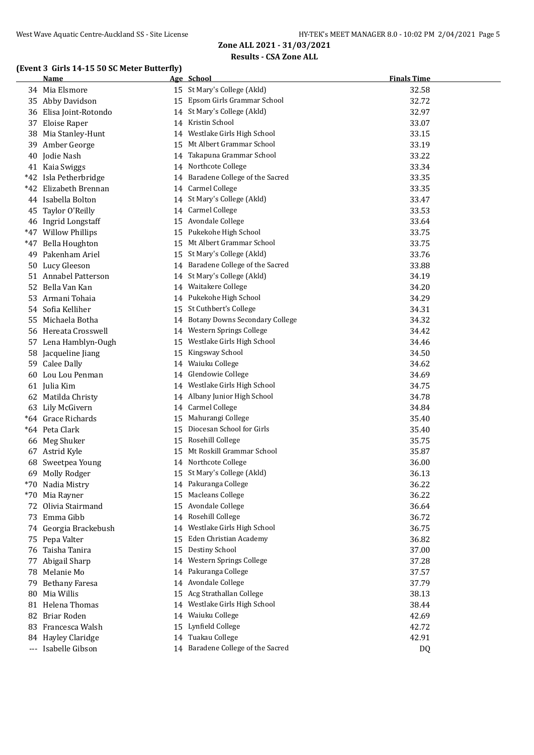## Zone ALL 2021 - 31/03/2021

### Results - CSA Zone ALL

#### (Event 3 Girls 14-15 50 SC Meter Butterfly)

| | Name | Age | School | Finals Time |
|---|---|---|---|---|
| 34 | Mia Elsmore | 15 | St Mary's College (Akld) | 32.58 |
| 35 | Abby Davidson | 15 | Epsom Girls Grammar School | 32.72 |
| 36 | Elisa Joint-Rotondo | 14 | St Mary's College (Akld) | 32.97 |
| 37 | Eloise Raper | 14 | Kristin School | 33.07 |
| 38 | Mia Stanley-Hunt | 14 | Westlake Girls High School | 33.15 |
| 39 | Amber George | 15 | Mt Albert Grammar School | 33.19 |
| 40 | Jodie Nash | 14 | Takapuna Grammar School | 33.22 |
| 41 | Kaia Swiggs | 14 | Northcote College | 33.34 |
| *42 | Isla Petherbridge | 14 | Baradene College of the Sacred | 33.35 |
| *42 | Elizabeth Brennan | 14 | Carmel College | 33.35 |
| 44 | Isabella Bolton | 14 | St Mary's College (Akld) | 33.47 |
| 45 | Taylor O'Reilly | 14 | Carmel College | 33.53 |
| 46 | Ingrid Longstaff | 15 | Avondale College | 33.64 |
| *47 | Willow Phillips | 15 | Pukekohe High School | 33.75 |
| *47 | Bella Houghton | 15 | Mt Albert Grammar School | 33.75 |
| 49 | Pakenham Ariel | 15 | St Mary's College (Akld) | 33.76 |
| 50 | Lucy Gleeson | 14 | Baradene College of the Sacred | 33.88 |
| 51 | Annabel Patterson | 14 | St Mary's College (Akld) | 34.19 |
| 52 | Bella Van Kan | 14 | Waitakere College | 34.20 |
| 53 | Armani Tohaia | 14 | Pukekohe High School | 34.29 |
| 54 | Sofia Kelliher | 15 | St Cuthbert's College | 34.31 |
| 55 | Michaela Botha | 14 | Botany Downs Secondary College | 34.32 |
| 56 | Hereata Crosswell | 14 | Western Springs College | 34.42 |
| 57 | Lena Hamblyn-Ough | 15 | Westlake Girls High School | 34.46 |
| 58 | Jacqueline Jiang | 15 | Kingsway School | 34.50 |
| 59 | Calee Dally | 14 | Waiuku College | 34.62 |
| 60 | Lou Lou Penman | 14 | Glendowie College | 34.69 |
| 61 | Julia Kim | 14 | Westlake Girls High School | 34.75 |
| 62 | Matilda Christy | 14 | Albany Junior High School | 34.78 |
| 63 | Lily McGivern | 14 | Carmel College | 34.84 |
| *64 | Grace Richards | 15 | Mahurangi College | 35.40 |
| *64 | Peta Clark | 15 | Diocesan School for Girls | 35.40 |
| 66 | Meg Shuker | 15 | Rosehill College | 35.75 |
| 67 | Astrid Kyle | 15 | Mt Roskill Grammar School | 35.87 |
| 68 | Sweetpea Young | 14 | Northcote College | 36.00 |
| 69 | Molly Rodger | 15 | St Mary's College (Akld) | 36.13 |
| *70 | Nadia Mistry | 14 | Pakuranga College | 36.22 |
| *70 | Mia Rayner | 15 | Macleans College | 36.22 |
| 72 | Olivia Stairmand | 15 | Avondale College | 36.64 |
| 73 | Emma Gibb | 14 | Rosehill College | 36.72 |
| 74 | Georgia Brackebush | 14 | Westlake Girls High School | 36.75 |
| 75 | Pepa Valter | 15 | Eden Christian Academy | 36.82 |
| 76 | Taisha Tanira | 15 | Destiny School | 37.00 |
| 77 | Abigail Sharp | 14 | Western Springs College | 37.28 |
| 78 | Melanie Mo | 14 | Pakuranga College | 37.57 |
| 79 | Bethany Faresa | 14 | Avondale College | 37.79 |
| 80 | Mia Willis | 15 | Acg Strathallan College | 38.13 |
| 81 | Helena Thomas | 14 | Westlake Girls High School | 38.44 |
| 82 | Briar Roden | 14 | Waiuku College | 42.69 |
| 83 | Francesca Walsh | 15 | Lynfield College | 42.72 |
| 84 | Hayley Claridge | 14 | Tuakau College | 42.91 |
| --- | Isabelle Gibson | 14 | Baradene College of the Sacred | DQ |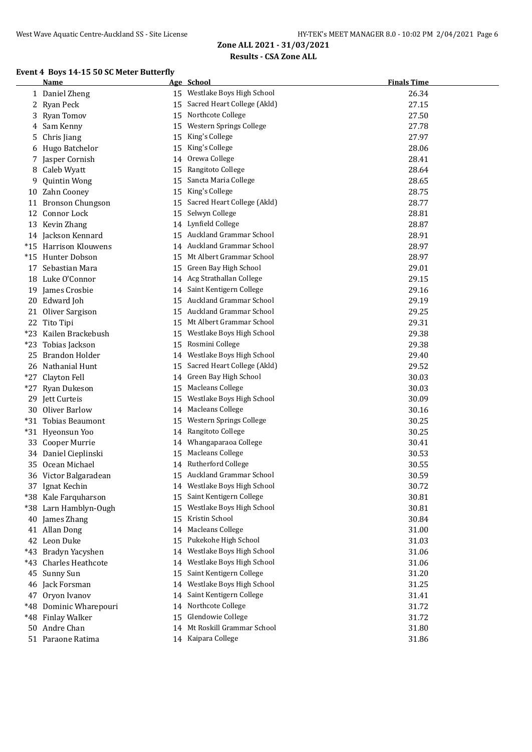## Zone ALL 2021 - 31/03/2021

### Results - CSA Zone ALL

#### Event 4 Boys 14-15 50 SC Meter Butterfly

| | Name | Age | School | Finals Time |
|---|---|---|---|---|
| 1 | Daniel Zheng | 15 | Westlake Boys High School | 26.34 |
| 2 | Ryan Peck | 15 | Sacred Heart College (Akld) | 27.15 |
| 3 | Ryan Tomov | 15 | Northcote College | 27.50 |
| 4 | Sam Kenny | 15 | Western Springs College | 27.78 |
| 5 | Chris Jiang | 15 | King's College | 27.97 |
| 6 | Hugo Batchelor | 15 | King's College | 28.06 |
| 7 | Jasper Cornish | 14 | Orewa College | 28.41 |
| 8 | Caleb Wyatt | 15 | Rangitoto College | 28.64 |
| 9 | Quintin Wong | 15 | Sancta Maria College | 28.65 |
| 10 | Zahn Cooney | 15 | King's College | 28.75 |
| 11 | Bronson Chungson | 15 | Sacred Heart College (Akld) | 28.77 |
| 12 | Connor Lock | 15 | Selwyn College | 28.81 |
| 13 | Kevin Zhang | 14 | Lynfield College | 28.87 |
| 14 | Jackson Kennard | 15 | Auckland Grammar School | 28.91 |
| *15 | Harrison Klouwens | 14 | Auckland Grammar School | 28.97 |
| *15 | Hunter Dobson | 15 | Mt Albert Grammar School | 28.97 |
| 17 | Sebastian Mara | 15 | Green Bay High School | 29.01 |
| 18 | Luke O'Connor | 14 | Acg Strathallan College | 29.15 |
| 19 | James Crosbie | 14 | Saint Kentigern College | 29.16 |
| 20 | Edward Joh | 15 | Auckland Grammar School | 29.19 |
| 21 | Oliver Sargison | 15 | Auckland Grammar School | 29.25 |
| 22 | Tito Tipi | 15 | Mt Albert Grammar School | 29.31 |
| *23 | Kailen Brackebush | 15 | Westlake Boys High School | 29.38 |
| *23 | Tobias Jackson | 15 | Rosmini College | 29.38 |
| 25 | Brandon Holder | 14 | Westlake Boys High School | 29.40 |
| 26 | Nathanial Hunt | 15 | Sacred Heart College (Akld) | 29.52 |
| *27 | Clayton Fell | 14 | Green Bay High School | 30.03 |
| *27 | Ryan Dukeson | 15 | Macleans College | 30.03 |
| 29 | Jett Curteis | 15 | Westlake Boys High School | 30.09 |
| 30 | Oliver Barlow | 14 | Macleans College | 30.16 |
| *31 | Tobias Beaumont | 15 | Western Springs College | 30.25 |
| *31 | Hyeonsun Yoo | 14 | Rangitoto College | 30.25 |
| 33 | Cooper Murrie | 14 | Whangaparaoa College | 30.41 |
| 34 | Daniel Cieplinski | 15 | Macleans College | 30.53 |
| 35 | Ocean Michael | 14 | Rutherford College | 30.55 |
| 36 | Victor Balgaradean | 15 | Auckland Grammar School | 30.59 |
| 37 | Ignat Kechin | 14 | Westlake Boys High School | 30.72 |
| *38 | Kale Farquharson | 15 | Saint Kentigern College | 30.81 |
| *38 | Larn Hamblyn-Ough | 15 | Westlake Boys High School | 30.81 |
| 40 | James Zhang | 15 | Kristin School | 30.84 |
| 41 | Allan Dong | 14 | Macleans College | 31.00 |
| 42 | Leon Duke | 15 | Pukekohe High School | 31.03 |
| *43 | Bradyn Yacyshen | 14 | Westlake Boys High School | 31.06 |
| *43 | Charles Heathcote | 14 | Westlake Boys High School | 31.06 |
| 45 | Sunny Sun | 15 | Saint Kentigern College | 31.20 |
| 46 | Jack Forsman | 14 | Westlake Boys High School | 31.25 |
| 47 | Oryon Ivanov | 14 | Saint Kentigern College | 31.41 |
| *48 | Dominic Wharepouri | 14 | Northcote College | 31.72 |
| *48 | Finlay Walker | 15 | Glendowie College | 31.72 |
| 50 | Andre Chan | 14 | Mt Roskill Grammar School | 31.80 |
| 51 | Paraone Ratima | 14 | Kaipara College | 31.86 |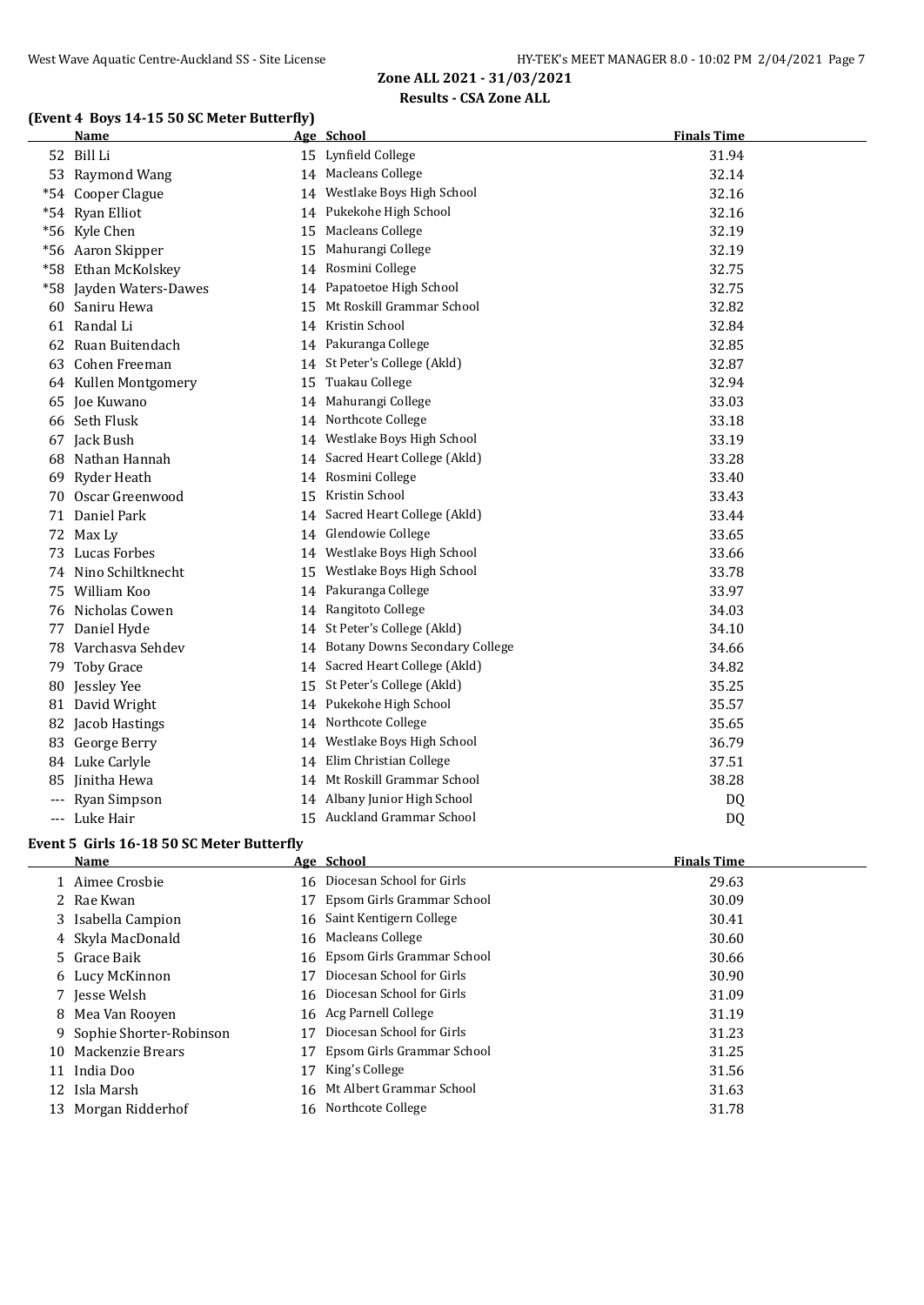Zone ALL 2021 - 31/03/2021

Results - CSA Zone ALL

## (Event 4 Boys 14-15 50 SC Meter Butterfly)

| | Name | Age | School | Finals Time |
|---|---|---|---|---|
| 52 | Bill Li | 15 | Lynfield College | 31.94 |
| 53 | Raymond Wang | 14 | Macleans College | 32.14 |
| *54 | Cooper Clague | 14 | Westlake Boys High School | 32.16 |
| *54 | Ryan Elliot | 14 | Pukekohe High School | 32.16 |
| *56 | Kyle Chen | 15 | Macleans College | 32.19 |
| *56 | Aaron Skipper | 15 | Mahurangi College | 32.19 |
| *58 | Ethan McKolskey | 14 | Rosmini College | 32.75 |
| *58 | Jayden Waters-Dawes | 14 | Papatoetoe High School | 32.75 |
| 60 | Saniru Hewa | 15 | Mt Roskill Grammar School | 32.82 |
| 61 | Randal Li | 14 | Kristin School | 32.84 |
| 62 | Ruan Buitendach | 14 | Pakuranga College | 32.85 |
| 63 | Cohen Freeman | 14 | St Peter's College (Akld) | 32.87 |
| 64 | Kullen Montgomery | 15 | Tuakau College | 32.94 |
| 65 | Joe Kuwano | 14 | Mahurangi College | 33.03 |
| 66 | Seth Flusk | 14 | Northcote College | 33.18 |
| 67 | Jack Bush | 14 | Westlake Boys High School | 33.19 |
| 68 | Nathan Hannah | 14 | Sacred Heart College (Akld) | 33.28 |
| 69 | Ryder Heath | 14 | Rosmini College | 33.40 |
| 70 | Oscar Greenwood | 15 | Kristin School | 33.43 |
| 71 | Daniel Park | 14 | Sacred Heart College (Akld) | 33.44 |
| 72 | Max Ly | 14 | Glendowie College | 33.65 |
| 73 | Lucas Forbes | 14 | Westlake Boys High School | 33.66 |
| 74 | Nino Schiltknecht | 15 | Westlake Boys High School | 33.78 |
| 75 | William Koo | 14 | Pakuranga College | 33.97 |
| 76 | Nicholas Cowen | 14 | Rangitoto College | 34.03 |
| 77 | Daniel Hyde | 14 | St Peter's College (Akld) | 34.10 |
| 78 | Varchasva Sehdev | 14 | Botany Downs Secondary College | 34.66 |
| 79 | Toby Grace | 14 | Sacred Heart College (Akld) | 34.82 |
| 80 | Jessley Yee | 15 | St Peter's College (Akld) | 35.25 |
| 81 | David Wright | 14 | Pukekohe High School | 35.57 |
| 82 | Jacob Hastings | 14 | Northcote College | 35.65 |
| 83 | George Berry | 14 | Westlake Boys High School | 36.79 |
| 84 | Luke Carlyle | 14 | Elim Christian College | 37.51 |
| 85 | Jinitha Hewa | 14 | Mt Roskill Grammar School | 38.28 |
| --- | Ryan Simpson | 14 | Albany Junior High School | DQ |
| --- | Luke Hair | 15 | Auckland Grammar School | DQ |

## Event 5 Girls 16-18 50 SC Meter Butterfly

| | Name | Age | School | Finals Time |
|---|---|---|---|---|
| 1 | Aimee Crosbie | 16 | Diocesan School for Girls | 29.63 |
| 2 | Rae Kwan | 17 | Epsom Girls Grammar School | 30.09 |
| 3 | Isabella Campion | 16 | Saint Kentigern College | 30.41 |
| 4 | Skyla MacDonald | 16 | Macleans College | 30.60 |
| 5 | Grace Baik | 16 | Epsom Girls Grammar School | 30.66 |
| 6 | Lucy McKinnon | 17 | Diocesan School for Girls | 30.90 |
| 7 | Jesse Welsh | 16 | Diocesan School for Girls | 31.09 |
| 8 | Mea Van Rooyen | 16 | Acg Parnell College | 31.19 |
| 9 | Sophie Shorter-Robinson | 17 | Diocesan School for Girls | 31.23 |
| 10 | Mackenzie Brears | 17 | Epsom Girls Grammar School | 31.25 |
| 11 | India Doo | 17 | King's College | 31.56 |
| 12 | Isla Marsh | 16 | Mt Albert Grammar School | 31.63 |
| 13 | Morgan Ridderhof | 16 | Northcote College | 31.78 |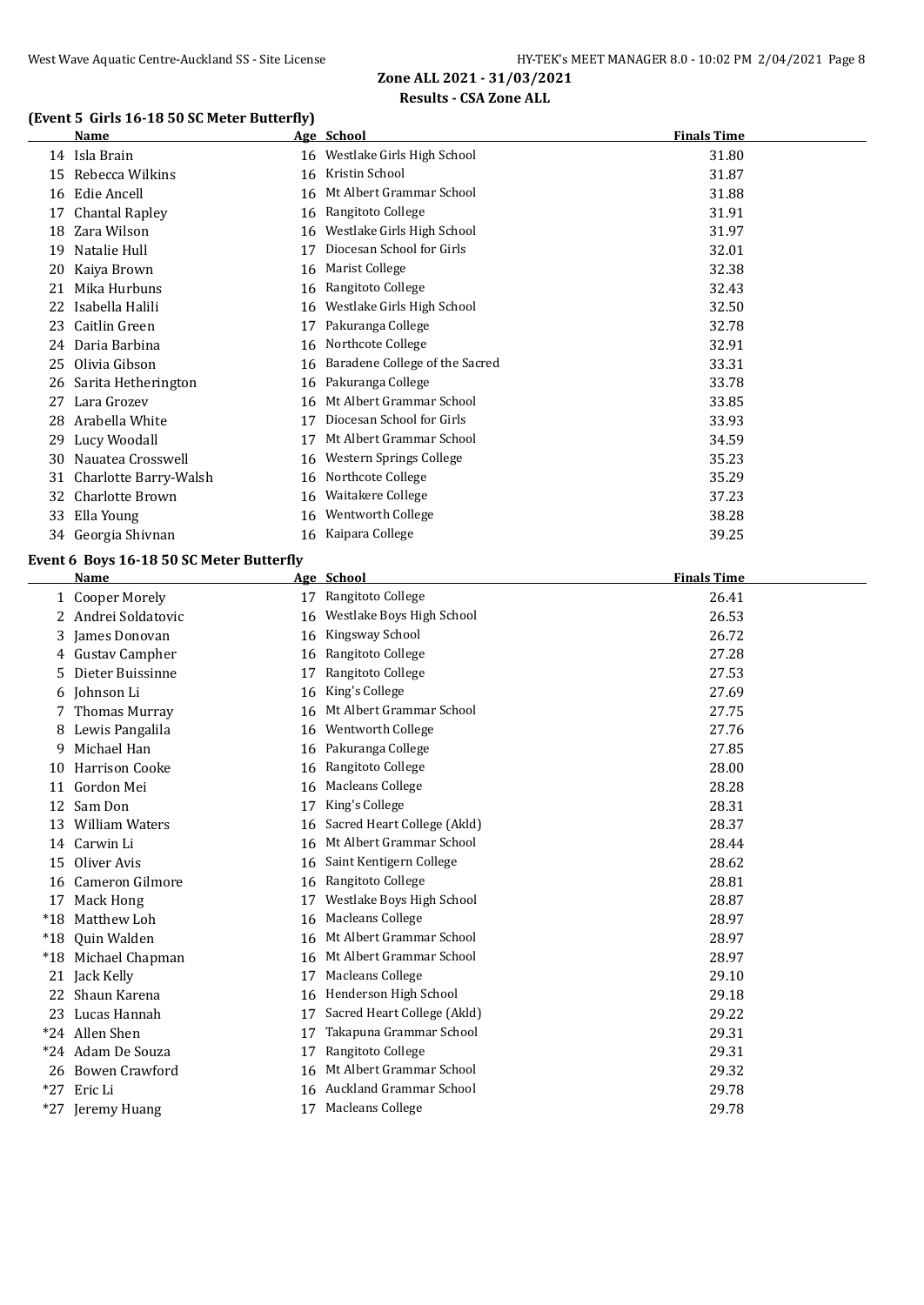## Zone ALL 2021 - 31/03/2021

### Results - CSA Zone ALL

#### (Event 5 Girls 16-18 50 SC Meter Butterfly)

| | Name | Age | School | Finals Time |
|---|---|---|---|---|
| 14 | Isla Brain | 16 | Westlake Girls High School | 31.80 |
| 15 | Rebecca Wilkins | 16 | Kristin School | 31.87 |
| 16 | Edie Ancell | 16 | Mt Albert Grammar School | 31.88 |
| 17 | Chantal Rapley | 16 | Rangitoto College | 31.91 |
| 18 | Zara Wilson | 16 | Westlake Girls High School | 31.97 |
| 19 | Natalie Hull | 17 | Diocesan School for Girls | 32.01 |
| 20 | Kaiya Brown | 16 | Marist College | 32.38 |
| 21 | Mika Hurbuns | 16 | Rangitoto College | 32.43 |
| 22 | Isabella Halili | 16 | Westlake Girls High School | 32.50 |
| 23 | Caitlin Green | 17 | Pakuranga College | 32.78 |
| 24 | Daria Barbina | 16 | Northcote College | 32.91 |
| 25 | Olivia Gibson | 16 | Baradene College of the Sacred | 33.31 |
| 26 | Sarita Hetherington | 16 | Pakuranga College | 33.78 |
| 27 | Lara Grozev | 16 | Mt Albert Grammar School | 33.85 |
| 28 | Arabella White | 17 | Diocesan School for Girls | 33.93 |
| 29 | Lucy Woodall | 17 | Mt Albert Grammar School | 34.59 |
| 30 | Nauatea Crosswell | 16 | Western Springs College | 35.23 |
| 31 | Charlotte Barry-Walsh | 16 | Northcote College | 35.29 |
| 32 | Charlotte Brown | 16 | Waitakere College | 37.23 |
| 33 | Ella Young | 16 | Wentworth College | 38.28 |
| 34 | Georgia Shivnan | 16 | Kaipara College | 39.25 |

#### Event 6 Boys 16-18 50 SC Meter Butterfly

| | Name | Age | School | Finals Time |
|---|---|---|---|---|
| 1 | Cooper Morely | 17 | Rangitoto College | 26.41 |
| 2 | Andrei Soldatovic | 16 | Westlake Boys High School | 26.53 |
| 3 | James Donovan | 16 | Kingsway School | 26.72 |
| 4 | Gustav Campher | 16 | Rangitoto College | 27.28 |
| 5 | Dieter Buissinne | 17 | Rangitoto College | 27.53 |
| 6 | Johnson Li | 16 | King's College | 27.69 |
| 7 | Thomas Murray | 16 | Mt Albert Grammar School | 27.75 |
| 8 | Lewis Pangalila | 16 | Wentworth College | 27.76 |
| 9 | Michael Han | 16 | Pakuranga College | 27.85 |
| 10 | Harrison Cooke | 16 | Rangitoto College | 28.00 |
| 11 | Gordon Mei | 16 | Macleans College | 28.28 |
| 12 | Sam Don | 17 | King's College | 28.31 |
| 13 | William Waters | 16 | Sacred Heart College (Akld) | 28.37 |
| 14 | Carwin Li | 16 | Mt Albert Grammar School | 28.44 |
| 15 | Oliver Avis | 16 | Saint Kentigern College | 28.62 |
| 16 | Cameron Gilmore | 16 | Rangitoto College | 28.81 |
| 17 | Mack Hong | 17 | Westlake Boys High School | 28.87 |
| *18 | Matthew Loh | 16 | Macleans College | 28.97 |
| *18 | Quin Walden | 16 | Mt Albert Grammar School | 28.97 |
| *18 | Michael Chapman | 16 | Mt Albert Grammar School | 28.97 |
| 21 | Jack Kelly | 17 | Macleans College | 29.10 |
| 22 | Shaun Karena | 16 | Henderson High School | 29.18 |
| 23 | Lucas Hannah | 17 | Sacred Heart College (Akld) | 29.22 |
| *24 | Allen Shen | 17 | Takapuna Grammar School | 29.31 |
| *24 | Adam De Souza | 17 | Rangitoto College | 29.31 |
| 26 | Bowen Crawford | 16 | Mt Albert Grammar School | 29.32 |
| *27 | Eric Li | 16 | Auckland Grammar School | 29.78 |
| *27 | Jeremy Huang | 17 | Macleans College | 29.78 |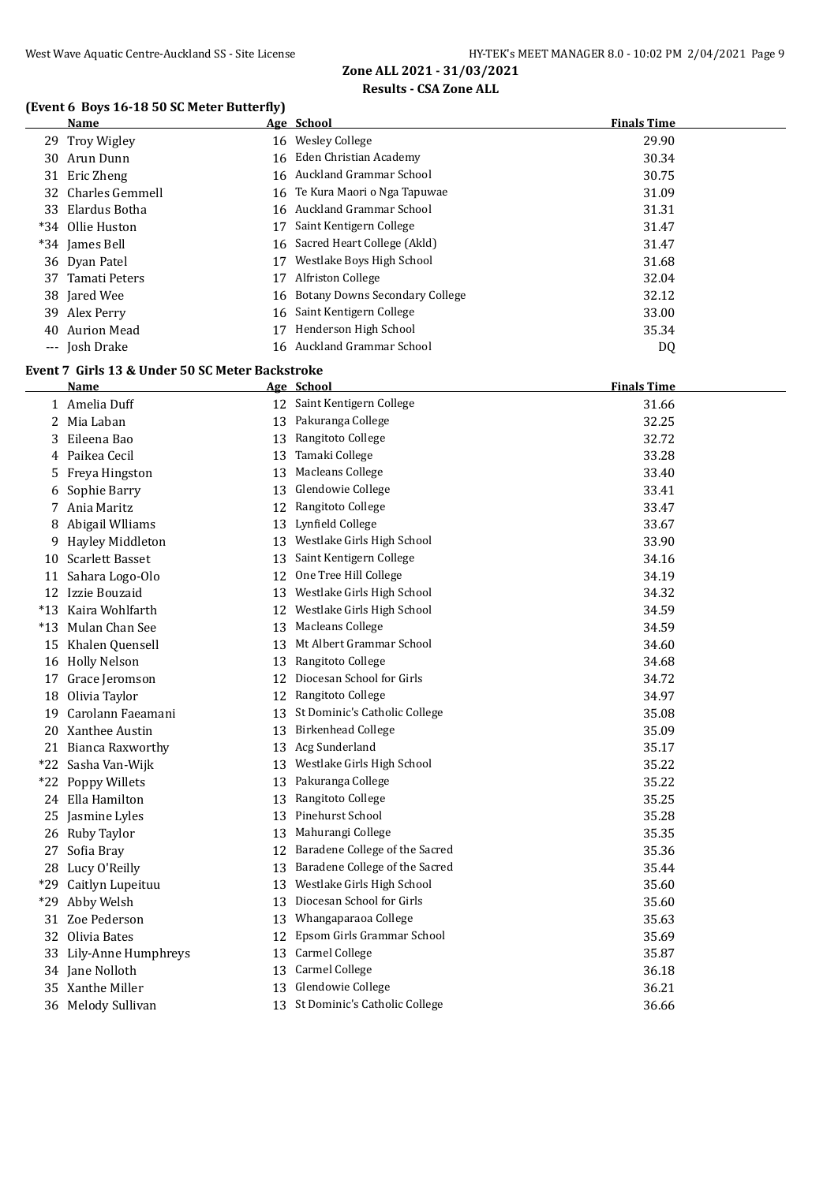## Zone ALL 2021 - 31/03/2021

### Results - CSA Zone ALL

#### (Event 6 Boys 16-18 50 SC Meter Butterfly)

| | Name | Age | School | Finals Time |
|---|---|---|---|---|
| 29 | Troy Wigley | 16 | Wesley College | 29.90 |
| 30 | Arun Dunn | 16 | Eden Christian Academy | 30.34 |
| 31 | Eric Zheng | 16 | Auckland Grammar School | 30.75 |
| 32 | Charles Gemmell | 16 | Te Kura Maori o Nga Tapuwae | 31.09 |
| 33 | Elardus Botha | 16 | Auckland Grammar School | 31.31 |
| *34 | Ollie Huston | 17 | Saint Kentigern College | 31.47 |
| *34 | James Bell | 16 | Sacred Heart College (Akld) | 31.47 |
| 36 | Dyan Patel | 17 | Westlake Boys High School | 31.68 |
| 37 | Tamati Peters | 17 | Alfriston College | 32.04 |
| 38 | Jared Wee | 16 | Botany Downs Secondary College | 32.12 |
| 39 | Alex Perry | 16 | Saint Kentigern College | 33.00 |
| 40 | Aurion Mead | 17 | Henderson High School | 35.34 |
| --- | Josh Drake | 16 | Auckland Grammar School | DQ |

#### Event 7 Girls 13 & Under 50 SC Meter Backstroke

| | Name | Age | School | Finals Time |
|---|---|---|---|---|
| 1 | Amelia Duff | 12 | Saint Kentigern College | 31.66 |
| 2 | Mia Laban | 13 | Pakuranga College | 32.25 |
| 3 | Eileena Bao | 13 | Rangitoto College | 32.72 |
| 4 | Paikea Cecil | 13 | Tamaki College | 33.28 |
| 5 | Freya Hingston | 13 | Macleans College | 33.40 |
| 6 | Sophie Barry | 13 | Glendowie College | 33.41 |
| 7 | Ania Maritz | 12 | Rangitoto College | 33.47 |
| 8 | Abigail Wlliams | 13 | Lynfield College | 33.67 |
| 9 | Hayley Middleton | 13 | Westlake Girls High School | 33.90 |
| 10 | Scarlett Basset | 13 | Saint Kentigern College | 34.16 |
| 11 | Sahara Logo-Olo | 12 | One Tree Hill College | 34.19 |
| 12 | Izzie Bouzaid | 13 | Westlake Girls High School | 34.32 |
| *13 | Kaira Wohlfarth | 12 | Westlake Girls High School | 34.59 |
| *13 | Mulan Chan See | 13 | Macleans College | 34.59 |
| 15 | Khalen Quensell | 13 | Mt Albert Grammar School | 34.60 |
| 16 | Holly Nelson | 13 | Rangitoto College | 34.68 |
| 17 | Grace Jeromson | 12 | Diocesan School for Girls | 34.72 |
| 18 | Olivia Taylor | 12 | Rangitoto College | 34.97 |
| 19 | Carolann Faeamani | 13 | St Dominic's Catholic College | 35.08 |
| 20 | Xanthee Austin | 13 | Birkenhead College | 35.09 |
| 21 | Bianca Raxworthy | 13 | Acg Sunderland | 35.17 |
| *22 | Sasha Van-Wijk | 13 | Westlake Girls High School | 35.22 |
| *22 | Poppy Willets | 13 | Pakuranga College | 35.22 |
| 24 | Ella Hamilton | 13 | Rangitoto College | 35.25 |
| 25 | Jasmine Lyles | 13 | Pinehurst School | 35.28 |
| 26 | Ruby Taylor | 13 | Mahurangi College | 35.35 |
| 27 | Sofia Bray | 12 | Baradene College of the Sacred | 35.36 |
| 28 | Lucy O'Reilly | 13 | Baradene College of the Sacred | 35.44 |
| *29 | Caitlyn Lupeituu | 13 | Westlake Girls High School | 35.60 |
| *29 | Abby Welsh | 13 | Diocesan School for Girls | 35.60 |
| 31 | Zoe Pederson | 13 | Whangaparaoa College | 35.63 |
| 32 | Olivia Bates | 12 | Epsom Girls Grammar School | 35.69 |
| 33 | Lily-Anne Humphreys | 13 | Carmel College | 35.87 |
| 34 | Jane Nolloth | 13 | Carmel College | 36.18 |
| 35 | Xanthe Miller | 13 | Glendowie College | 36.21 |
| 36 | Melody Sullivan | 13 | St Dominic's Catholic College | 36.66 |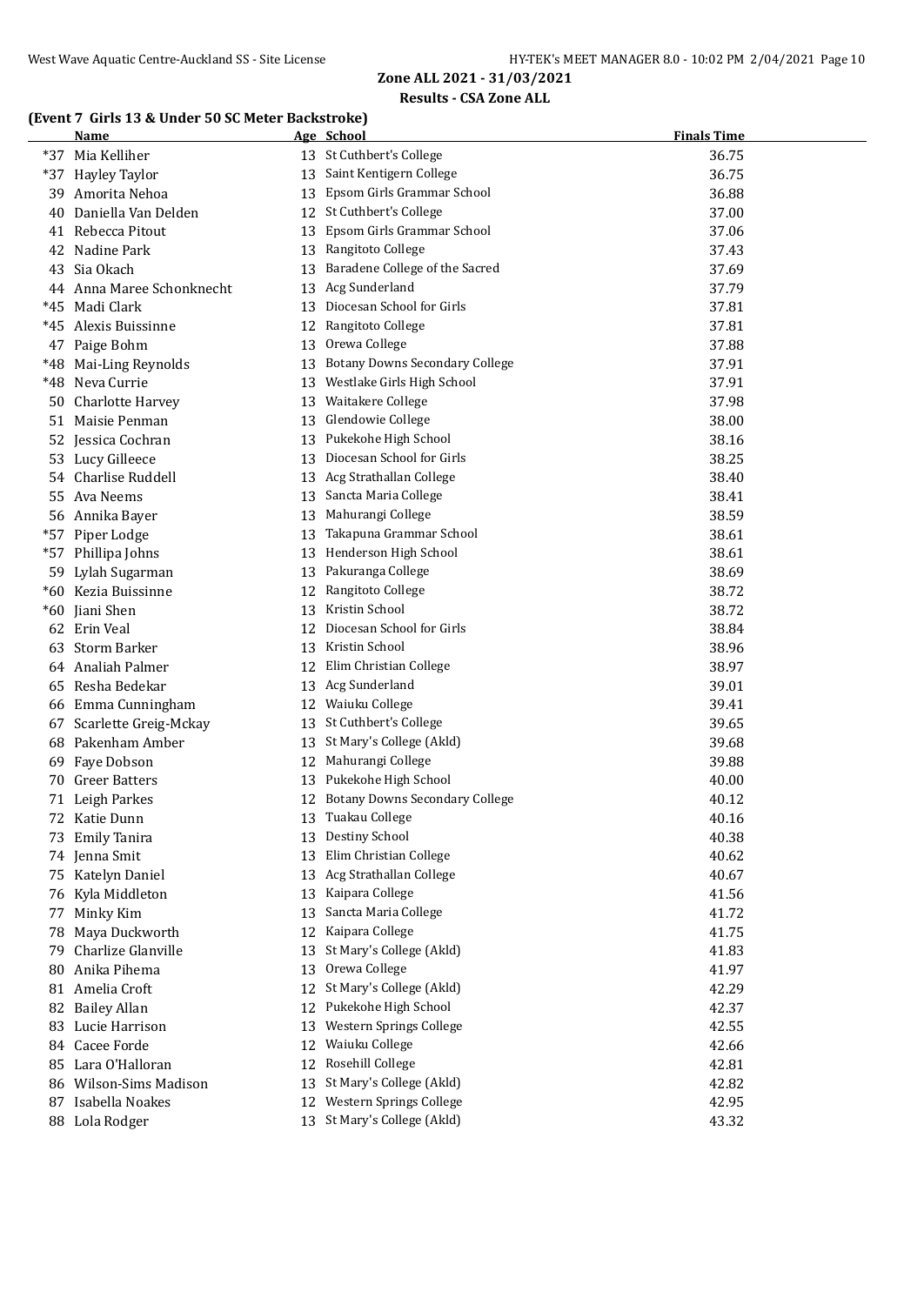**Zone ALL 2021 - 31/03/2021**

**Results - CSA Zone ALL**

### (Event 7 Girls 13 & Under 50 SC Meter Backstroke)

| | Name | Age | School | Finals Time |
|---|---|---|---|---|
| *37 | Mia Kelliher | 13 | St Cuthbert's College | 36.75 |
| *37 | Hayley Taylor | 13 | Saint Kentigern College | 36.75 |
| 39 | Amorita Nehoa | 13 | Epsom Girls Grammar School | 36.88 |
| 40 | Daniella Van Delden | 12 | St Cuthbert's College | 37.00 |
| 41 | Rebecca Pitout | 13 | Epsom Girls Grammar School | 37.06 |
| 42 | Nadine Park | 13 | Rangitoto College | 37.43 |
| 43 | Sia Okach | 13 | Baradene College of the Sacred | 37.69 |
| 44 | Anna Maree Schonknecht | 13 | Acg Sunderland | 37.79 |
| *45 | Madi Clark | 13 | Diocesan School for Girls | 37.81 |
| *45 | Alexis Buissinne | 12 | Rangitoto College | 37.81 |
| 47 | Paige Bohm | 13 | Orewa College | 37.88 |
| *48 | Mai-Ling Reynolds | 13 | Botany Downs Secondary College | 37.91 |
| *48 | Neva Currie | 13 | Westlake Girls High School | 37.91 |
| 50 | Charlotte Harvey | 13 | Waitakere College | 37.98 |
| 51 | Maisie Penman | 13 | Glendowie College | 38.00 |
| 52 | Jessica Cochran | 13 | Pukekohe High School | 38.16 |
| 53 | Lucy Gilleece | 13 | Diocesan School for Girls | 38.25 |
| 54 | Charlise Ruddell | 13 | Acg Strathallan College | 38.40 |
| 55 | Ava Neems | 13 | Sancta Maria College | 38.41 |
| 56 | Annika Bayer | 13 | Mahurangi College | 38.59 |
| *57 | Piper Lodge | 13 | Takapuna Grammar School | 38.61 |
| *57 | Phillipa Johns | 13 | Henderson High School | 38.61 |
| 59 | Lylah Sugarman | 13 | Pakuranga College | 38.69 |
| *60 | Kezia Buissinne | 12 | Rangitoto College | 38.72 |
| *60 | Jiani Shen | 13 | Kristin School | 38.72 |
| 62 | Erin Veal | 12 | Diocesan School for Girls | 38.84 |
| 63 | Storm Barker | 13 | Kristin School | 38.96 |
| 64 | Analiah Palmer | 12 | Elim Christian College | 38.97 |
| 65 | Resha Bedekar | 13 | Acg Sunderland | 39.01 |
| 66 | Emma Cunningham | 12 | Waiuku College | 39.41 |
| 67 | Scarlette Greig-Mckay | 13 | St Cuthbert's College | 39.65 |
| 68 | Pakenham Amber | 13 | St Mary's College (Akld) | 39.68 |
| 69 | Faye Dobson | 12 | Mahurangi College | 39.88 |
| 70 | Greer Batters | 13 | Pukekohe High School | 40.00 |
| 71 | Leigh Parkes | 12 | Botany Downs Secondary College | 40.12 |
| 72 | Katie Dunn | 13 | Tuakau College | 40.16 |
| 73 | Emily Tanira | 13 | Destiny School | 40.38 |
| 74 | Jenna Smit | 13 | Elim Christian College | 40.62 |
| 75 | Katelyn Daniel | 13 | Acg Strathallan College | 40.67 |
| 76 | Kyla Middleton | 13 | Kaipara College | 41.56 |
| 77 | Minky Kim | 13 | Sancta Maria College | 41.72 |
| 78 | Maya Duckworth | 12 | Kaipara College | 41.75 |
| 79 | Charlize Glanville | 13 | St Mary's College (Akld) | 41.83 |
| 80 | Anika Pihema | 13 | Orewa College | 41.97 |
| 81 | Amelia Croft | 12 | St Mary's College (Akld) | 42.29 |
| 82 | Bailey Allan | 12 | Pukekohe High School | 42.37 |
| 83 | Lucie Harrison | 13 | Western Springs College | 42.55 |
| 84 | Cacee Forde | 12 | Waiuku College | 42.66 |
| 85 | Lara O'Halloran | 12 | Rosehill College | 42.81 |
| 86 | Wilson-Sims Madison | 13 | St Mary's College (Akld) | 42.82 |
| 87 | Isabella Noakes | 12 | Western Springs College | 42.95 |
| 88 | Lola Rodger | 13 | St Mary's College (Akld) | 43.32 |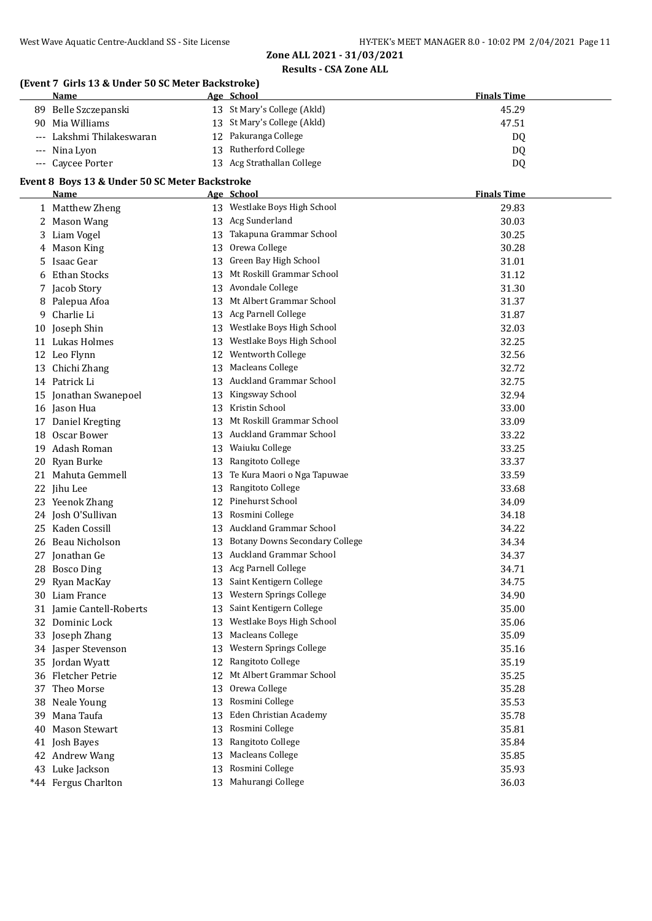**Zone ALL 2021 - 31/03/2021**

**Results - CSA Zone ALL**

### (Event 7 Girls 13 & Under 50 SC Meter Backstroke)

| | Name | Age | School | Finals Time |
|---|---|---|---|---|
| 89 | Belle Szczepanski | 13 | St Mary's College (Akld) | 45.29 |
| 90 | Mia Williams | 13 | St Mary's College (Akld) | 47.51 |
| --- | Lakshmi Thilakeswaran | 12 | Pakuranga College | DQ |
| --- | Nina Lyon | 13 | Rutherford College | DQ |
| --- | Caycee Porter | 13 | Acg Strathallan College | DQ |

### Event 8 Boys 13 & Under 50 SC Meter Backstroke

| | Name | Age | School | Finals Time |
|---|---|---|---|---|
| 1 | Matthew Zheng | 13 | Westlake Boys High School | 29.83 |
| 2 | Mason Wang | 13 | Acg Sunderland | 30.03 |
| 3 | Liam Vogel | 13 | Takapuna Grammar School | 30.25 |
| 4 | Mason King | 13 | Orewa College | 30.28 |
| 5 | Isaac Gear | 13 | Green Bay High School | 31.01 |
| 6 | Ethan Stocks | 13 | Mt Roskill Grammar School | 31.12 |
| 7 | Jacob Story | 13 | Avondale College | 31.30 |
| 8 | Palepua Afoa | 13 | Mt Albert Grammar School | 31.37 |
| 9 | Charlie Li | 13 | Acg Parnell College | 31.87 |
| 10 | Joseph Shin | 13 | Westlake Boys High School | 32.03 |
| 11 | Lukas Holmes | 13 | Westlake Boys High School | 32.25 |
| 12 | Leo Flynn | 12 | Wentworth College | 32.56 |
| 13 | Chichi Zhang | 13 | Macleans College | 32.72 |
| 14 | Patrick Li | 13 | Auckland Grammar School | 32.75 |
| 15 | Jonathan Swanepoel | 13 | Kingsway School | 32.94 |
| 16 | Jason Hua | 13 | Kristin School | 33.00 |
| 17 | Daniel Kregting | 13 | Mt Roskill Grammar School | 33.09 |
| 18 | Oscar Bower | 13 | Auckland Grammar School | 33.22 |
| 19 | Adash Roman | 13 | Waiuku College | 33.25 |
| 20 | Ryan Burke | 13 | Rangitoto College | 33.37 |
| 21 | Mahuta Gemmell | 13 | Te Kura Maori o Nga Tapuwae | 33.59 |
| 22 | Jihu Lee | 13 | Rangitoto College | 33.68 |
| 23 | Yeenok Zhang | 12 | Pinehurst School | 34.09 |
| 24 | Josh O'Sullivan | 13 | Rosmini College | 34.18 |
| 25 | Kaden Cossill | 13 | Auckland Grammar School | 34.22 |
| 26 | Beau Nicholson | 13 | Botany Downs Secondary College | 34.34 |
| 27 | Jonathan Ge | 13 | Auckland Grammar School | 34.37 |
| 28 | Bosco Ding | 13 | Acg Parnell College | 34.71 |
| 29 | Ryan MacKay | 13 | Saint Kentigern College | 34.75 |
| 30 | Liam France | 13 | Western Springs College | 34.90 |
| 31 | Jamie Cantell-Roberts | 13 | Saint Kentigern College | 35.00 |
| 32 | Dominic Lock | 13 | Westlake Boys High School | 35.06 |
| 33 | Joseph Zhang | 13 | Macleans College | 35.09 |
| 34 | Jasper Stevenson | 13 | Western Springs College | 35.16 |
| 35 | Jordan Wyatt | 12 | Rangitoto College | 35.19 |
| 36 | Fletcher Petrie | 12 | Mt Albert Grammar School | 35.25 |
| 37 | Theo Morse | 13 | Orewa College | 35.28 |
| 38 | Neale Young | 13 | Rosmini College | 35.53 |
| 39 | Mana Taufa | 13 | Eden Christian Academy | 35.78 |
| 40 | Mason Stewart | 13 | Rosmini College | 35.81 |
| 41 | Josh Bayes | 13 | Rangitoto College | 35.84 |
| 42 | Andrew Wang | 13 | Macleans College | 35.85 |
| 43 | Luke Jackson | 13 | Rosmini College | 35.93 |
| *44 | Fergus Charlton | 13 | Mahurangi College | 36.03 |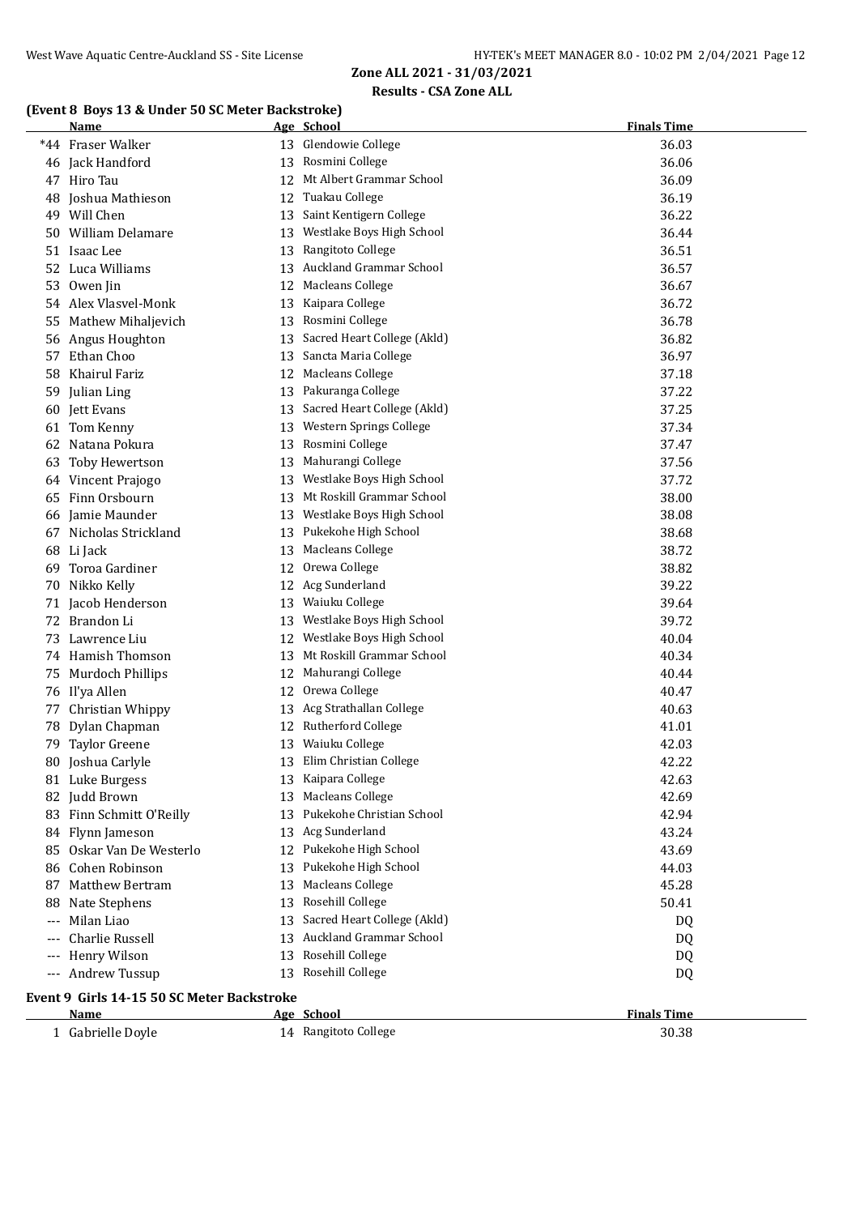## Zone ALL 2021 - 31/03/2021

### Results - CSA Zone ALL

### (Event 8 Boys 13 & Under 50 SC Meter Backstroke)

| | Name | Age | School | Finals Time |
|---|---|---|---|---|
| *44 | Fraser Walker | 13 | Glendowie College | 36.03 |
| 46 | Jack Handford | 13 | Rosmini College | 36.06 |
| 47 | Hiro Tau | 12 | Mt Albert Grammar School | 36.09 |
| 48 | Joshua Mathieson | 12 | Tuakau College | 36.19 |
| 49 | Will Chen | 13 | Saint Kentigern College | 36.22 |
| 50 | William Delamare | 13 | Westlake Boys High School | 36.44 |
| 51 | Isaac Lee | 13 | Rangitoto College | 36.51 |
| 52 | Luca Williams | 13 | Auckland Grammar School | 36.57 |
| 53 | Owen Jin | 12 | Macleans College | 36.67 |
| 54 | Alex Vlasvel-Monk | 13 | Kaipara College | 36.72 |
| 55 | Mathew Mihaljevich | 13 | Rosmini College | 36.78 |
| 56 | Angus Houghton | 13 | Sacred Heart College (Akld) | 36.82 |
| 57 | Ethan Choo | 13 | Sancta Maria College | 36.97 |
| 58 | Khairul Fariz | 12 | Macleans College | 37.18 |
| 59 | Julian Ling | 13 | Pakuranga College | 37.22 |
| 60 | Jett Evans | 13 | Sacred Heart College (Akld) | 37.25 |
| 61 | Tom Kenny | 13 | Western Springs College | 37.34 |
| 62 | Natana Pokura | 13 | Rosmini College | 37.47 |
| 63 | Toby Hewertson | 13 | Mahurangi College | 37.56 |
| 64 | Vincent Prajogo | 13 | Westlake Boys High School | 37.72 |
| 65 | Finn Orsbourn | 13 | Mt Roskill Grammar School | 38.00 |
| 66 | Jamie Maunder | 13 | Westlake Boys High School | 38.08 |
| 67 | Nicholas Strickland | 13 | Pukekohe High School | 38.68 |
| 68 | Li Jack | 13 | Macleans College | 38.72 |
| 69 | Toroa Gardiner | 12 | Orewa College | 38.82 |
| 70 | Nikko Kelly | 12 | Acg Sunderland | 39.22 |
| 71 | Jacob Henderson | 13 | Waiuku College | 39.64 |
| 72 | Brandon Li | 13 | Westlake Boys High School | 39.72 |
| 73 | Lawrence Liu | 12 | Westlake Boys High School | 40.04 |
| 74 | Hamish Thomson | 13 | Mt Roskill Grammar School | 40.34 |
| 75 | Murdoch Phillips | 12 | Mahurangi College | 40.44 |
| 76 | Il'ya Allen | 12 | Orewa College | 40.47 |
| 77 | Christian Whippy | 13 | Acg Strathallan College | 40.63 |
| 78 | Dylan Chapman | 12 | Rutherford College | 41.01 |
| 79 | Taylor Greene | 13 | Waiuku College | 42.03 |
| 80 | Joshua Carlyle | 13 | Elim Christian College | 42.22 |
| 81 | Luke Burgess | 13 | Kaipara College | 42.63 |
| 82 | Judd Brown | 13 | Macleans College | 42.69 |
| 83 | Finn Schmitt O'Reilly | 13 | Pukekohe Christian School | 42.94 |
| 84 | Flynn Jameson | 13 | Acg Sunderland | 43.24 |
| 85 | Oskar Van De Westerlo | 12 | Pukekohe High School | 43.69 |
| 86 | Cohen Robinson | 13 | Pukekohe High School | 44.03 |
| 87 | Matthew Bertram | 13 | Macleans College | 45.28 |
| 88 | Nate Stephens | 13 | Rosehill College | 50.41 |
| --- | Milan Liao | 13 | Sacred Heart College (Akld) | DQ |
| --- | Charlie Russell | 13 | Auckland Grammar School | DQ |
| --- | Henry Wilson | 13 | Rosehill College | DQ |
| --- | Andrew Tussup | 13 | Rosehill College | DQ |

### Event 9 Girls 14-15 50 SC Meter Backstroke

| | Name | Age | School | Finals Time |
|---|---|---|---|---|
| 1 | Gabrielle Doyle | 14 | Rangitoto College | 30.38 |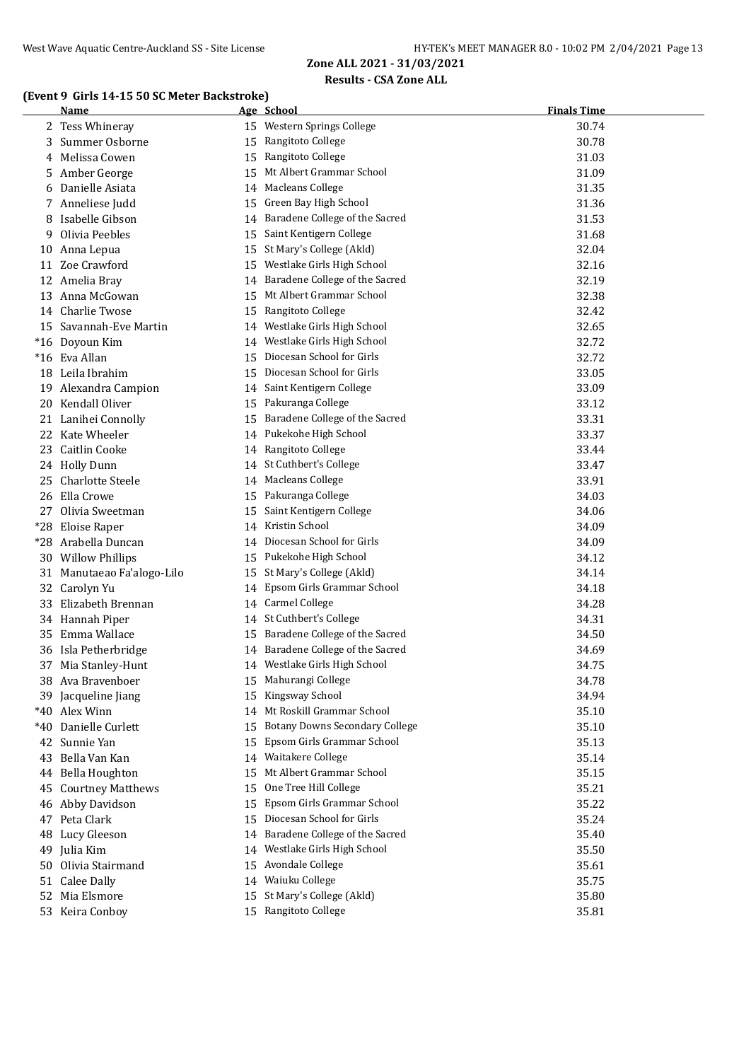## Zone ALL 2021 - 31/03/2021

### Results - CSA Zone ALL

#### (Event 9 Girls 14-15 50 SC Meter Backstroke)

| | Name | Age | School | Finals Time |
|---|---|---|---|---|
| 2 | Tess Whineray | 15 | Western Springs College | 30.74 |
| 3 | Summer Osborne | 15 | Rangitoto College | 30.78 |
| 4 | Melissa Cowen | 15 | Rangitoto College | 31.03 |
| 5 | Amber George | 15 | Mt Albert Grammar School | 31.09 |
| 6 | Danielle Asiata | 14 | Macleans College | 31.35 |
| 7 | Anneliese Judd | 15 | Green Bay High School | 31.36 |
| 8 | Isabelle Gibson | 14 | Baradene College of the Sacred | 31.53 |
| 9 | Olivia Peebles | 15 | Saint Kentigern College | 31.68 |
| 10 | Anna Lepua | 15 | St Mary's College (Akld) | 32.04 |
| 11 | Zoe Crawford | 15 | Westlake Girls High School | 32.16 |
| 12 | Amelia Bray | 14 | Baradene College of the Sacred | 32.19 |
| 13 | Anna McGowan | 15 | Mt Albert Grammar School | 32.38 |
| 14 | Charlie Twose | 15 | Rangitoto College | 32.42 |
| 15 | Savannah-Eve Martin | 14 | Westlake Girls High School | 32.65 |
| *16 | Doyoun Kim | 14 | Westlake Girls High School | 32.72 |
| *16 | Eva Allan | 15 | Diocesan School for Girls | 32.72 |
| 18 | Leila Ibrahim | 15 | Diocesan School for Girls | 33.05 |
| 19 | Alexandra Campion | 14 | Saint Kentigern College | 33.09 |
| 20 | Kendall Oliver | 15 | Pakuranga College | 33.12 |
| 21 | Lanihei Connolly | 15 | Baradene College of the Sacred | 33.31 |
| 22 | Kate Wheeler | 14 | Pukekohe High School | 33.37 |
| 23 | Caitlin Cooke | 14 | Rangitoto College | 33.44 |
| 24 | Holly Dunn | 14 | St Cuthbert's College | 33.47 |
| 25 | Charlotte Steele | 14 | Macleans College | 33.91 |
| 26 | Ella Crowe | 15 | Pakuranga College | 34.03 |
| 27 | Olivia Sweetman | 15 | Saint Kentigern College | 34.06 |
| *28 | Eloise Raper | 14 | Kristin School | 34.09 |
| *28 | Arabella Duncan | 14 | Diocesan School for Girls | 34.09 |
| 30 | Willow Phillips | 15 | Pukekohe High School | 34.12 |
| 31 | Manutaeao Fa'alogo-Lilo | 15 | St Mary's College (Akld) | 34.14 |
| 32 | Carolyn Yu | 14 | Epsom Girls Grammar School | 34.18 |
| 33 | Elizabeth Brennan | 14 | Carmel College | 34.28 |
| 34 | Hannah Piper | 14 | St Cuthbert's College | 34.31 |
| 35 | Emma Wallace | 15 | Baradene College of the Sacred | 34.50 |
| 36 | Isla Petherbridge | 14 | Baradene College of the Sacred | 34.69 |
| 37 | Mia Stanley-Hunt | 14 | Westlake Girls High School | 34.75 |
| 38 | Ava Bravenboer | 15 | Mahurangi College | 34.78 |
| 39 | Jacqueline Jiang | 15 | Kingsway School | 34.94 |
| *40 | Alex Winn | 14 | Mt Roskill Grammar School | 35.10 |
| *40 | Danielle Curlett | 15 | Botany Downs Secondary College | 35.10 |
| 42 | Sunnie Yan | 15 | Epsom Girls Grammar School | 35.13 |
| 43 | Bella Van Kan | 14 | Waitakere College | 35.14 |
| 44 | Bella Houghton | 15 | Mt Albert Grammar School | 35.15 |
| 45 | Courtney Matthews | 15 | One Tree Hill College | 35.21 |
| 46 | Abby Davidson | 15 | Epsom Girls Grammar School | 35.22 |
| 47 | Peta Clark | 15 | Diocesan School for Girls | 35.24 |
| 48 | Lucy Gleeson | 14 | Baradene College of the Sacred | 35.40 |
| 49 | Julia Kim | 14 | Westlake Girls High School | 35.50 |
| 50 | Olivia Stairmand | 15 | Avondale College | 35.61 |
| 51 | Calee Dally | 14 | Waiuku College | 35.75 |
| 52 | Mia Elsmore | 15 | St Mary's College (Akld) | 35.80 |
| 53 | Keira Conboy | 15 | Rangitoto College | 35.81 |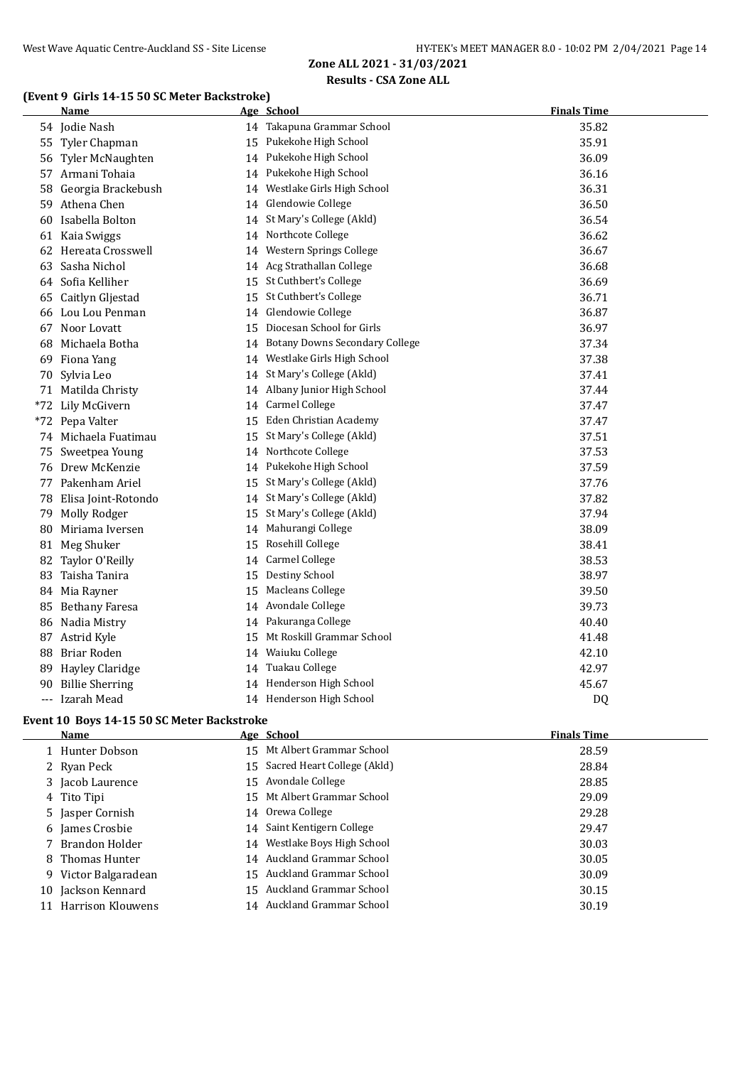## Zone ALL 2021 - 31/03/2021

### Results - CSA Zone ALL

#### (Event 9 Girls 14-15 50 SC Meter Backstroke)

| | Name | Age | School | Finals Time |
|---|---|---|---|---|
| 54 | Jodie Nash | 14 | Takapuna Grammar School | 35.82 |
| 55 | Tyler Chapman | 15 | Pukekohe High School | 35.91 |
| 56 | Tyler McNaughten | 14 | Pukekohe High School | 36.09 |
| 57 | Armani Tohaia | 14 | Pukekohe High School | 36.16 |
| 58 | Georgia Brackebush | 14 | Westlake Girls High School | 36.31 |
| 59 | Athena Chen | 14 | Glendowie College | 36.50 |
| 60 | Isabella Bolton | 14 | St Mary's College (Akld) | 36.54 |
| 61 | Kaia Swiggs | 14 | Northcote College | 36.62 |
| 62 | Hereata Crosswell | 14 | Western Springs College | 36.67 |
| 63 | Sasha Nichol | 14 | Acg Strathallan College | 36.68 |
| 64 | Sofia Kelliher | 15 | St Cuthbert's College | 36.69 |
| 65 | Caitlyn Gljestad | 15 | St Cuthbert's College | 36.71 |
| 66 | Lou Lou Penman | 14 | Glendowie College | 36.87 |
| 67 | Noor Lovatt | 15 | Diocesan School for Girls | 36.97 |
| 68 | Michaela Botha | 14 | Botany Downs Secondary College | 37.34 |
| 69 | Fiona Yang | 14 | Westlake Girls High School | 37.38 |
| 70 | Sylvia Leo | 14 | St Mary's College (Akld) | 37.41 |
| 71 | Matilda Christy | 14 | Albany Junior High School | 37.44 |
| *72 | Lily McGivern | 14 | Carmel College | 37.47 |
| *72 | Pepa Valter | 15 | Eden Christian Academy | 37.47 |
| 74 | Michaela Fuatimau | 15 | St Mary's College (Akld) | 37.51 |
| 75 | Sweetpea Young | 14 | Northcote College | 37.53 |
| 76 | Drew McKenzie | 14 | Pukekohe High School | 37.59 |
| 77 | Pakenham Ariel | 15 | St Mary's College (Akld) | 37.76 |
| 78 | Elisa Joint-Rotondo | 14 | St Mary's College (Akld) | 37.82 |
| 79 | Molly Rodger | 15 | St Mary's College (Akld) | 37.94 |
| 80 | Miriama Iversen | 14 | Mahurangi College | 38.09 |
| 81 | Meg Shuker | 15 | Rosehill College | 38.41 |
| 82 | Taylor O'Reilly | 14 | Carmel College | 38.53 |
| 83 | Taisha Tanira | 15 | Destiny School | 38.97 |
| 84 | Mia Rayner | 15 | Macleans College | 39.50 |
| 85 | Bethany Faresa | 14 | Avondale College | 39.73 |
| 86 | Nadia Mistry | 14 | Pakuranga College | 40.40 |
| 87 | Astrid Kyle | 15 | Mt Roskill Grammar School | 41.48 |
| 88 | Briar Roden | 14 | Waiuku College | 42.10 |
| 89 | Hayley Claridge | 14 | Tuakau College | 42.97 |
| 90 | Billie Sherring | 14 | Henderson High School | 45.67 |
| --- | Izarah Mead | 14 | Henderson High School | DQ |

#### Event 10 Boys 14-15 50 SC Meter Backstroke

| | Name | Age | School | Finals Time |
|---|---|---|---|---|
| 1 | Hunter Dobson | 15 | Mt Albert Grammar School | 28.59 |
| 2 | Ryan Peck | 15 | Sacred Heart College (Akld) | 28.84 |
| 3 | Jacob Laurence | 15 | Avondale College | 28.85 |
| 4 | Tito Tipi | 15 | Mt Albert Grammar School | 29.09 |
| 5 | Jasper Cornish | 14 | Orewa College | 29.28 |
| 6 | James Crosbie | 14 | Saint Kentigern College | 29.47 |
| 7 | Brandon Holder | 14 | Westlake Boys High School | 30.03 |
| 8 | Thomas Hunter | 14 | Auckland Grammar School | 30.05 |
| 9 | Victor Balgaradean | 15 | Auckland Grammar School | 30.09 |
| 10 | Jackson Kennard | 15 | Auckland Grammar School | 30.15 |
| 11 | Harrison Klouwens | 14 | Auckland Grammar School | 30.19 |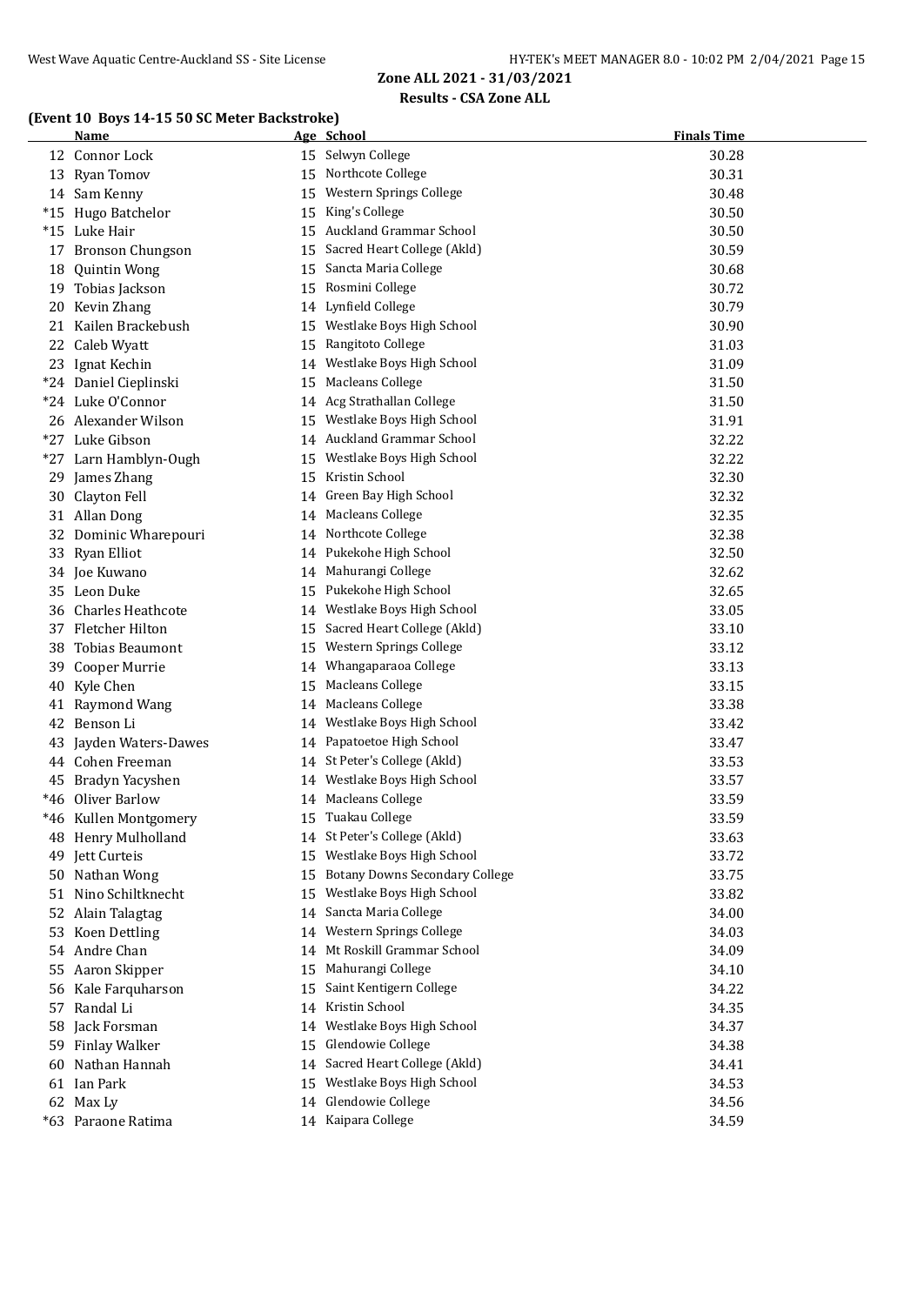## Zone ALL 2021 - 31/03/2021

### Results - CSA Zone ALL

#### (Event 10 Boys 14-15 50 SC Meter Backstroke)

| | Name | Age | School | Finals Time |
|---|---|---|---|---|
| 12 | Connor Lock | 15 | Selwyn College | 30.28 |
| 13 | Ryan Tomov | 15 | Northcote College | 30.31 |
| 14 | Sam Kenny | 15 | Western Springs College | 30.48 |
| *15 | Hugo Batchelor | 15 | King's College | 30.50 |
| *15 | Luke Hair | 15 | Auckland Grammar School | 30.50 |
| 17 | Bronson Chungson | 15 | Sacred Heart College (Akld) | 30.59 |
| 18 | Quintin Wong | 15 | Sancta Maria College | 30.68 |
| 19 | Tobias Jackson | 15 | Rosmini College | 30.72 |
| 20 | Kevin Zhang | 14 | Lynfield College | 30.79 |
| 21 | Kailen Brackebush | 15 | Westlake Boys High School | 30.90 |
| 22 | Caleb Wyatt | 15 | Rangitoto College | 31.03 |
| 23 | Ignat Kechin | 14 | Westlake Boys High School | 31.09 |
| *24 | Daniel Cieplinski | 15 | Macleans College | 31.50 |
| *24 | Luke O'Connor | 14 | Acg Strathallan College | 31.50 |
| 26 | Alexander Wilson | 15 | Westlake Boys High School | 31.91 |
| *27 | Luke Gibson | 14 | Auckland Grammar School | 32.22 |
| *27 | Larn Hamblyn-Ough | 15 | Westlake Boys High School | 32.22 |
| 29 | James Zhang | 15 | Kristin School | 32.30 |
| 30 | Clayton Fell | 14 | Green Bay High School | 32.32 |
| 31 | Allan Dong | 14 | Macleans College | 32.35 |
| 32 | Dominic Wharepouri | 14 | Northcote College | 32.38 |
| 33 | Ryan Elliot | 14 | Pukekohe High School | 32.50 |
| 34 | Joe Kuwano | 14 | Mahurangi College | 32.62 |
| 35 | Leon Duke | 15 | Pukekohe High School | 32.65 |
| 36 | Charles Heathcote | 14 | Westlake Boys High School | 33.05 |
| 37 | Fletcher Hilton | 15 | Sacred Heart College (Akld) | 33.10 |
| 38 | Tobias Beaumont | 15 | Western Springs College | 33.12 |
| 39 | Cooper Murrie | 14 | Whangaparaoa College | 33.13 |
| 40 | Kyle Chen | 15 | Macleans College | 33.15 |
| 41 | Raymond Wang | 14 | Macleans College | 33.38 |
| 42 | Benson Li | 14 | Westlake Boys High School | 33.42 |
| 43 | Jayden Waters-Dawes | 14 | Papatoetoe High School | 33.47 |
| 44 | Cohen Freeman | 14 | St Peter's College (Akld) | 33.53 |
| 45 | Bradyn Yacyshen | 14 | Westlake Boys High School | 33.57 |
| *46 | Oliver Barlow | 14 | Macleans College | 33.59 |
| *46 | Kullen Montgomery | 15 | Tuakau College | 33.59 |
| 48 | Henry Mulholland | 14 | St Peter's College (Akld) | 33.63 |
| 49 | Jett Curteis | 15 | Westlake Boys High School | 33.72 |
| 50 | Nathan Wong | 15 | Botany Downs Secondary College | 33.75 |
| 51 | Nino Schiltknecht | 15 | Westlake Boys High School | 33.82 |
| 52 | Alain Talagtag | 14 | Sancta Maria College | 34.00 |
| 53 | Koen Dettling | 14 | Western Springs College | 34.03 |
| 54 | Andre Chan | 14 | Mt Roskill Grammar School | 34.09 |
| 55 | Aaron Skipper | 15 | Mahurangi College | 34.10 |
| 56 | Kale Farquharson | 15 | Saint Kentigern College | 34.22 |
| 57 | Randal Li | 14 | Kristin School | 34.35 |
| 58 | Jack Forsman | 14 | Westlake Boys High School | 34.37 |
| 59 | Finlay Walker | 15 | Glendowie College | 34.38 |
| 60 | Nathan Hannah | 14 | Sacred Heart College (Akld) | 34.41 |
| 61 | Ian Park | 15 | Westlake Boys High School | 34.53 |
| 62 | Max Ly | 14 | Glendowie College | 34.56 |
| *63 | Paraone Ratima | 14 | Kaipara College | 34.59 |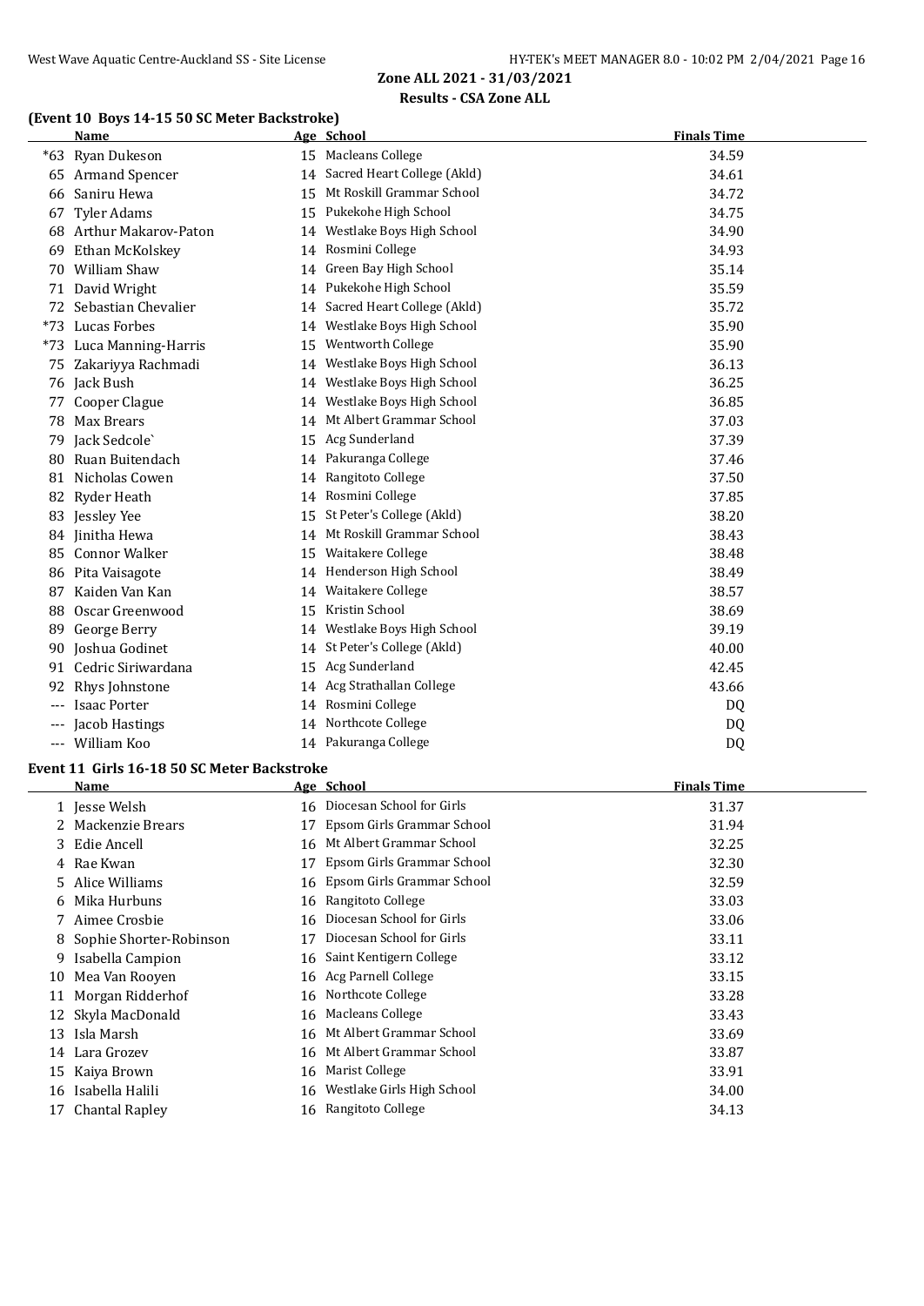## Zone ALL 2021 - 31/03/2021

### Results - CSA Zone ALL

### (Event 10 Boys 14-15 50 SC Meter Backstroke)

| | Name | Age | School | Finals Time |
|---|---|---|---|---|
| *63 | Ryan Dukeson | 15 | Macleans College | 34.59 |
| 65 | Armand Spencer | 14 | Sacred Heart College (Akld) | 34.61 |
| 66 | Saniru Hewa | 15 | Mt Roskill Grammar School | 34.72 |
| 67 | Tyler Adams | 15 | Pukekohe High School | 34.75 |
| 68 | Arthur Makarov-Paton | 14 | Westlake Boys High School | 34.90 |
| 69 | Ethan McKolskey | 14 | Rosmini College | 34.93 |
| 70 | William Shaw | 14 | Green Bay High School | 35.14 |
| 71 | David Wright | 14 | Pukekohe High School | 35.59 |
| 72 | Sebastian Chevalier | 14 | Sacred Heart College (Akld) | 35.72 |
| *73 | Lucas Forbes | 14 | Westlake Boys High School | 35.90 |
| *73 | Luca Manning-Harris | 15 | Wentworth College | 35.90 |
| 75 | Zakariyya Rachmadi | 14 | Westlake Boys High School | 36.13 |
| 76 | Jack Bush | 14 | Westlake Boys High School | 36.25 |
| 77 | Cooper Clague | 14 | Westlake Boys High School | 36.85 |
| 78 | Max Brears | 14 | Mt Albert Grammar School | 37.03 |
| 79 | Jack Sedcole` | 15 | Acg Sunderland | 37.39 |
| 80 | Ruan Buitendach | 14 | Pakuranga College | 37.46 |
| 81 | Nicholas Cowen | 14 | Rangitoto College | 37.50 |
| 82 | Ryder Heath | 14 | Rosmini College | 37.85 |
| 83 | Jessley Yee | 15 | St Peter's College (Akld) | 38.20 |
| 84 | Jinitha Hewa | 14 | Mt Roskill Grammar School | 38.43 |
| 85 | Connor Walker | 15 | Waitakere College | 38.48 |
| 86 | Pita Vaisagote | 14 | Henderson High School | 38.49 |
| 87 | Kaiden Van Kan | 14 | Waitakere College | 38.57 |
| 88 | Oscar Greenwood | 15 | Kristin School | 38.69 |
| 89 | George Berry | 14 | Westlake Boys High School | 39.19 |
| 90 | Joshua Godinet | 14 | St Peter's College (Akld) | 40.00 |
| 91 | Cedric Siriwardana | 15 | Acg Sunderland | 42.45 |
| 92 | Rhys Johnstone | 14 | Acg Strathallan College | 43.66 |
| --- | Isaac Porter | 14 | Rosmini College | DQ |
| --- | Jacob Hastings | 14 | Northcote College | DQ |
| --- | William Koo | 14 | Pakuranga College | DQ |

### Event 11 Girls 16-18 50 SC Meter Backstroke

| | Name | Age | School | Finals Time |
|---|---|---|---|---|
| 1 | Jesse Welsh | 16 | Diocesan School for Girls | 31.37 |
| 2 | Mackenzie Brears | 17 | Epsom Girls Grammar School | 31.94 |
| 3 | Edie Ancell | 16 | Mt Albert Grammar School | 32.25 |
| 4 | Rae Kwan | 17 | Epsom Girls Grammar School | 32.30 |
| 5 | Alice Williams | 16 | Epsom Girls Grammar School | 32.59 |
| 6 | Mika Hurbuns | 16 | Rangitoto College | 33.03 |
| 7 | Aimee Crosbie | 16 | Diocesan School for Girls | 33.06 |
| 8 | Sophie Shorter-Robinson | 17 | Diocesan School for Girls | 33.11 |
| 9 | Isabella Campion | 16 | Saint Kentigern College | 33.12 |
| 10 | Mea Van Rooyen | 16 | Acg Parnell College | 33.15 |
| 11 | Morgan Ridderhof | 16 | Northcote College | 33.28 |
| 12 | Skyla MacDonald | 16 | Macleans College | 33.43 |
| 13 | Isla Marsh | 16 | Mt Albert Grammar School | 33.69 |
| 14 | Lara Grozev | 16 | Mt Albert Grammar School | 33.87 |
| 15 | Kaiya Brown | 16 | Marist College | 33.91 |
| 16 | Isabella Halili | 16 | Westlake Girls High School | 34.00 |
| 17 | Chantal Rapley | 16 | Rangitoto College | 34.13 |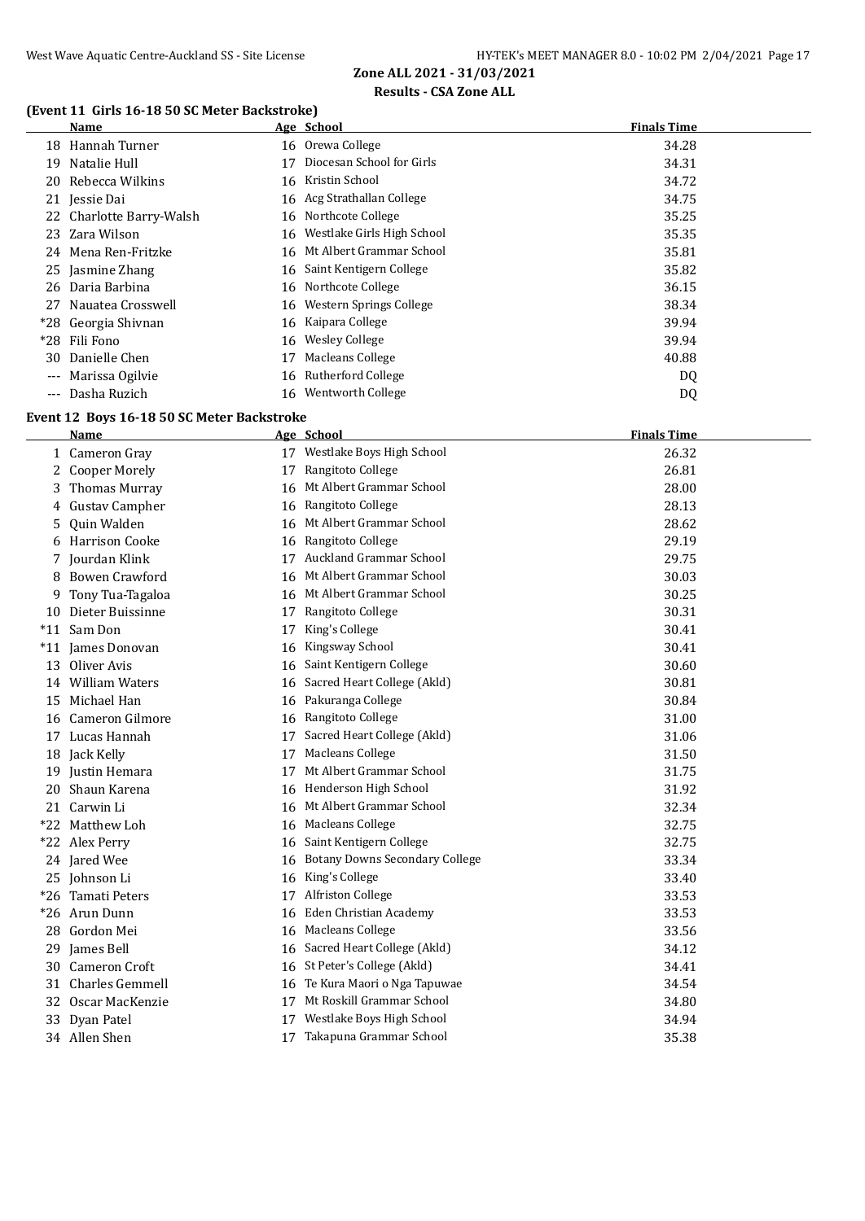## (Event 11 Girls 16-18 50 SC Meter Backstroke)

| | Name | Age | School | Finals Time |
|---|---|---|---|---|
| 18 | Hannah Turner | 16 | Orewa College | 34.28 |
| 19 | Natalie Hull | 17 | Diocesan School for Girls | 34.31 |
| 20 | Rebecca Wilkins | 16 | Kristin School | 34.72 |
| 21 | Jessie Dai | 16 | Acg Strathallan College | 34.75 |
| 22 | Charlotte Barry-Walsh | 16 | Northcote College | 35.25 |
| 23 | Zara Wilson | 16 | Westlake Girls High School | 35.35 |
| 24 | Mena Ren-Fritzke | 16 | Mt Albert Grammar School | 35.81 |
| 25 | Jasmine Zhang | 16 | Saint Kentigern College | 35.82 |
| 26 | Daria Barbina | 16 | Northcote College | 36.15 |
| 27 | Nauatea Crosswell | 16 | Western Springs College | 38.34 |
| *28 | Georgia Shivnan | 16 | Kaipara College | 39.94 |
| *28 | Fili Fono | 16 | Wesley College | 39.94 |
| 30 | Danielle Chen | 17 | Macleans College | 40.88 |
| --- | Marissa Ogilvie | 16 | Rutherford College | DQ |
| --- | Dasha Ruzich | 16 | Wentworth College | DQ |

## Event 12 Boys 16-18 50 SC Meter Backstroke

| | Name | Age | School | Finals Time |
|---|---|---|---|---|
| 1 | Cameron Gray | 17 | Westlake Boys High School | 26.32 |
| 2 | Cooper Morely | 17 | Rangitoto College | 26.81 |
| 3 | Thomas Murray | 16 | Mt Albert Grammar School | 28.00 |
| 4 | Gustav Campher | 16 | Rangitoto College | 28.13 |
| 5 | Quin Walden | 16 | Mt Albert Grammar School | 28.62 |
| 6 | Harrison Cooke | 16 | Rangitoto College | 29.19 |
| 7 | Jourdan Klink | 17 | Auckland Grammar School | 29.75 |
| 8 | Bowen Crawford | 16 | Mt Albert Grammar School | 30.03 |
| 9 | Tony Tua-Tagaloa | 16 | Mt Albert Grammar School | 30.25 |
| 10 | Dieter Buissinne | 17 | Rangitoto College | 30.31 |
| *11 | Sam Don | 17 | King's College | 30.41 |
| *11 | James Donovan | 16 | Kingsway School | 30.41 |
| 13 | Oliver Avis | 16 | Saint Kentigern College | 30.60 |
| 14 | William Waters | 16 | Sacred Heart College (Akld) | 30.81 |
| 15 | Michael Han | 16 | Pakuranga College | 30.84 |
| 16 | Cameron Gilmore | 16 | Rangitoto College | 31.00 |
| 17 | Lucas Hannah | 17 | Sacred Heart College (Akld) | 31.06 |
| 18 | Jack Kelly | 17 | Macleans College | 31.50 |
| 19 | Justin Hemara | 17 | Mt Albert Grammar School | 31.75 |
| 20 | Shaun Karena | 16 | Henderson High School | 31.92 |
| 21 | Carwin Li | 16 | Mt Albert Grammar School | 32.34 |
| *22 | Matthew Loh | 16 | Macleans College | 32.75 |
| *22 | Alex Perry | 16 | Saint Kentigern College | 32.75 |
| 24 | Jared Wee | 16 | Botany Downs Secondary College | 33.34 |
| 25 | Johnson Li | 16 | King's College | 33.40 |
| *26 | Tamati Peters | 17 | Alfriston College | 33.53 |
| *26 | Arun Dunn | 16 | Eden Christian Academy | 33.53 |
| 28 | Gordon Mei | 16 | Macleans College | 33.56 |
| 29 | James Bell | 16 | Sacred Heart College (Akld) | 34.12 |
| 30 | Cameron Croft | 16 | St Peter's College (Akld) | 34.41 |
| 31 | Charles Gemmell | 16 | Te Kura Maori o Nga Tapuwae | 34.54 |
| 32 | Oscar MacKenzie | 17 | Mt Roskill Grammar School | 34.80 |
| 33 | Dyan Patel | 17 | Westlake Boys High School | 34.94 |
| 34 | Allen Shen | 17 | Takapuna Grammar School | 35.38 |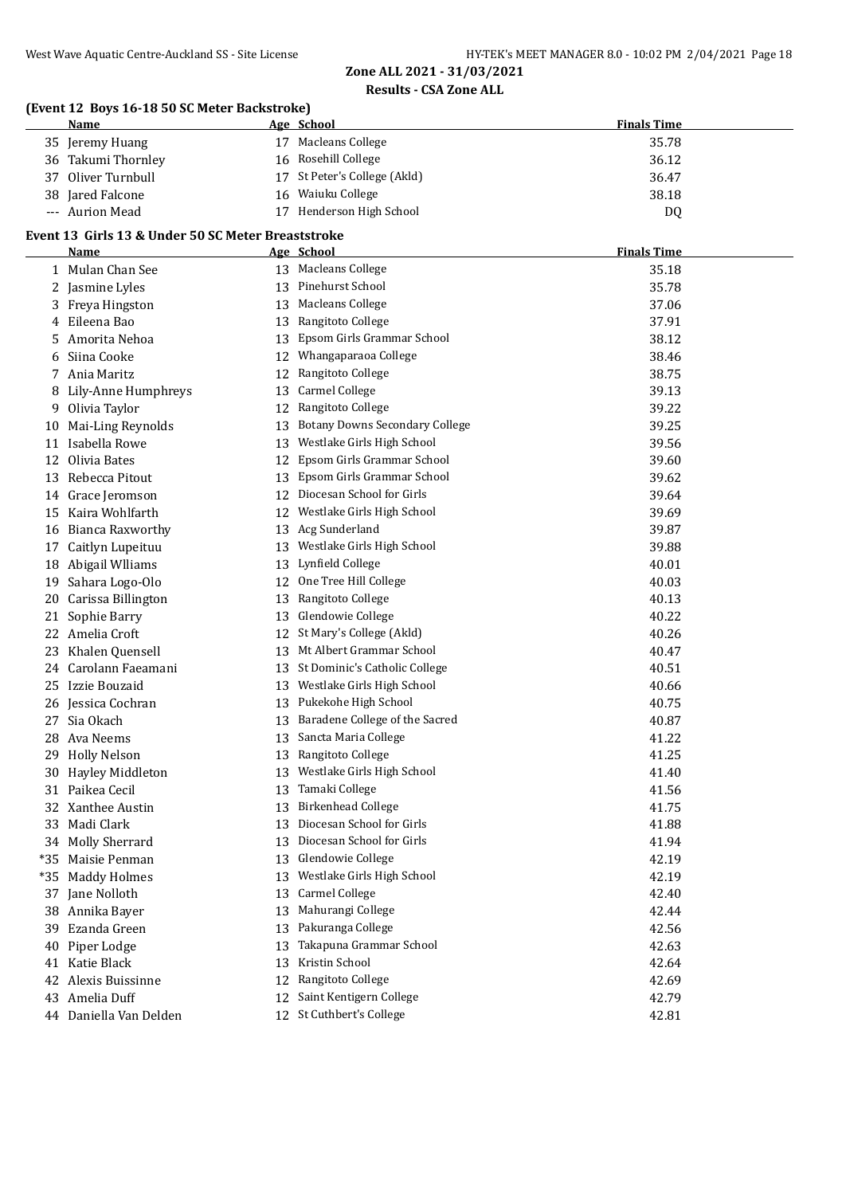## Zone ALL 2021 - 31/03/2021

### Results - CSA Zone ALL

#### (Event 12 Boys 16-18 50 SC Meter Backstroke)

| | Name | Age | School | Finals Time |
|---|---|---|---|---|
| 35 | Jeremy Huang | 17 | Macleans College | 35.78 |
| 36 | Takumi Thornley | 16 | Rosehill College | 36.12 |
| 37 | Oliver Turnbull | 17 | St Peter's College (Akld) | 36.47 |
| 38 | Jared Falcone | 16 | Waiuku College | 38.18 |
| --- | Aurion Mead | 17 | Henderson High School | DQ |

#### Event 13 Girls 13 & Under 50 SC Meter Breaststroke

| | Name | Age | School | Finals Time |
|---|---|---|---|---|
| 1 | Mulan Chan See | 13 | Macleans College | 35.18 |
| 2 | Jasmine Lyles | 13 | Pinehurst School | 35.78 |
| 3 | Freya Hingston | 13 | Macleans College | 37.06 |
| 4 | Eileena Bao | 13 | Rangitoto College | 37.91 |
| 5 | Amorita Nehoa | 13 | Epsom Girls Grammar School | 38.12 |
| 6 | Siina Cooke | 12 | Whangaparaoa College | 38.46 |
| 7 | Ania Maritz | 12 | Rangitoto College | 38.75 |
| 8 | Lily-Anne Humphreys | 13 | Carmel College | 39.13 |
| 9 | Olivia Taylor | 12 | Rangitoto College | 39.22 |
| 10 | Mai-Ling Reynolds | 13 | Botany Downs Secondary College | 39.25 |
| 11 | Isabella Rowe | 13 | Westlake Girls High School | 39.56 |
| 12 | Olivia Bates | 12 | Epsom Girls Grammar School | 39.60 |
| 13 | Rebecca Pitout | 13 | Epsom Girls Grammar School | 39.62 |
| 14 | Grace Jeromson | 12 | Diocesan School for Girls | 39.64 |
| 15 | Kaira Wohlfarth | 12 | Westlake Girls High School | 39.69 |
| 16 | Bianca Raxworthy | 13 | Acg Sunderland | 39.87 |
| 17 | Caitlyn Lupeituu | 13 | Westlake Girls High School | 39.88 |
| 18 | Abigail Wlliams | 13 | Lynfield College | 40.01 |
| 19 | Sahara Logo-Olo | 12 | One Tree Hill College | 40.03 |
| 20 | Carissa Billington | 13 | Rangitoto College | 40.13 |
| 21 | Sophie Barry | 13 | Glendowie College | 40.22 |
| 22 | Amelia Croft | 12 | St Mary's College (Akld) | 40.26 |
| 23 | Khalen Quensell | 13 | Mt Albert Grammar School | 40.47 |
| 24 | Carolann Faeamani | 13 | St Dominic's Catholic College | 40.51 |
| 25 | Izzie Bouzaid | 13 | Westlake Girls High School | 40.66 |
| 26 | Jessica Cochran | 13 | Pukekohe High School | 40.75 |
| 27 | Sia Okach | 13 | Baradene College of the Sacred | 40.87 |
| 28 | Ava Neems | 13 | Sancta Maria College | 41.22 |
| 29 | Holly Nelson | 13 | Rangitoto College | 41.25 |
| 30 | Hayley Middleton | 13 | Westlake Girls High School | 41.40 |
| 31 | Paikea Cecil | 13 | Tamaki College | 41.56 |
| 32 | Xanthee Austin | 13 | Birkenhead College | 41.75 |
| 33 | Madi Clark | 13 | Diocesan School for Girls | 41.88 |
| 34 | Molly Sherrard | 13 | Diocesan School for Girls | 41.94 |
| *35 | Maisie Penman | 13 | Glendowie College | 42.19 |
| *35 | Maddy Holmes | 13 | Westlake Girls High School | 42.19 |
| 37 | Jane Nolloth | 13 | Carmel College | 42.40 |
| 38 | Annika Bayer | 13 | Mahurangi College | 42.44 |
| 39 | Ezanda Green | 13 | Pakuranga College | 42.56 |
| 40 | Piper Lodge | 13 | Takapuna Grammar School | 42.63 |
| 41 | Katie Black | 13 | Kristin School | 42.64 |
| 42 | Alexis Buissinne | 12 | Rangitoto College | 42.69 |
| 43 | Amelia Duff | 12 | Saint Kentigern College | 42.79 |
| 44 | Daniella Van Delden | 12 | St Cuthbert's College | 42.81 |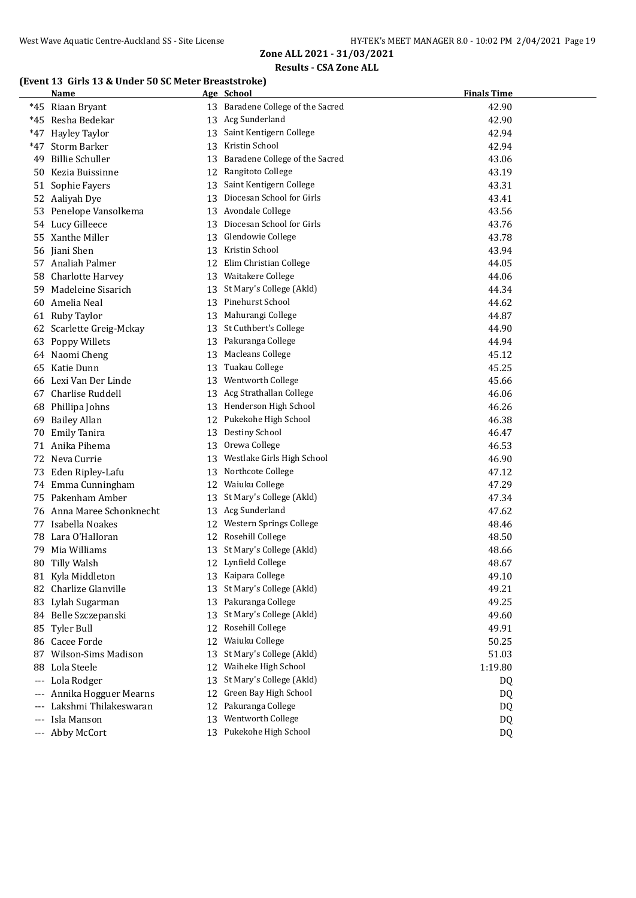## Zone ALL 2021 - 31/03/2021

### Results - CSA Zone ALL

#### (Event 13 Girls 13 & Under 50 SC Meter Breaststroke)

| | Name | Age | School | Finals Time |
|---|---|---|---|---|
| *45 | Riaan Bryant | 13 | Baradene College of the Sacred | 42.90 |
| *45 | Resha Bedekar | 13 | Acg Sunderland | 42.90 |
| *47 | Hayley Taylor | 13 | Saint Kentigern College | 42.94 |
| *47 | Storm Barker | 13 | Kristin School | 42.94 |
| 49 | Billie Schuller | 13 | Baradene College of the Sacred | 43.06 |
| 50 | Kezia Buissinne | 12 | Rangitoto College | 43.19 |
| 51 | Sophie Fayers | 13 | Saint Kentigern College | 43.31 |
| 52 | Aaliyah Dye | 13 | Diocesan School for Girls | 43.41 |
| 53 | Penelope Vansolkema | 13 | Avondale College | 43.56 |
| 54 | Lucy Gilleece | 13 | Diocesan School for Girls | 43.76 |
| 55 | Xanthe Miller | 13 | Glendowie College | 43.78 |
| 56 | Jiani Shen | 13 | Kristin School | 43.94 |
| 57 | Analiah Palmer | 12 | Elim Christian College | 44.05 |
| 58 | Charlotte Harvey | 13 | Waitakere College | 44.06 |
| 59 | Madeleine Sisarich | 13 | St Mary's College (Akld) | 44.34 |
| 60 | Amelia Neal | 13 | Pinehurst School | 44.62 |
| 61 | Ruby Taylor | 13 | Mahurangi College | 44.87 |
| 62 | Scarlette Greig-Mckay | 13 | St Cuthbert's College | 44.90 |
| 63 | Poppy Willets | 13 | Pakuranga College | 44.94 |
| 64 | Naomi Cheng | 13 | Macleans College | 45.12 |
| 65 | Katie Dunn | 13 | Tuakau College | 45.25 |
| 66 | Lexi Van Der Linde | 13 | Wentworth College | 45.66 |
| 67 | Charlise Ruddell | 13 | Acg Strathallan College | 46.06 |
| 68 | Phillipa Johns | 13 | Henderson High School | 46.26 |
| 69 | Bailey Allan | 12 | Pukekohe High School | 46.38 |
| 70 | Emily Tanira | 13 | Destiny School | 46.47 |
| 71 | Anika Pihema | 13 | Orewa College | 46.53 |
| 72 | Neva Currie | 13 | Westlake Girls High School | 46.90 |
| 73 | Eden Ripley-Lafu | 13 | Northcote College | 47.12 |
| 74 | Emma Cunningham | 12 | Waiuku College | 47.29 |
| 75 | Pakenham Amber | 13 | St Mary's College (Akld) | 47.34 |
| 76 | Anna Maree Schonknecht | 13 | Acg Sunderland | 47.62 |
| 77 | Isabella Noakes | 12 | Western Springs College | 48.46 |
| 78 | Lara O'Halloran | 12 | Rosehill College | 48.50 |
| 79 | Mia Williams | 13 | St Mary's College (Akld) | 48.66 |
| 80 | Tilly Walsh | 12 | Lynfield College | 48.67 |
| 81 | Kyla Middleton | 13 | Kaipara College | 49.10 |
| 82 | Charlize Glanville | 13 | St Mary's College (Akld) | 49.21 |
| 83 | Lylah Sugarman | 13 | Pakuranga College | 49.25 |
| 84 | Belle Szczepanski | 13 | St Mary's College (Akld) | 49.60 |
| 85 | Tyler Bull | 12 | Rosehill College | 49.91 |
| 86 | Cacee Forde | 12 | Waiuku College | 50.25 |
| 87 | Wilson-Sims Madison | 13 | St Mary's College (Akld) | 51.03 |
| 88 | Lola Steele | 12 | Waiheke High School | 1:19.80 |
| --- | Lola Rodger | 13 | St Mary's College (Akld) | DQ |
| --- | Annika Hogguer Mearns | 12 | Green Bay High School | DQ |
| --- | Lakshmi Thilakeswaran | 12 | Pakuranga College | DQ |
| --- | Isla Manson | 13 | Wentworth College | DQ |
| --- | Abby McCort | 13 | Pukekohe High School | DQ |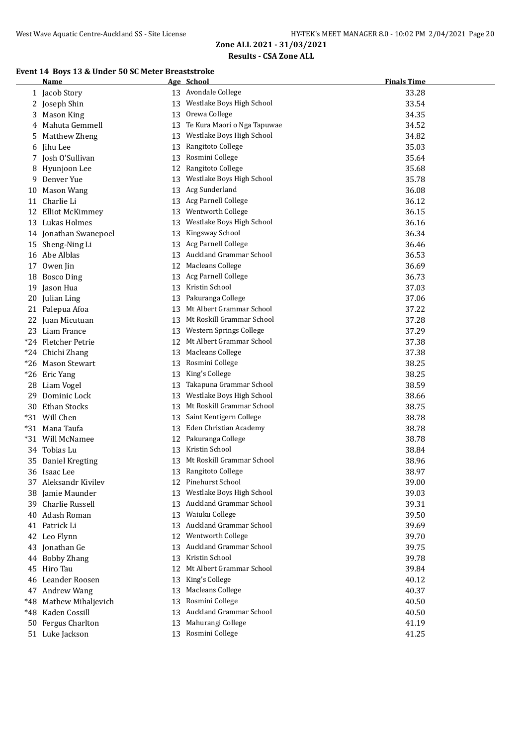## Zone ALL 2021 - 31/03/2021

### Results - CSA Zone ALL

#### Event 14 Boys 13 & Under 50 SC Meter Breaststroke

| | Name | Age | School | Finals Time |
|---|---|---|---|---|
| 1 | Jacob Story | 13 | Avondale College | 33.28 |
| 2 | Joseph Shin | 13 | Westlake Boys High School | 33.54 |
| 3 | Mason King | 13 | Orewa College | 34.35 |
| 4 | Mahuta Gemmell | 13 | Te Kura Maori o Nga Tapuwae | 34.52 |
| 5 | Matthew Zheng | 13 | Westlake Boys High School | 34.82 |
| 6 | Jihu Lee | 13 | Rangitoto College | 35.03 |
| 7 | Josh O'Sullivan | 13 | Rosmini College | 35.64 |
| 8 | Hyunjoon Lee | 12 | Rangitoto College | 35.68 |
| 9 | Denver Yue | 13 | Westlake Boys High School | 35.78 |
| 10 | Mason Wang | 13 | Acg Sunderland | 36.08 |
| 11 | Charlie Li | 13 | Acg Parnell College | 36.12 |
| 12 | Elliot McKimmey | 13 | Wentworth College | 36.15 |
| 13 | Lukas Holmes | 13 | Westlake Boys High School | 36.16 |
| 14 | Jonathan Swanepoel | 13 | Kingsway School | 36.34 |
| 15 | Sheng-Ning Li | 13 | Acg Parnell College | 36.46 |
| 16 | Abe Alblas | 13 | Auckland Grammar School | 36.53 |
| 17 | Owen Jin | 12 | Macleans College | 36.69 |
| 18 | Bosco Ding | 13 | Acg Parnell College | 36.73 |
| 19 | Jason Hua | 13 | Kristin School | 37.03 |
| 20 | Julian Ling | 13 | Pakuranga College | 37.06 |
| 21 | Palepua Afoa | 13 | Mt Albert Grammar School | 37.22 |
| 22 | Juan Micutuan | 13 | Mt Roskill Grammar School | 37.28 |
| 23 | Liam France | 13 | Western Springs College | 37.29 |
| *24 | Fletcher Petrie | 12 | Mt Albert Grammar School | 37.38 |
| *24 | Chichi Zhang | 13 | Macleans College | 37.38 |
| *26 | Mason Stewart | 13 | Rosmini College | 38.25 |
| *26 | Eric Yang | 13 | King's College | 38.25 |
| 28 | Liam Vogel | 13 | Takapuna Grammar School | 38.59 |
| 29 | Dominic Lock | 13 | Westlake Boys High School | 38.66 |
| 30 | Ethan Stocks | 13 | Mt Roskill Grammar School | 38.75 |
| *31 | Will Chen | 13 | Saint Kentigern College | 38.78 |
| *31 | Mana Taufa | 13 | Eden Christian Academy | 38.78 |
| *31 | Will McNamee | 12 | Pakuranga College | 38.78 |
| 34 | Tobias Lu | 13 | Kristin School | 38.84 |
| 35 | Daniel Kregting | 13 | Mt Roskill Grammar School | 38.96 |
| 36 | Isaac Lee | 13 | Rangitoto College | 38.97 |
| 37 | Aleksandr Kivilev | 12 | Pinehurst School | 39.00 |
| 38 | Jamie Maunder | 13 | Westlake Boys High School | 39.03 |
| 39 | Charlie Russell | 13 | Auckland Grammar School | 39.31 |
| 40 | Adash Roman | 13 | Waiuku College | 39.50 |
| 41 | Patrick Li | 13 | Auckland Grammar School | 39.69 |
| 42 | Leo Flynn | 12 | Wentworth College | 39.70 |
| 43 | Jonathan Ge | 13 | Auckland Grammar School | 39.75 |
| 44 | Bobby Zhang | 13 | Kristin School | 39.78 |
| 45 | Hiro Tau | 12 | Mt Albert Grammar School | 39.84 |
| 46 | Leander Roosen | 13 | King's College | 40.12 |
| 47 | Andrew Wang | 13 | Macleans College | 40.37 |
| *48 | Mathew Mihaljevich | 13 | Rosmini College | 40.50 |
| *48 | Kaden Cossill | 13 | Auckland Grammar School | 40.50 |
| 50 | Fergus Charlton | 13 | Mahurangi College | 41.19 |
| 51 | Luke Jackson | 13 | Rosmini College | 41.25 |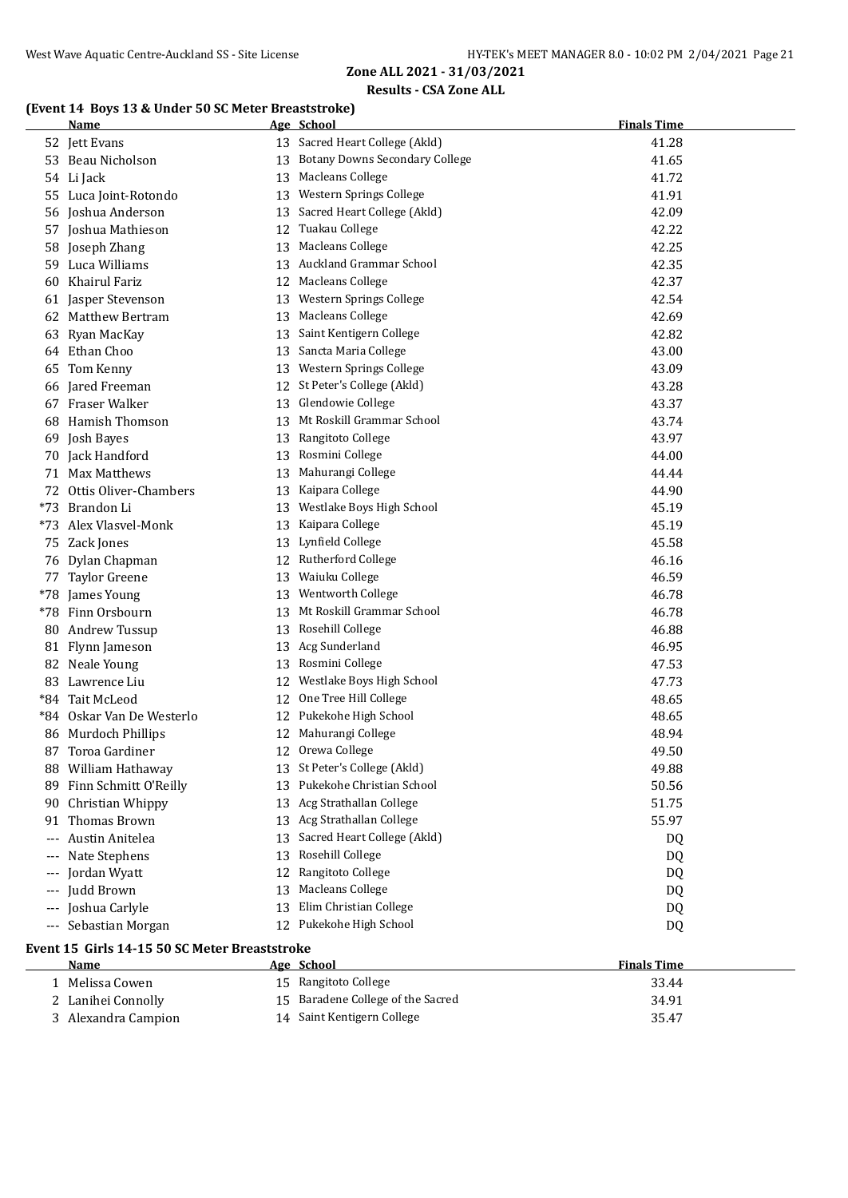## Zone ALL 2021 - 31/03/2021

### Results - CSA Zone ALL

#### (Event 14 Boys 13 & Under 50 SC Meter Breaststroke)

| | Name | Age | School | Finals Time |
|---|---|---|---|---|
| 52 | Jett Evans | 13 | Sacred Heart College (Akld) | 41.28 |
| 53 | Beau Nicholson | 13 | Botany Downs Secondary College | 41.65 |
| 54 | Li Jack | 13 | Macleans College | 41.72 |
| 55 | Luca Joint-Rotondo | 13 | Western Springs College | 41.91 |
| 56 | Joshua Anderson | 13 | Sacred Heart College (Akld) | 42.09 |
| 57 | Joshua Mathieson | 12 | Tuakau College | 42.22 |
| 58 | Joseph Zhang | 13 | Macleans College | 42.25 |
| 59 | Luca Williams | 13 | Auckland Grammar School | 42.35 |
| 60 | Khairul Fariz | 12 | Macleans College | 42.37 |
| 61 | Jasper Stevenson | 13 | Western Springs College | 42.54 |
| 62 | Matthew Bertram | 13 | Macleans College | 42.69 |
| 63 | Ryan MacKay | 13 | Saint Kentigern College | 42.82 |
| 64 | Ethan Choo | 13 | Sancta Maria College | 43.00 |
| 65 | Tom Kenny | 13 | Western Springs College | 43.09 |
| 66 | Jared Freeman | 12 | St Peter's College (Akld) | 43.28 |
| 67 | Fraser Walker | 13 | Glendowie College | 43.37 |
| 68 | Hamish Thomson | 13 | Mt Roskill Grammar School | 43.74 |
| 69 | Josh Bayes | 13 | Rangitoto College | 43.97 |
| 70 | Jack Handford | 13 | Rosmini College | 44.00 |
| 71 | Max Matthews | 13 | Mahurangi College | 44.44 |
| 72 | Ottis Oliver-Chambers | 13 | Kaipara College | 44.90 |
| *73 | Brandon Li | 13 | Westlake Boys High School | 45.19 |
| *73 | Alex Vlasvel-Monk | 13 | Kaipara College | 45.19 |
| 75 | Zack Jones | 13 | Lynfield College | 45.58 |
| 76 | Dylan Chapman | 12 | Rutherford College | 46.16 |
| 77 | Taylor Greene | 13 | Waiuku College | 46.59 |
| *78 | James Young | 13 | Wentworth College | 46.78 |
| *78 | Finn Orsbourn | 13 | Mt Roskill Grammar School | 46.78 |
| 80 | Andrew Tussup | 13 | Rosehill College | 46.88 |
| 81 | Flynn Jameson | 13 | Acg Sunderland | 46.95 |
| 82 | Neale Young | 13 | Rosmini College | 47.53 |
| 83 | Lawrence Liu | 12 | Westlake Boys High School | 47.73 |
| *84 | Tait McLeod | 12 | One Tree Hill College | 48.65 |
| *84 | Oskar Van De Westerlo | 12 | Pukekohe High School | 48.65 |
| 86 | Murdoch Phillips | 12 | Mahurangi College | 48.94 |
| 87 | Toroa Gardiner | 12 | Orewa College | 49.50 |
| 88 | William Hathaway | 13 | St Peter's College (Akld) | 49.88 |
| 89 | Finn Schmitt O'Reilly | 13 | Pukekohe Christian School | 50.56 |
| 90 | Christian Whippy | 13 | Acg Strathallan College | 51.75 |
| 91 | Thomas Brown | 13 | Acg Strathallan College | 55.97 |
| --- | Austin Anitelea | 13 | Sacred Heart College (Akld) | DQ |
| --- | Nate Stephens | 13 | Rosehill College | DQ |
| --- | Jordan Wyatt | 12 | Rangitoto College | DQ |
| --- | Judd Brown | 13 | Macleans College | DQ |
| --- | Joshua Carlyle | 13 | Elim Christian College | DQ |
| --- | Sebastian Morgan | 12 | Pukekohe High School | DQ |

#### Event 15 Girls 14-15 50 SC Meter Breaststroke

| | Name | Age | School | Finals Time |
|---|---|---|---|---|
| 1 | Melissa Cowen | 15 | Rangitoto College | 33.44 |
| 2 | Lanihei Connolly | 15 | Baradene College of the Sacred | 34.91 |
| 3 | Alexandra Campion | 14 | Saint Kentigern College | 35.47 |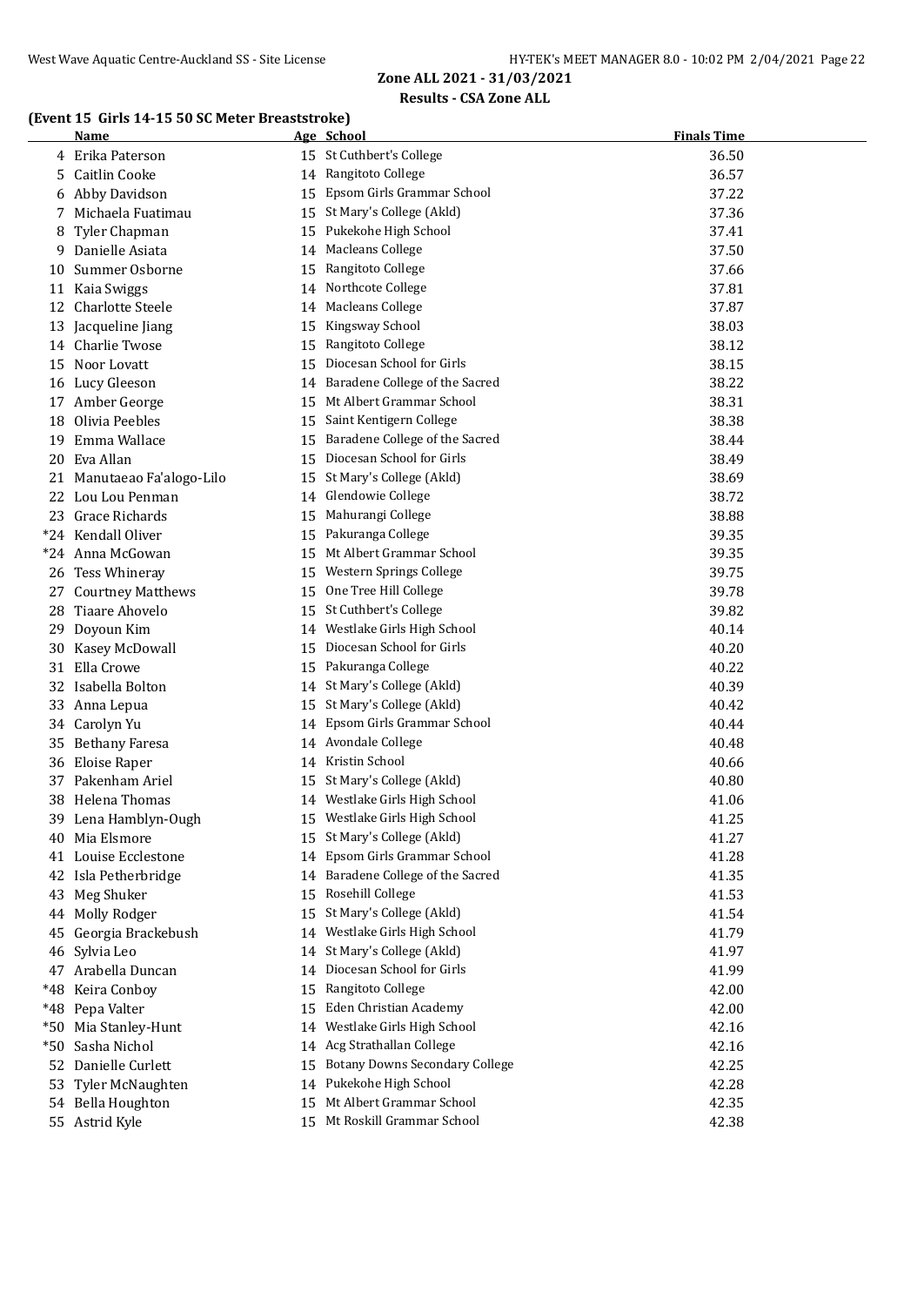## Zone ALL 2021 - 31/03/2021

### Results - CSA Zone ALL

#### (Event 15 Girls 14-15 50 SC Meter Breaststroke)

| | Name | Age | School | Finals Time |
|---|---|---|---|---|
| 4 | Erika Paterson | 15 | St Cuthbert's College | 36.50 |
| 5 | Caitlin Cooke | 14 | Rangitoto College | 36.57 |
| 6 | Abby Davidson | 15 | Epsom Girls Grammar School | 37.22 |
| 7 | Michaela Fuatimau | 15 | St Mary's College (Akld) | 37.36 |
| 8 | Tyler Chapman | 15 | Pukekohe High School | 37.41 |
| 9 | Danielle Asiata | 14 | Macleans College | 37.50 |
| 10 | Summer Osborne | 15 | Rangitoto College | 37.66 |
| 11 | Kaia Swiggs | 14 | Northcote College | 37.81 |
| 12 | Charlotte Steele | 14 | Macleans College | 37.87 |
| 13 | Jacqueline Jiang | 15 | Kingsway School | 38.03 |
| 14 | Charlie Twose | 15 | Rangitoto College | 38.12 |
| 15 | Noor Lovatt | 15 | Diocesan School for Girls | 38.15 |
| 16 | Lucy Gleeson | 14 | Baradene College of the Sacred | 38.22 |
| 17 | Amber George | 15 | Mt Albert Grammar School | 38.31 |
| 18 | Olivia Peebles | 15 | Saint Kentigern College | 38.38 |
| 19 | Emma Wallace | 15 | Baradene College of the Sacred | 38.44 |
| 20 | Eva Allan | 15 | Diocesan School for Girls | 38.49 |
| 21 | Manutaeao Fa'alogo-Lilo | 15 | St Mary's College (Akld) | 38.69 |
| 22 | Lou Lou Penman | 14 | Glendowie College | 38.72 |
| 23 | Grace Richards | 15 | Mahurangi College | 38.88 |
| *24 | Kendall Oliver | 15 | Pakuranga College | 39.35 |
| *24 | Anna McGowan | 15 | Mt Albert Grammar School | 39.35 |
| 26 | Tess Whineray | 15 | Western Springs College | 39.75 |
| 27 | Courtney Matthews | 15 | One Tree Hill College | 39.78 |
| 28 | Tiaare Ahovelo | 15 | St Cuthbert's College | 39.82 |
| 29 | Doyoun Kim | 14 | Westlake Girls High School | 40.14 |
| 30 | Kasey McDowall | 15 | Diocesan School for Girls | 40.20 |
| 31 | Ella Crowe | 15 | Pakuranga College | 40.22 |
| 32 | Isabella Bolton | 14 | St Mary's College (Akld) | 40.39 |
| 33 | Anna Lepua | 15 | St Mary's College (Akld) | 40.42 |
| 34 | Carolyn Yu | 14 | Epsom Girls Grammar School | 40.44 |
| 35 | Bethany Faresa | 14 | Avondale College | 40.48 |
| 36 | Eloise Raper | 14 | Kristin School | 40.66 |
| 37 | Pakenham Ariel | 15 | St Mary's College (Akld) | 40.80 |
| 38 | Helena Thomas | 14 | Westlake Girls High School | 41.06 |
| 39 | Lena Hamblyn-Ough | 15 | Westlake Girls High School | 41.25 |
| 40 | Mia Elsmore | 15 | St Mary's College (Akld) | 41.27 |
| 41 | Louise Ecclestone | 14 | Epsom Girls Grammar School | 41.28 |
| 42 | Isla Petherbridge | 14 | Baradene College of the Sacred | 41.35 |
| 43 | Meg Shuker | 15 | Rosehill College | 41.53 |
| 44 | Molly Rodger | 15 | St Mary's College (Akld) | 41.54 |
| 45 | Georgia Brackebush | 14 | Westlake Girls High School | 41.79 |
| 46 | Sylvia Leo | 14 | St Mary's College (Akld) | 41.97 |
| 47 | Arabella Duncan | 14 | Diocesan School for Girls | 41.99 |
| *48 | Keira Conboy | 15 | Rangitoto College | 42.00 |
| *48 | Pepa Valter | 15 | Eden Christian Academy | 42.00 |
| *50 | Mia Stanley-Hunt | 14 | Westlake Girls High School | 42.16 |
| *50 | Sasha Nichol | 14 | Acg Strathallan College | 42.16 |
| 52 | Danielle Curlett | 15 | Botany Downs Secondary College | 42.25 |
| 53 | Tyler McNaughten | 14 | Pukekohe High School | 42.28 |
| 54 | Bella Houghton | 15 | Mt Albert Grammar School | 42.35 |
| 55 | Astrid Kyle | 15 | Mt Roskill Grammar School | 42.38 |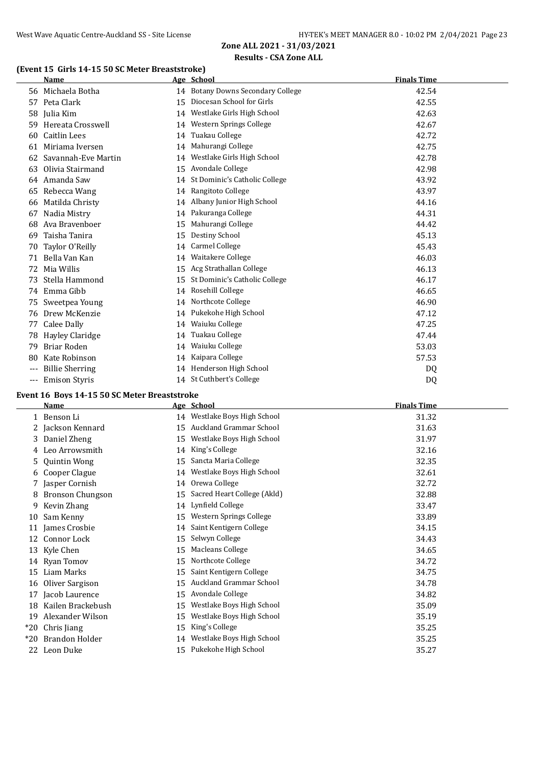## Zone ALL 2021 - 31/03/2021

### Results - CSA Zone ALL

#### (Event 15 Girls 14-15 50 SC Meter Breaststroke)

| | Name | Age | School | Finals Time |
|---|---|---|---|---|
| 56 | Michaela Botha | 14 | Botany Downs Secondary College | 42.54 |
| 57 | Peta Clark | 15 | Diocesan School for Girls | 42.55 |
| 58 | Julia Kim | 14 | Westlake Girls High School | 42.63 |
| 59 | Hereata Crosswell | 14 | Western Springs College | 42.67 |
| 60 | Caitlin Lees | 14 | Tuakau College | 42.72 |
| 61 | Miriama Iversen | 14 | Mahurangi College | 42.75 |
| 62 | Savannah-Eve Martin | 14 | Westlake Girls High School | 42.78 |
| 63 | Olivia Stairmand | 15 | Avondale College | 42.98 |
| 64 | Amanda Saw | 14 | St Dominic's Catholic College | 43.92 |
| 65 | Rebecca Wang | 14 | Rangitoto College | 43.97 |
| 66 | Matilda Christy | 14 | Albany Junior High School | 44.16 |
| 67 | Nadia Mistry | 14 | Pakuranga College | 44.31 |
| 68 | Ava Bravenboer | 15 | Mahurangi College | 44.42 |
| 69 | Taisha Tanira | 15 | Destiny School | 45.13 |
| 70 | Taylor O'Reilly | 14 | Carmel College | 45.43 |
| 71 | Bella Van Kan | 14 | Waitakere College | 46.03 |
| 72 | Mia Willis | 15 | Acg Strathallan College | 46.13 |
| 73 | Stella Hammond | 15 | St Dominic's Catholic College | 46.17 |
| 74 | Emma Gibb | 14 | Rosehill College | 46.65 |
| 75 | Sweetpea Young | 14 | Northcote College | 46.90 |
| 76 | Drew McKenzie | 14 | Pukekohe High School | 47.12 |
| 77 | Calee Dally | 14 | Waiuku College | 47.25 |
| 78 | Hayley Claridge | 14 | Tuakau College | 47.44 |
| 79 | Briar Roden | 14 | Waiuku College | 53.03 |
| 80 | Kate Robinson | 14 | Kaipara College | 57.53 |
| --- | Billie Sherring | 14 | Henderson High School | DQ |
| --- | Emison Styris | 14 | St Cuthbert's College | DQ |

#### Event 16 Boys 14-15 50 SC Meter Breaststroke

| | Name | Age | School | Finals Time |
|---|---|---|---|---|
| 1 | Benson Li | 14 | Westlake Boys High School | 31.32 |
| 2 | Jackson Kennard | 15 | Auckland Grammar School | 31.63 |
| 3 | Daniel Zheng | 15 | Westlake Boys High School | 31.97 |
| 4 | Leo Arrowsmith | 14 | King's College | 32.16 |
| 5 | Quintin Wong | 15 | Sancta Maria College | 32.35 |
| 6 | Cooper Clague | 14 | Westlake Boys High School | 32.61 |
| 7 | Jasper Cornish | 14 | Orewa College | 32.72 |
| 8 | Bronson Chungson | 15 | Sacred Heart College (Akld) | 32.88 |
| 9 | Kevin Zhang | 14 | Lynfield College | 33.47 |
| 10 | Sam Kenny | 15 | Western Springs College | 33.89 |
| 11 | James Crosbie | 14 | Saint Kentigern College | 34.15 |
| 12 | Connor Lock | 15 | Selwyn College | 34.43 |
| 13 | Kyle Chen | 15 | Macleans College | 34.65 |
| 14 | Ryan Tomov | 15 | Northcote College | 34.72 |
| 15 | Liam Marks | 15 | Saint Kentigern College | 34.75 |
| 16 | Oliver Sargison | 15 | Auckland Grammar School | 34.78 |
| 17 | Jacob Laurence | 15 | Avondale College | 34.82 |
| 18 | Kailen Brackebush | 15 | Westlake Boys High School | 35.09 |
| 19 | Alexander Wilson | 15 | Westlake Boys High School | 35.19 |
| *20 | Chris Jiang | 15 | King's College | 35.25 |
| *20 | Brandon Holder | 14 | Westlake Boys High School | 35.25 |
| 22 | Leon Duke | 15 | Pukekohe High School | 35.27 |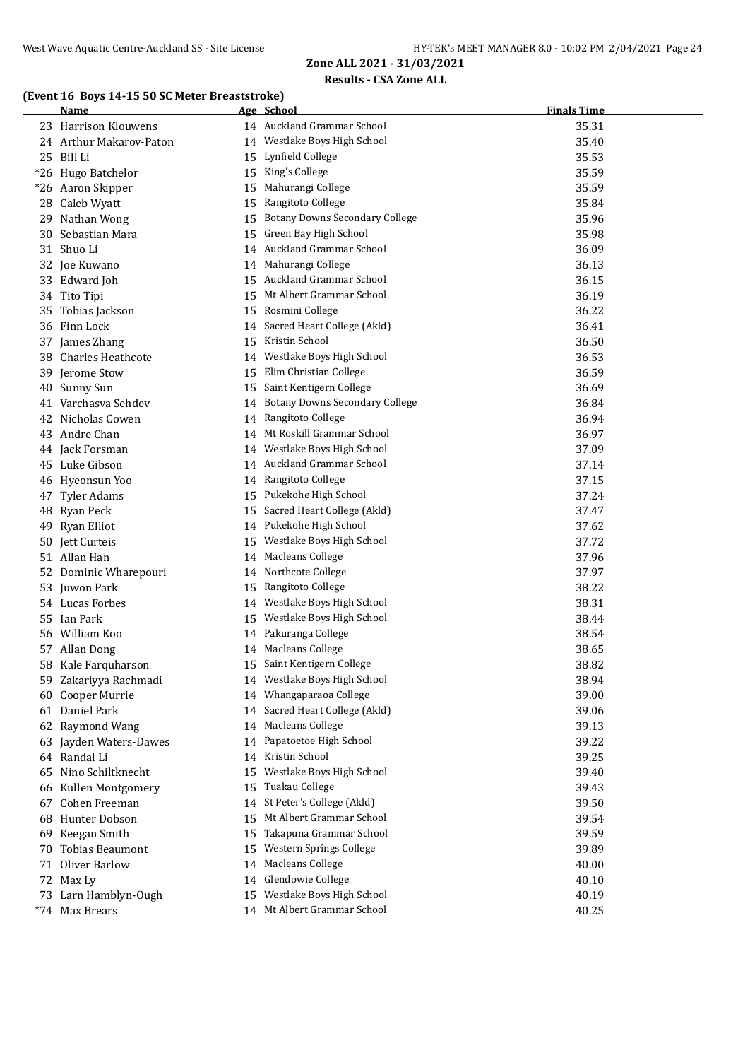## Zone ALL 2021 - 31/03/2021

### Results - CSA Zone ALL

#### (Event 16 Boys 14-15 50 SC Meter Breaststroke)

| | Name | Age | School | Finals Time |
|---|---|---|---|---|
| 23 | Harrison Klouwens | 14 | Auckland Grammar School | 35.31 |
| 24 | Arthur Makarov-Paton | 14 | Westlake Boys High School | 35.40 |
| 25 | Bill Li | 15 | Lynfield College | 35.53 |
| *26 | Hugo Batchelor | 15 | King's College | 35.59 |
| *26 | Aaron Skipper | 15 | Mahurangi College | 35.59 |
| 28 | Caleb Wyatt | 15 | Rangitoto College | 35.84 |
| 29 | Nathan Wong | 15 | Botany Downs Secondary College | 35.96 |
| 30 | Sebastian Mara | 15 | Green Bay High School | 35.98 |
| 31 | Shuo Li | 14 | Auckland Grammar School | 36.09 |
| 32 | Joe Kuwano | 14 | Mahurangi College | 36.13 |
| 33 | Edward Joh | 15 | Auckland Grammar School | 36.15 |
| 34 | Tito Tipi | 15 | Mt Albert Grammar School | 36.19 |
| 35 | Tobias Jackson | 15 | Rosmini College | 36.22 |
| 36 | Finn Lock | 14 | Sacred Heart College (Akld) | 36.41 |
| 37 | James Zhang | 15 | Kristin School | 36.50 |
| 38 | Charles Heathcote | 14 | Westlake Boys High School | 36.53 |
| 39 | Jerome Stow | 15 | Elim Christian College | 36.59 |
| 40 | Sunny Sun | 15 | Saint Kentigern College | 36.69 |
| 41 | Varchasva Sehdev | 14 | Botany Downs Secondary College | 36.84 |
| 42 | Nicholas Cowen | 14 | Rangitoto College | 36.94 |
| 43 | Andre Chan | 14 | Mt Roskill Grammar School | 36.97 |
| 44 | Jack Forsman | 14 | Westlake Boys High School | 37.09 |
| 45 | Luke Gibson | 14 | Auckland Grammar School | 37.14 |
| 46 | Hyeonsun Yoo | 14 | Rangitoto College | 37.15 |
| 47 | Tyler Adams | 15 | Pukekohe High School | 37.24 |
| 48 | Ryan Peck | 15 | Sacred Heart College (Akld) | 37.47 |
| 49 | Ryan Elliot | 14 | Pukekohe High School | 37.62 |
| 50 | Jett Curteis | 15 | Westlake Boys High School | 37.72 |
| 51 | Allan Han | 14 | Macleans College | 37.96 |
| 52 | Dominic Wharepouri | 14 | Northcote College | 37.97 |
| 53 | Juwon Park | 15 | Rangitoto College | 38.22 |
| 54 | Lucas Forbes | 14 | Westlake Boys High School | 38.31 |
| 55 | Ian Park | 15 | Westlake Boys High School | 38.44 |
| 56 | William Koo | 14 | Pakuranga College | 38.54 |
| 57 | Allan Dong | 14 | Macleans College | 38.65 |
| 58 | Kale Farquharson | 15 | Saint Kentigern College | 38.82 |
| 59 | Zakariyya Rachmadi | 14 | Westlake Boys High School | 38.94 |
| 60 | Cooper Murrie | 14 | Whangaparaoa College | 39.00 |
| 61 | Daniel Park | 14 | Sacred Heart College (Akld) | 39.06 |
| 62 | Raymond Wang | 14 | Macleans College | 39.13 |
| 63 | Jayden Waters-Dawes | 14 | Papatoetoe High School | 39.22 |
| 64 | Randal Li | 14 | Kristin School | 39.25 |
| 65 | Nino Schiltknecht | 15 | Westlake Boys High School | 39.40 |
| 66 | Kullen Montgomery | 15 | Tuakau College | 39.43 |
| 67 | Cohen Freeman | 14 | St Peter's College (Akld) | 39.50 |
| 68 | Hunter Dobson | 15 | Mt Albert Grammar School | 39.54 |
| 69 | Keegan Smith | 15 | Takapuna Grammar School | 39.59 |
| 70 | Tobias Beaumont | 15 | Western Springs College | 39.89 |
| 71 | Oliver Barlow | 14 | Macleans College | 40.00 |
| 72 | Max Ly | 14 | Glendowie College | 40.10 |
| 73 | Larn Hamblyn-Ough | 15 | Westlake Boys High School | 40.19 |
| *74 | Max Brears | 14 | Mt Albert Grammar School | 40.25 |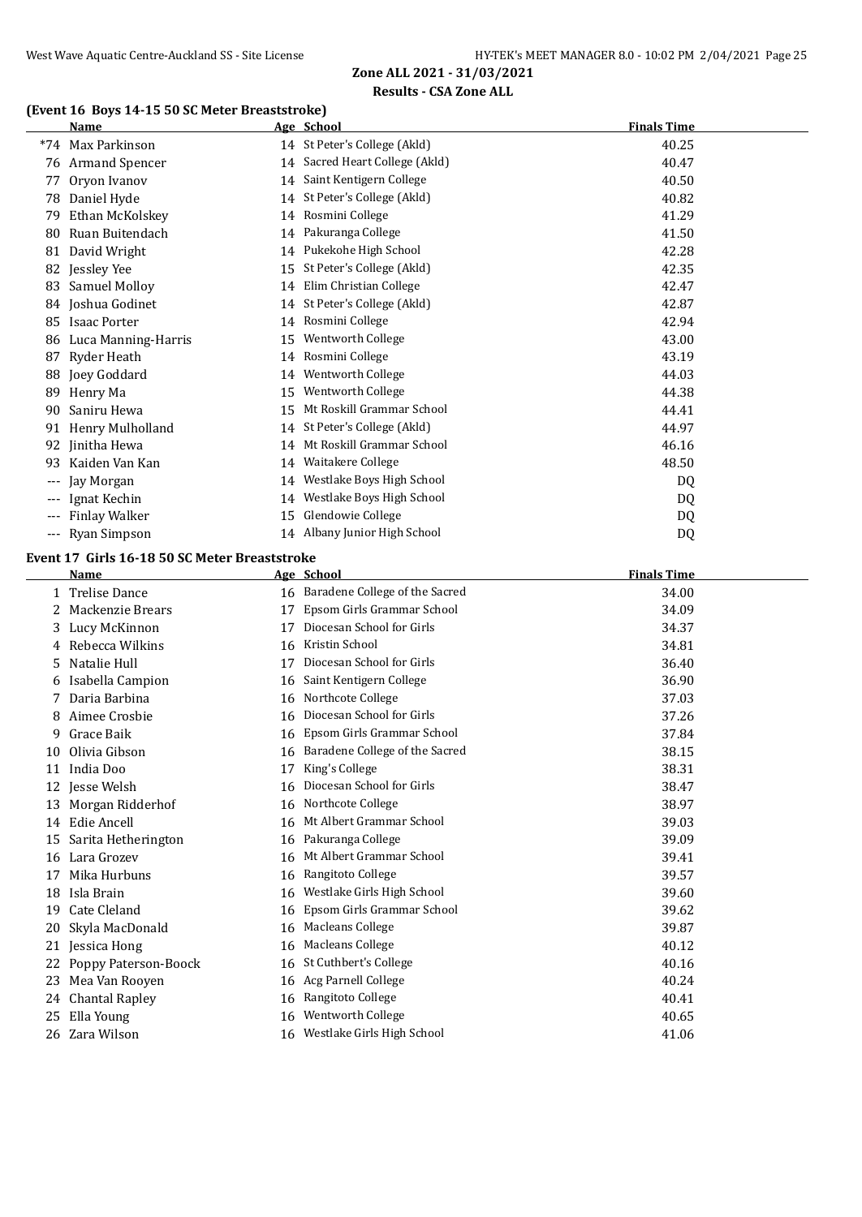## Zone ALL 2021 - 31/03/2021

### Results - CSA Zone ALL

#### (Event 16 Boys 14-15 50 SC Meter Breaststroke)

| | Name | Age | School | Finals Time |
|---|---|---|---|---|
| *74 | Max Parkinson | 14 | St Peter's College (Akld) | 40.25 |
| 76 | Armand Spencer | 14 | Sacred Heart College (Akld) | 40.47 |
| 77 | Oryon Ivanov | 14 | Saint Kentigern College | 40.50 |
| 78 | Daniel Hyde | 14 | St Peter's College (Akld) | 40.82 |
| 79 | Ethan McKolskey | 14 | Rosmini College | 41.29 |
| 80 | Ruan Buitendach | 14 | Pakuranga College | 41.50 |
| 81 | David Wright | 14 | Pukekohe High School | 42.28 |
| 82 | Jessley Yee | 15 | St Peter's College (Akld) | 42.35 |
| 83 | Samuel Molloy | 14 | Elim Christian College | 42.47 |
| 84 | Joshua Godinet | 14 | St Peter's College (Akld) | 42.87 |
| 85 | Isaac Porter | 14 | Rosmini College | 42.94 |
| 86 | Luca Manning-Harris | 15 | Wentworth College | 43.00 |
| 87 | Ryder Heath | 14 | Rosmini College | 43.19 |
| 88 | Joey Goddard | 14 | Wentworth College | 44.03 |
| 89 | Henry Ma | 15 | Wentworth College | 44.38 |
| 90 | Saniru Hewa | 15 | Mt Roskill Grammar School | 44.41 |
| 91 | Henry Mulholland | 14 | St Peter's College (Akld) | 44.97 |
| 92 | Jinitha Hewa | 14 | Mt Roskill Grammar School | 46.16 |
| 93 | Kaiden Van Kan | 14 | Waitakere College | 48.50 |
| --- | Jay Morgan | 14 | Westlake Boys High School | DQ |
| --- | Ignat Kechin | 14 | Westlake Boys High School | DQ |
| --- | Finlay Walker | 15 | Glendowie College | DQ |
| --- | Ryan Simpson | 14 | Albany Junior High School | DQ |

#### Event 17 Girls 16-18 50 SC Meter Breaststroke

| | Name | Age | School | Finals Time |
|---|---|---|---|---|
| 1 | Trelise Dance | 16 | Baradene College of the Sacred | 34.00 |
| 2 | Mackenzie Brears | 17 | Epsom Girls Grammar School | 34.09 |
| 3 | Lucy McKinnon | 17 | Diocesan School for Girls | 34.37 |
| 4 | Rebecca Wilkins | 16 | Kristin School | 34.81 |
| 5 | Natalie Hull | 17 | Diocesan School for Girls | 36.40 |
| 6 | Isabella Campion | 16 | Saint Kentigern College | 36.90 |
| 7 | Daria Barbina | 16 | Northcote College | 37.03 |
| 8 | Aimee Crosbie | 16 | Diocesan School for Girls | 37.26 |
| 9 | Grace Baik | 16 | Epsom Girls Grammar School | 37.84 |
| 10 | Olivia Gibson | 16 | Baradene College of the Sacred | 38.15 |
| 11 | India Doo | 17 | King's College | 38.31 |
| 12 | Jesse Welsh | 16 | Diocesan School for Girls | 38.47 |
| 13 | Morgan Ridderhof | 16 | Northcote College | 38.97 |
| 14 | Edie Ancell | 16 | Mt Albert Grammar School | 39.03 |
| 15 | Sarita Hetherington | 16 | Pakuranga College | 39.09 |
| 16 | Lara Grozev | 16 | Mt Albert Grammar School | 39.41 |
| 17 | Mika Hurbuns | 16 | Rangitoto College | 39.57 |
| 18 | Isla Brain | 16 | Westlake Girls High School | 39.60 |
| 19 | Cate Cleland | 16 | Epsom Girls Grammar School | 39.62 |
| 20 | Skyla MacDonald | 16 | Macleans College | 39.87 |
| 21 | Jessica Hong | 16 | Macleans College | 40.12 |
| 22 | Poppy Paterson-Boock | 16 | St Cuthbert's College | 40.16 |
| 23 | Mea Van Rooyen | 16 | Acg Parnell College | 40.24 |
| 24 | Chantal Rapley | 16 | Rangitoto College | 40.41 |
| 25 | Ella Young | 16 | Wentworth College | 40.65 |
| 26 | Zara Wilson | 16 | Westlake Girls High School | 41.06 |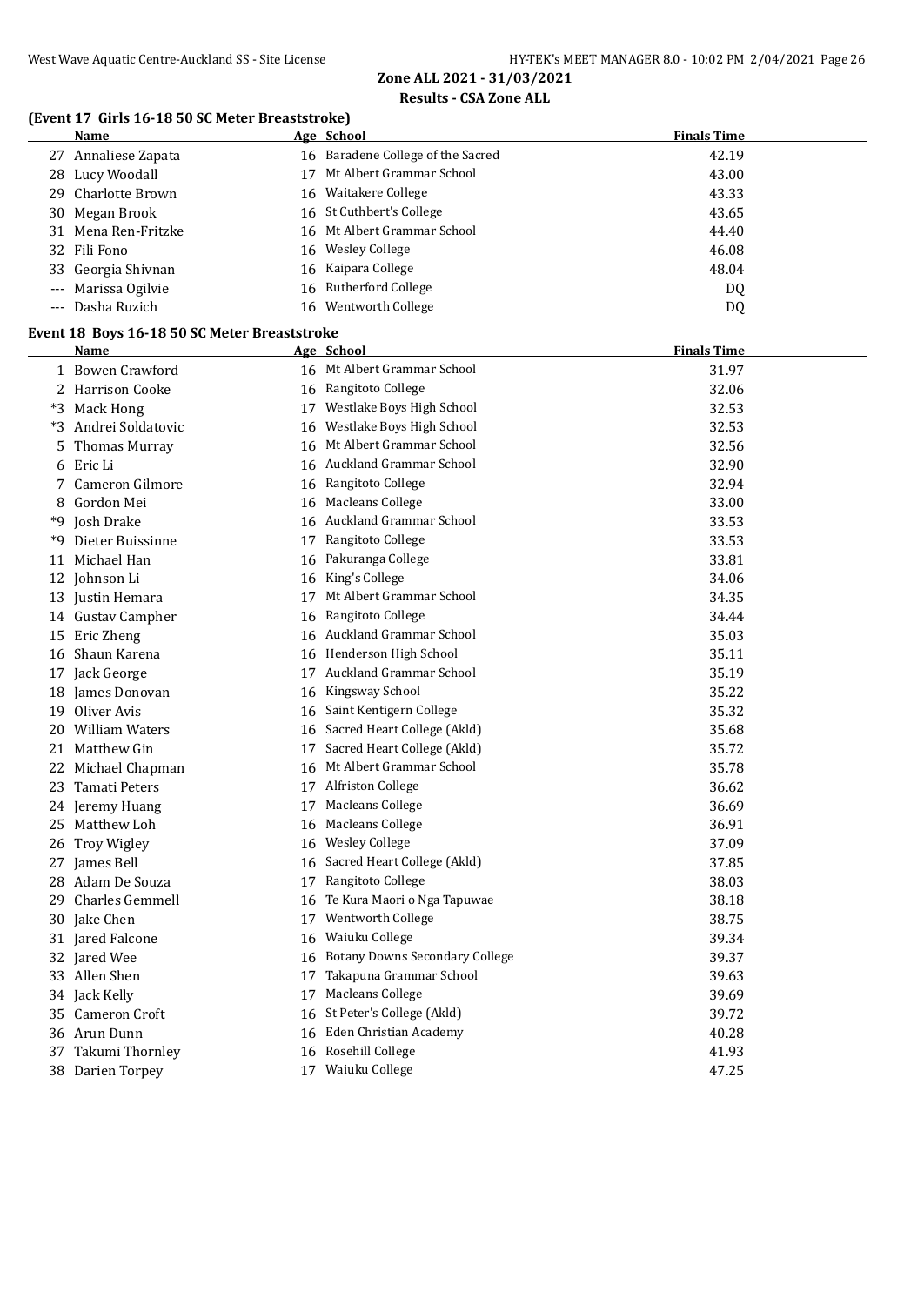## Zone ALL 2021 - 31/03/2021

### Results - CSA Zone ALL

#### (Event 17 Girls 16-18 50 SC Meter Breaststroke)

| | Name | Age | School | Finals Time |
|---|---|---|---|---|
| 27 | Annaliese Zapata | 16 | Baradene College of the Sacred | 42.19 |
| 28 | Lucy Woodall | 17 | Mt Albert Grammar School | 43.00 |
| 29 | Charlotte Brown | 16 | Waitakere College | 43.33 |
| 30 | Megan Brook | 16 | St Cuthbert's College | 43.65 |
| 31 | Mena Ren-Fritzke | 16 | Mt Albert Grammar School | 44.40 |
| 32 | Fili Fono | 16 | Wesley College | 46.08 |
| 33 | Georgia Shivnan | 16 | Kaipara College | 48.04 |
| --- | Marissa Ogilvie | 16 | Rutherford College | DQ |
| --- | Dasha Ruzich | 16 | Wentworth College | DQ |

#### Event 18 Boys 16-18 50 SC Meter Breaststroke

| | Name | Age | School | Finals Time |
|---|---|---|---|---|
| 1 | Bowen Crawford | 16 | Mt Albert Grammar School | 31.97 |
| 2 | Harrison Cooke | 16 | Rangitoto College | 32.06 |
| *3 | Mack Hong | 17 | Westlake Boys High School | 32.53 |
| *3 | Andrei Soldatovic | 16 | Westlake Boys High School | 32.53 |
| 5 | Thomas Murray | 16 | Mt Albert Grammar School | 32.56 |
| 6 | Eric Li | 16 | Auckland Grammar School | 32.90 |
| 7 | Cameron Gilmore | 16 | Rangitoto College | 32.94 |
| 8 | Gordon Mei | 16 | Macleans College | 33.00 |
| *9 | Josh Drake | 16 | Auckland Grammar School | 33.53 |
| *9 | Dieter Buissinne | 17 | Rangitoto College | 33.53 |
| 11 | Michael Han | 16 | Pakuranga College | 33.81 |
| 12 | Johnson Li | 16 | King's College | 34.06 |
| 13 | Justin Hemara | 17 | Mt Albert Grammar School | 34.35 |
| 14 | Gustav Campher | 16 | Rangitoto College | 34.44 |
| 15 | Eric Zheng | 16 | Auckland Grammar School | 35.03 |
| 16 | Shaun Karena | 16 | Henderson High School | 35.11 |
| 17 | Jack George | 17 | Auckland Grammar School | 35.19 |
| 18 | James Donovan | 16 | Kingsway School | 35.22 |
| 19 | Oliver Avis | 16 | Saint Kentigern College | 35.32 |
| 20 | William Waters | 16 | Sacred Heart College (Akld) | 35.68 |
| 21 | Matthew Gin | 17 | Sacred Heart College (Akld) | 35.72 |
| 22 | Michael Chapman | 16 | Mt Albert Grammar School | 35.78 |
| 23 | Tamati Peters | 17 | Alfriston College | 36.62 |
| 24 | Jeremy Huang | 17 | Macleans College | 36.69 |
| 25 | Matthew Loh | 16 | Macleans College | 36.91 |
| 26 | Troy Wigley | 16 | Wesley College | 37.09 |
| 27 | James Bell | 16 | Sacred Heart College (Akld) | 37.85 |
| 28 | Adam De Souza | 17 | Rangitoto College | 38.03 |
| 29 | Charles Gemmell | 16 | Te Kura Maori o Nga Tapuwae | 38.18 |
| 30 | Jake Chen | 17 | Wentworth College | 38.75 |
| 31 | Jared Falcone | 16 | Waiuku College | 39.34 |
| 32 | Jared Wee | 16 | Botany Downs Secondary College | 39.37 |
| 33 | Allen Shen | 17 | Takapuna Grammar School | 39.63 |
| 34 | Jack Kelly | 17 | Macleans College | 39.69 |
| 35 | Cameron Croft | 16 | St Peter's College (Akld) | 39.72 |
| 36 | Arun Dunn | 16 | Eden Christian Academy | 40.28 |
| 37 | Takumi Thornley | 16 | Rosehill College | 41.93 |
| 38 | Darien Torpey | 17 | Waiuku College | 47.25 |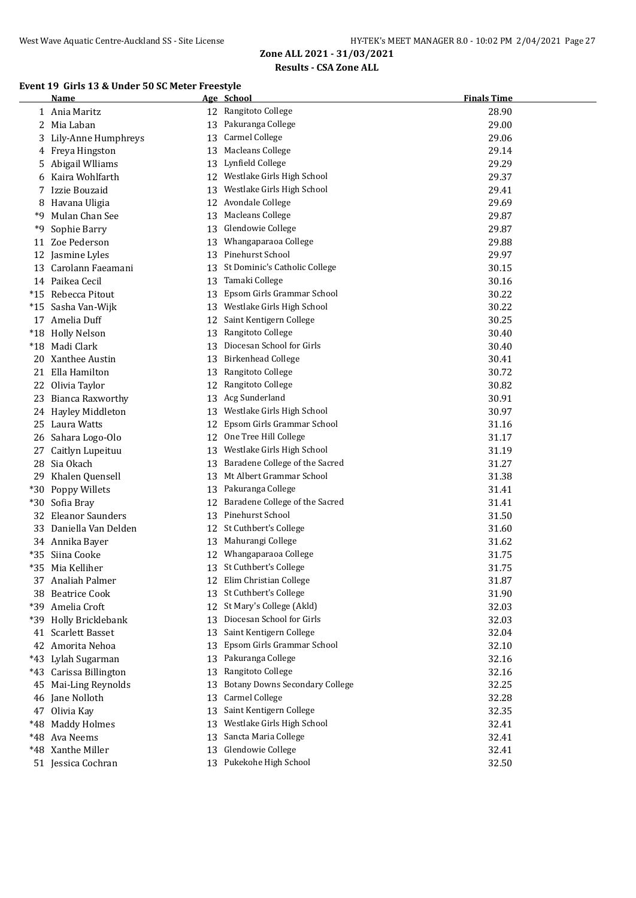## Zone ALL 2021 - 31/03/2021

## Results - CSA Zone ALL

### Event 19 Girls 13 & Under 50 SC Meter Freestyle

| | Name | Age | School | Finals Time |
|---|---|---|---|---|
| 1 | Ania Maritz | 12 | Rangitoto College | 28.90 |
| 2 | Mia Laban | 13 | Pakuranga College | 29.00 |
| 3 | Lily-Anne Humphreys | 13 | Carmel College | 29.06 |
| 4 | Freya Hingston | 13 | Macleans College | 29.14 |
| 5 | Abigail Wlliams | 13 | Lynfield College | 29.29 |
| 6 | Kaira Wohlfarth | 12 | Westlake Girls High School | 29.37 |
| 7 | Izzie Bouzaid | 13 | Westlake Girls High School | 29.41 |
| 8 | Havana Uligia | 12 | Avondale College | 29.69 |
| *9 | Mulan Chan See | 13 | Macleans College | 29.87 |
| *9 | Sophie Barry | 13 | Glendowie College | 29.87 |
| 11 | Zoe Pederson | 13 | Whangaparaoa College | 29.88 |
| 12 | Jasmine Lyles | 13 | Pinehurst School | 29.97 |
| 13 | Carolann Faeamani | 13 | St Dominic's Catholic College | 30.15 |
| 14 | Paikea Cecil | 13 | Tamaki College | 30.16 |
| *15 | Rebecca Pitout | 13 | Epsom Girls Grammar School | 30.22 |
| *15 | Sasha Van-Wijk | 13 | Westlake Girls High School | 30.22 |
| 17 | Amelia Duff | 12 | Saint Kentigern College | 30.25 |
| *18 | Holly Nelson | 13 | Rangitoto College | 30.40 |
| *18 | Madi Clark | 13 | Diocesan School for Girls | 30.40 |
| 20 | Xanthee Austin | 13 | Birkenhead College | 30.41 |
| 21 | Ella Hamilton | 13 | Rangitoto College | 30.72 |
| 22 | Olivia Taylor | 12 | Rangitoto College | 30.82 |
| 23 | Bianca Raxworthy | 13 | Acg Sunderland | 30.91 |
| 24 | Hayley Middleton | 13 | Westlake Girls High School | 30.97 |
| 25 | Laura Watts | 12 | Epsom Girls Grammar School | 31.16 |
| 26 | Sahara Logo-Olo | 12 | One Tree Hill College | 31.17 |
| 27 | Caitlyn Lupeituu | 13 | Westlake Girls High School | 31.19 |
| 28 | Sia Okach | 13 | Baradene College of the Sacred | 31.27 |
| 29 | Khalen Quensell | 13 | Mt Albert Grammar School | 31.38 |
| *30 | Poppy Willets | 13 | Pakuranga College | 31.41 |
| *30 | Sofia Bray | 12 | Baradene College of the Sacred | 31.41 |
| 32 | Eleanor Saunders | 13 | Pinehurst School | 31.50 |
| 33 | Daniella Van Delden | 12 | St Cuthbert's College | 31.60 |
| 34 | Annika Bayer | 13 | Mahurangi College | 31.62 |
| *35 | Siina Cooke | 12 | Whangaparaoa College | 31.75 |
| *35 | Mia Kelliher | 13 | St Cuthbert's College | 31.75 |
| 37 | Analiah Palmer | 12 | Elim Christian College | 31.87 |
| 38 | Beatrice Cook | 13 | St Cuthbert's College | 31.90 |
| *39 | Amelia Croft | 12 | St Mary's College (Akld) | 32.03 |
| *39 | Holly Bricklebank | 13 | Diocesan School for Girls | 32.03 |
| 41 | Scarlett Basset | 13 | Saint Kentigern College | 32.04 |
| 42 | Amorita Nehoa | 13 | Epsom Girls Grammar School | 32.10 |
| *43 | Lylah Sugarman | 13 | Pakuranga College | 32.16 |
| *43 | Carissa Billington | 13 | Rangitoto College | 32.16 |
| 45 | Mai-Ling Reynolds | 13 | Botany Downs Secondary College | 32.25 |
| 46 | Jane Nolloth | 13 | Carmel College | 32.28 |
| 47 | Olivia Kay | 13 | Saint Kentigern College | 32.35 |
| *48 | Maddy Holmes | 13 | Westlake Girls High School | 32.41 |
| *48 | Ava Neems | 13 | Sancta Maria College | 32.41 |
| *48 | Xanthe Miller | 13 | Glendowie College | 32.41 |
| 51 | Jessica Cochran | 13 | Pukekohe High School | 32.50 |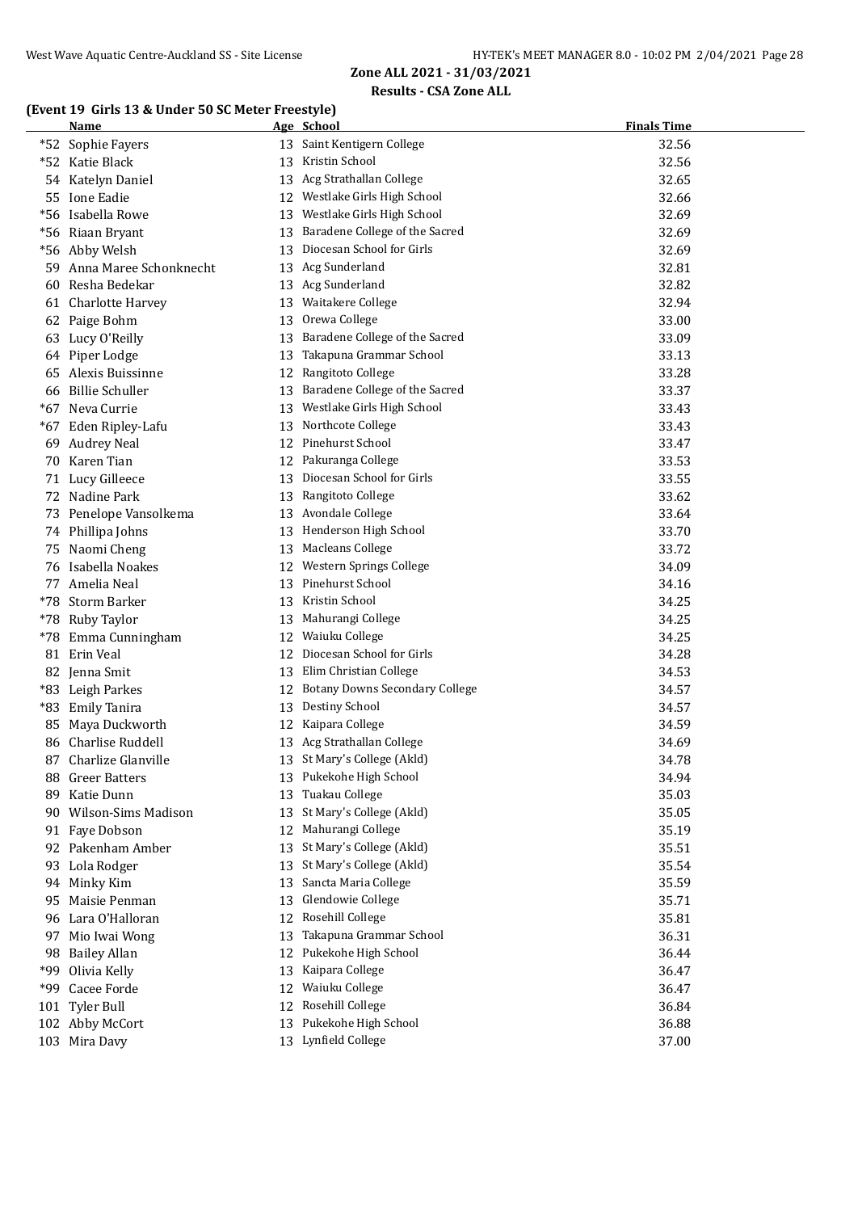## Zone ALL 2021 - 31/03/2021

### Results - CSA Zone ALL

#### (Event 19 Girls 13 & Under 50 SC Meter Freestyle)

| | Name | Age | School | Finals Time |
|---|---|---|---|---|
| *52 | Sophie Fayers | 13 | Saint Kentigern College | 32.56 |
| *52 | Katie Black | 13 | Kristin School | 32.56 |
| 54 | Katelyn Daniel | 13 | Acg Strathallan College | 32.65 |
| 55 | Ione Eadie | 12 | Westlake Girls High School | 32.66 |
| *56 | Isabella Rowe | 13 | Westlake Girls High School | 32.69 |
| *56 | Riaan Bryant | 13 | Baradene College of the Sacred | 32.69 |
| *56 | Abby Welsh | 13 | Diocesan School for Girls | 32.69 |
| 59 | Anna Maree Schonknecht | 13 | Acg Sunderland | 32.81 |
| 60 | Resha Bedekar | 13 | Acg Sunderland | 32.82 |
| 61 | Charlotte Harvey | 13 | Waitakere College | 32.94 |
| 62 | Paige Bohm | 13 | Orewa College | 33.00 |
| 63 | Lucy O'Reilly | 13 | Baradene College of the Sacred | 33.09 |
| 64 | Piper Lodge | 13 | Takapuna Grammar School | 33.13 |
| 65 | Alexis Buissinne | 12 | Rangitoto College | 33.28 |
| 66 | Billie Schuller | 13 | Baradene College of the Sacred | 33.37 |
| *67 | Neva Currie | 13 | Westlake Girls High School | 33.43 |
| *67 | Eden Ripley-Lafu | 13 | Northcote College | 33.43 |
| 69 | Audrey Neal | 12 | Pinehurst School | 33.47 |
| 70 | Karen Tian | 12 | Pakuranga College | 33.53 |
| 71 | Lucy Gilleece | 13 | Diocesan School for Girls | 33.55 |
| 72 | Nadine Park | 13 | Rangitoto College | 33.62 |
| 73 | Penelope Vansolkema | 13 | Avondale College | 33.64 |
| 74 | Phillipa Johns | 13 | Henderson High School | 33.70 |
| 75 | Naomi Cheng | 13 | Macleans College | 33.72 |
| 76 | Isabella Noakes | 12 | Western Springs College | 34.09 |
| 77 | Amelia Neal | 13 | Pinehurst School | 34.16 |
| *78 | Storm Barker | 13 | Kristin School | 34.25 |
| *78 | Ruby Taylor | 13 | Mahurangi College | 34.25 |
| *78 | Emma Cunningham | 12 | Waiuku College | 34.25 |
| 81 | Erin Veal | 12 | Diocesan School for Girls | 34.28 |
| 82 | Jenna Smit | 13 | Elim Christian College | 34.53 |
| *83 | Leigh Parkes | 12 | Botany Downs Secondary College | 34.57 |
| *83 | Emily Tanira | 13 | Destiny School | 34.57 |
| 85 | Maya Duckworth | 12 | Kaipara College | 34.59 |
| 86 | Charlise Ruddell | 13 | Acg Strathallan College | 34.69 |
| 87 | Charlize Glanville | 13 | St Mary's College (Akld) | 34.78 |
| 88 | Greer Batters | 13 | Pukekohe High School | 34.94 |
| 89 | Katie Dunn | 13 | Tuakau College | 35.03 |
| 90 | Wilson-Sims Madison | 13 | St Mary's College (Akld) | 35.05 |
| 91 | Faye Dobson | 12 | Mahurangi College | 35.19 |
| 92 | Pakenham Amber | 13 | St Mary's College (Akld) | 35.51 |
| 93 | Lola Rodger | 13 | St Mary's College (Akld) | 35.54 |
| 94 | Minky Kim | 13 | Sancta Maria College | 35.59 |
| 95 | Maisie Penman | 13 | Glendowie College | 35.71 |
| 96 | Lara O'Halloran | 12 | Rosehill College | 35.81 |
| 97 | Mio Iwai Wong | 13 | Takapuna Grammar School | 36.31 |
| 98 | Bailey Allan | 12 | Pukekohe High School | 36.44 |
| *99 | Olivia Kelly | 13 | Kaipara College | 36.47 |
| *99 | Cacee Forde | 12 | Waiuku College | 36.47 |
| 101 | Tyler Bull | 12 | Rosehill College | 36.84 |
| 102 | Abby McCort | 13 | Pukekohe High School | 36.88 |
| 103 | Mira Davy | 13 | Lynfield College | 37.00 |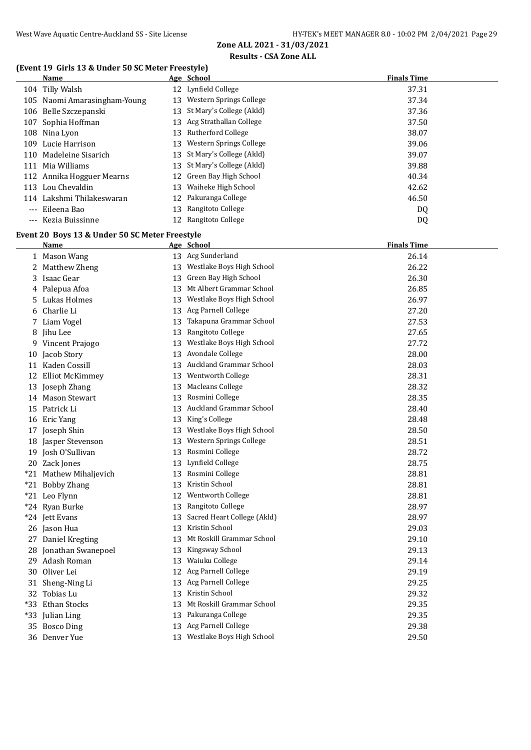## Zone ALL 2021 - 31/03/2021

## Results - CSA Zone ALL

### (Event 19 Girls 13 & Under 50 SC Meter Freestyle)

| | Name | Age | School | Finals Time |
|---|---|---|---|---|
| 104 | Tilly Walsh | 12 | Lynfield College | 37.31 |
| 105 | Naomi Amarasingham-Young | 13 | Western Springs College | 37.34 |
| 106 | Belle Szczepanski | 13 | St Mary's College (Akld) | 37.36 |
| 107 | Sophia Hoffman | 13 | Acg Strathallan College | 37.50 |
| 108 | Nina Lyon | 13 | Rutherford College | 38.07 |
| 109 | Lucie Harrison | 13 | Western Springs College | 39.06 |
| 110 | Madeleine Sisarich | 13 | St Mary's College (Akld) | 39.07 |
| 111 | Mia Williams | 13 | St Mary's College (Akld) | 39.88 |
| 112 | Annika Hogguer Mearns | 12 | Green Bay High School | 40.34 |
| 113 | Lou Chevaldin | 13 | Waiheke High School | 42.62 |
| 114 | Lakshmi Thilakeswaran | 12 | Pakuranga College | 46.50 |
| --- | Eileena Bao | 13 | Rangitoto College | DQ |
| --- | Kezia Buissinne | 12 | Rangitoto College | DQ |

### Event 20 Boys 13 & Under 50 SC Meter Freestyle

| | Name | Age | School | Finals Time |
|---|---|---|---|---|
| 1 | Mason Wang | 13 | Acg Sunderland | 26.14 |
| 2 | Matthew Zheng | 13 | Westlake Boys High School | 26.22 |
| 3 | Isaac Gear | 13 | Green Bay High School | 26.30 |
| 4 | Palepua Afoa | 13 | Mt Albert Grammar School | 26.85 |
| 5 | Lukas Holmes | 13 | Westlake Boys High School | 26.97 |
| 6 | Charlie Li | 13 | Acg Parnell College | 27.20 |
| 7 | Liam Vogel | 13 | Takapuna Grammar School | 27.53 |
| 8 | Jihu Lee | 13 | Rangitoto College | 27.65 |
| 9 | Vincent Prajogo | 13 | Westlake Boys High School | 27.72 |
| 10 | Jacob Story | 13 | Avondale College | 28.00 |
| 11 | Kaden Cossill | 13 | Auckland Grammar School | 28.03 |
| 12 | Elliot McKimmey | 13 | Wentworth College | 28.31 |
| 13 | Joseph Zhang | 13 | Macleans College | 28.32 |
| 14 | Mason Stewart | 13 | Rosmini College | 28.35 |
| 15 | Patrick Li | 13 | Auckland Grammar School | 28.40 |
| 16 | Eric Yang | 13 | King's College | 28.48 |
| 17 | Joseph Shin | 13 | Westlake Boys High School | 28.50 |
| 18 | Jasper Stevenson | 13 | Western Springs College | 28.51 |
| 19 | Josh O'Sullivan | 13 | Rosmini College | 28.72 |
| 20 | Zack Jones | 13 | Lynfield College | 28.75 |
| *21 | Mathew Mihaljevich | 13 | Rosmini College | 28.81 |
| *21 | Bobby Zhang | 13 | Kristin School | 28.81 |
| *21 | Leo Flynn | 12 | Wentworth College | 28.81 |
| *24 | Ryan Burke | 13 | Rangitoto College | 28.97 |
| *24 | Jett Evans | 13 | Sacred Heart College (Akld) | 28.97 |
| 26 | Jason Hua | 13 | Kristin School | 29.03 |
| 27 | Daniel Kregting | 13 | Mt Roskill Grammar School | 29.10 |
| 28 | Jonathan Swanepoel | 13 | Kingsway School | 29.13 |
| 29 | Adash Roman | 13 | Waiuku College | 29.14 |
| 30 | Oliver Lei | 12 | Acg Parnell College | 29.19 |
| 31 | Sheng-Ning Li | 13 | Acg Parnell College | 29.25 |
| 32 | Tobias Lu | 13 | Kristin School | 29.32 |
| *33 | Ethan Stocks | 13 | Mt Roskill Grammar School | 29.35 |
| *33 | Julian Ling | 13 | Pakuranga College | 29.35 |
| 35 | Bosco Ding | 13 | Acg Parnell College | 29.38 |
| 36 | Denver Yue | 13 | Westlake Boys High School | 29.50 |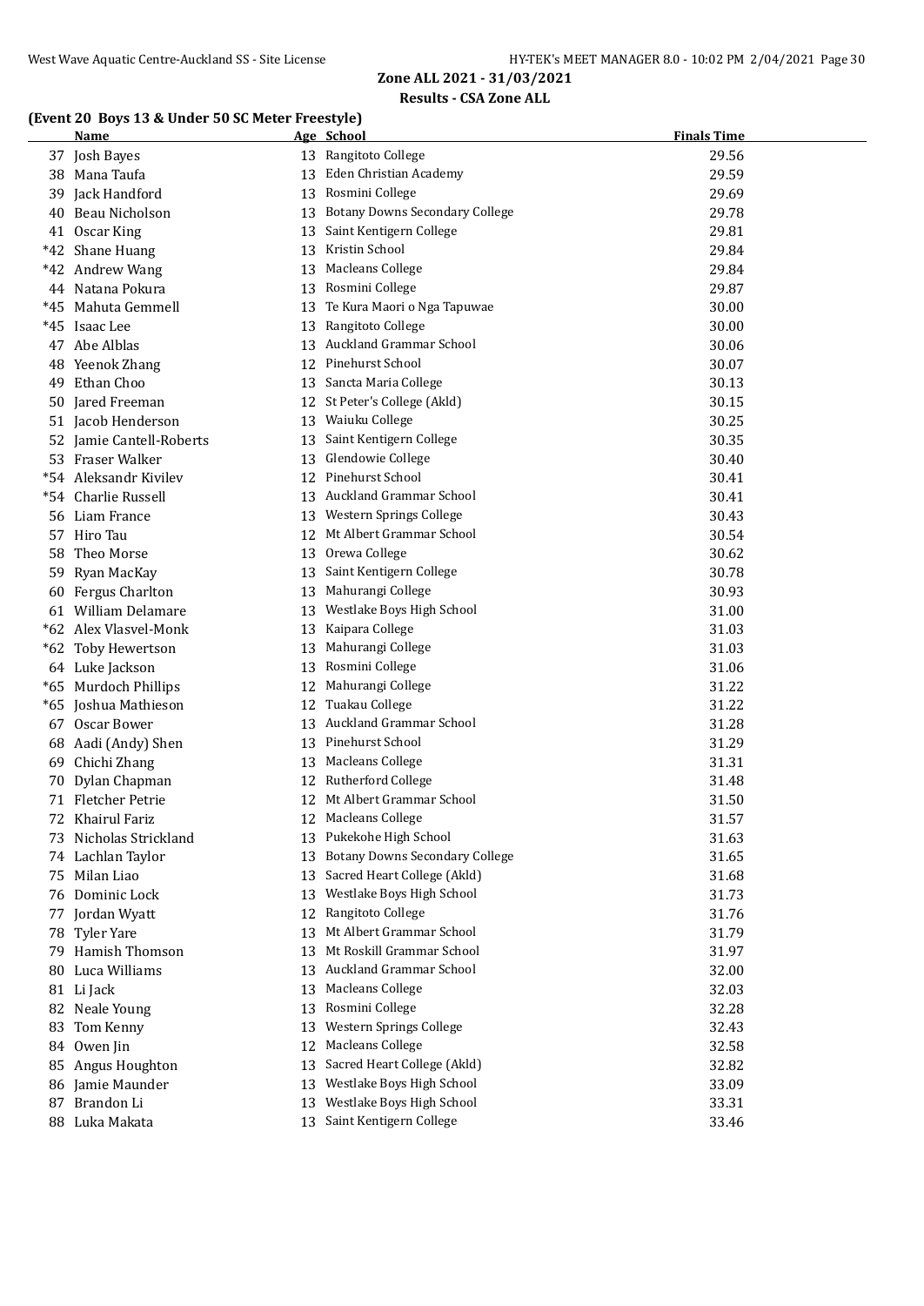## Zone ALL 2021 - 31/03/2021

### Results - CSA Zone ALL

#### (Event 20 Boys 13 & Under 50 SC Meter Freestyle)

| | Name | Age | School | Finals Time |
|---|---|---|---|---|
| 37 | Josh Bayes | 13 | Rangitoto College | 29.56 |
| 38 | Mana Taufa | 13 | Eden Christian Academy | 29.59 |
| 39 | Jack Handford | 13 | Rosmini College | 29.69 |
| 40 | Beau Nicholson | 13 | Botany Downs Secondary College | 29.78 |
| 41 | Oscar King | 13 | Saint Kentigern College | 29.81 |
| *42 | Shane Huang | 13 | Kristin School | 29.84 |
| *42 | Andrew Wang | 13 | Macleans College | 29.84 |
| 44 | Natana Pokura | 13 | Rosmini College | 29.87 |
| *45 | Mahuta Gemmell | 13 | Te Kura Maori o Nga Tapuwae | 30.00 |
| *45 | Isaac Lee | 13 | Rangitoto College | 30.00 |
| 47 | Abe Alblas | 13 | Auckland Grammar School | 30.06 |
| 48 | Yeenok Zhang | 12 | Pinehurst School | 30.07 |
| 49 | Ethan Choo | 13 | Sancta Maria College | 30.13 |
| 50 | Jared Freeman | 12 | St Peter's College (Akld) | 30.15 |
| 51 | Jacob Henderson | 13 | Waiuku College | 30.25 |
| 52 | Jamie Cantell-Roberts | 13 | Saint Kentigern College | 30.35 |
| 53 | Fraser Walker | 13 | Glendowie College | 30.40 |
| *54 | Aleksandr Kivilev | 12 | Pinehurst School | 30.41 |
| *54 | Charlie Russell | 13 | Auckland Grammar School | 30.41 |
| 56 | Liam France | 13 | Western Springs College | 30.43 |
| 57 | Hiro Tau | 12 | Mt Albert Grammar School | 30.54 |
| 58 | Theo Morse | 13 | Orewa College | 30.62 |
| 59 | Ryan MacKay | 13 | Saint Kentigern College | 30.78 |
| 60 | Fergus Charlton | 13 | Mahurangi College | 30.93 |
| 61 | William Delamare | 13 | Westlake Boys High School | 31.00 |
| *62 | Alex Vlasvel-Monk | 13 | Kaipara College | 31.03 |
| *62 | Toby Hewertson | 13 | Mahurangi College | 31.03 |
| 64 | Luke Jackson | 13 | Rosmini College | 31.06 |
| *65 | Murdoch Phillips | 12 | Mahurangi College | 31.22 |
| *65 | Joshua Mathieson | 12 | Tuakau College | 31.22 |
| 67 | Oscar Bower | 13 | Auckland Grammar School | 31.28 |
| 68 | Aadi (Andy) Shen | 13 | Pinehurst School | 31.29 |
| 69 | Chichi Zhang | 13 | Macleans College | 31.31 |
| 70 | Dylan Chapman | 12 | Rutherford College | 31.48 |
| 71 | Fletcher Petrie | 12 | Mt Albert Grammar School | 31.50 |
| 72 | Khairul Fariz | 12 | Macleans College | 31.57 |
| 73 | Nicholas Strickland | 13 | Pukekohe High School | 31.63 |
| 74 | Lachlan Taylor | 13 | Botany Downs Secondary College | 31.65 |
| 75 | Milan Liao | 13 | Sacred Heart College (Akld) | 31.68 |
| 76 | Dominic Lock | 13 | Westlake Boys High School | 31.73 |
| 77 | Jordan Wyatt | 12 | Rangitoto College | 31.76 |
| 78 | Tyler Yare | 13 | Mt Albert Grammar School | 31.79 |
| 79 | Hamish Thomson | 13 | Mt Roskill Grammar School | 31.97 |
| 80 | Luca Williams | 13 | Auckland Grammar School | 32.00 |
| 81 | Li Jack | 13 | Macleans College | 32.03 |
| 82 | Neale Young | 13 | Rosmini College | 32.28 |
| 83 | Tom Kenny | 13 | Western Springs College | 32.43 |
| 84 | Owen Jin | 12 | Macleans College | 32.58 |
| 85 | Angus Houghton | 13 | Sacred Heart College (Akld) | 32.82 |
| 86 | Jamie Maunder | 13 | Westlake Boys High School | 33.09 |
| 87 | Brandon Li | 13 | Westlake Boys High School | 33.31 |
| 88 | Luka Makata | 13 | Saint Kentigern College | 33.46 |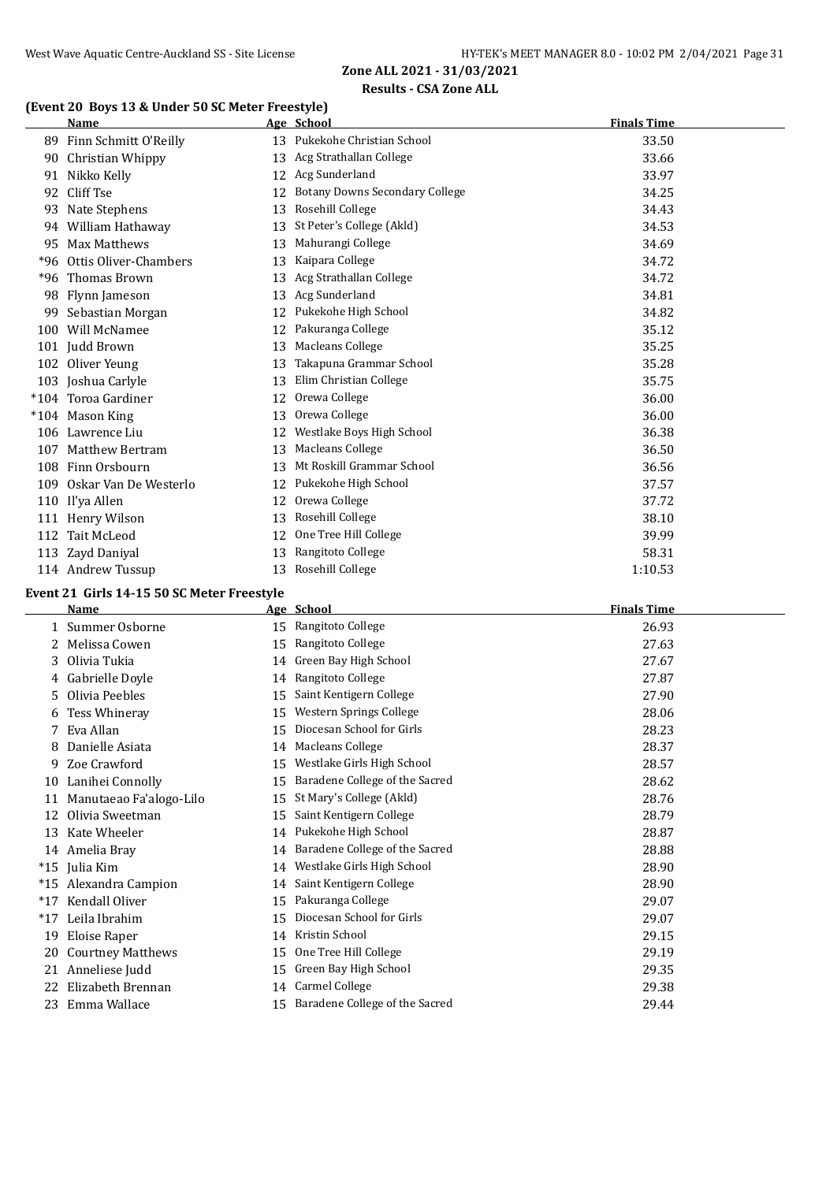## Zone ALL 2021 - 31/03/2021

### Results - CSA Zone ALL

#### (Event 20 Boys 13 & Under 50 SC Meter Freestyle)

| | Name | Age | School | Finals Time |
|---|---|---|---|---|
| 89 | Finn Schmitt O'Reilly | 13 | Pukekohe Christian School | 33.50 |
| 90 | Christian Whippy | 13 | Acg Strathallan College | 33.66 |
| 91 | Nikko Kelly | 12 | Acg Sunderland | 33.97 |
| 92 | Cliff Tse | 12 | Botany Downs Secondary College | 34.25 |
| 93 | Nate Stephens | 13 | Rosehill College | 34.43 |
| 94 | William Hathaway | 13 | St Peter's College (Akld) | 34.53 |
| 95 | Max Matthews | 13 | Mahurangi College | 34.69 |
| *96 | Ottis Oliver-Chambers | 13 | Kaipara College | 34.72 |
| *96 | Thomas Brown | 13 | Acg Strathallan College | 34.72 |
| 98 | Flynn Jameson | 13 | Acg Sunderland | 34.81 |
| 99 | Sebastian Morgan | 12 | Pukekohe High School | 34.82 |
| 100 | Will McNamee | 12 | Pakuranga College | 35.12 |
| 101 | Judd Brown | 13 | Macleans College | 35.25 |
| 102 | Oliver Yeung | 13 | Takapuna Grammar School | 35.28 |
| 103 | Joshua Carlyle | 13 | Elim Christian College | 35.75 |
| *104 | Toroa Gardiner | 12 | Orewa College | 36.00 |
| *104 | Mason King | 13 | Orewa College | 36.00 |
| 106 | Lawrence Liu | 12 | Westlake Boys High School | 36.38 |
| 107 | Matthew Bertram | 13 | Macleans College | 36.50 |
| 108 | Finn Orsbourn | 13 | Mt Roskill Grammar School | 36.56 |
| 109 | Oskar Van De Westerlo | 12 | Pukekohe High School | 37.57 |
| 110 | Il'ya Allen | 12 | Orewa College | 37.72 |
| 111 | Henry Wilson | 13 | Rosehill College | 38.10 |
| 112 | Tait McLeod | 12 | One Tree Hill College | 39.99 |
| 113 | Zayd Daniyal | 13 | Rangitoto College | 58.31 |
| 114 | Andrew Tussup | 13 | Rosehill College | 1:10.53 |

#### Event 21 Girls 14-15 50 SC Meter Freestyle

| | Name | Age | School | Finals Time |
|---|---|---|---|---|
| 1 | Summer Osborne | 15 | Rangitoto College | 26.93 |
| 2 | Melissa Cowen | 15 | Rangitoto College | 27.63 |
| 3 | Olivia Tukia | 14 | Green Bay High School | 27.67 |
| 4 | Gabrielle Doyle | 14 | Rangitoto College | 27.87 |
| 5 | Olivia Peebles | 15 | Saint Kentigern College | 27.90 |
| 6 | Tess Whineray | 15 | Western Springs College | 28.06 |
| 7 | Eva Allan | 15 | Diocesan School for Girls | 28.23 |
| 8 | Danielle Asiata | 14 | Macleans College | 28.37 |
| 9 | Zoe Crawford | 15 | Westlake Girls High School | 28.57 |
| 10 | Lanihei Connolly | 15 | Baradene College of the Sacred | 28.62 |
| 11 | Manutaeao Fa'alogo-Lilo | 15 | St Mary's College (Akld) | 28.76 |
| 12 | Olivia Sweetman | 15 | Saint Kentigern College | 28.79 |
| 13 | Kate Wheeler | 14 | Pukekohe High School | 28.87 |
| 14 | Amelia Bray | 14 | Baradene College of the Sacred | 28.88 |
| *15 | Julia Kim | 14 | Westlake Girls High School | 28.90 |
| *15 | Alexandra Campion | 14 | Saint Kentigern College | 28.90 |
| *17 | Kendall Oliver | 15 | Pakuranga College | 29.07 |
| *17 | Leila Ibrahim | 15 | Diocesan School for Girls | 29.07 |
| 19 | Eloise Raper | 14 | Kristin School | 29.15 |
| 20 | Courtney Matthews | 15 | One Tree Hill College | 29.19 |
| 21 | Anneliese Judd | 15 | Green Bay High School | 29.35 |
| 22 | Elizabeth Brennan | 14 | Carmel College | 29.38 |
| 23 | Emma Wallace | 15 | Baradene College of the Sacred | 29.44 |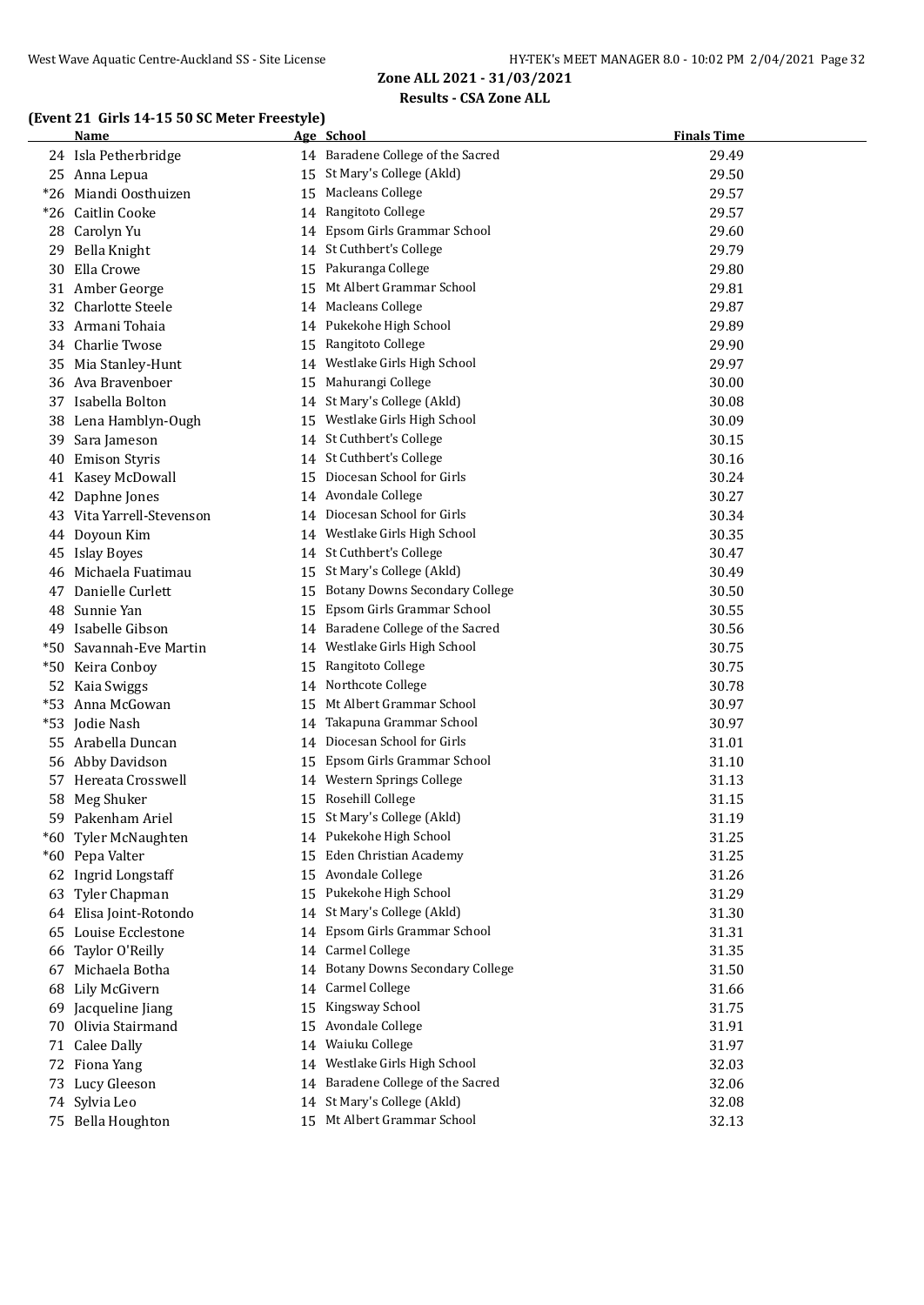Zone ALL 2021 - 31/03/2021

Results - CSA Zone ALL

### (Event 21 Girls 14-15 50 SC Meter Freestyle)

| | Name | Age | School | Finals Time |
|---|---|---|---|---|
| 24 | Isla Petherbridge | 14 | Baradene College of the Sacred | 29.49 |
| 25 | Anna Lepua | 15 | St Mary's College (Akld) | 29.50 |
| *26 | Miandi Oosthuizen | 15 | Macleans College | 29.57 |
| *26 | Caitlin Cooke | 14 | Rangitoto College | 29.57 |
| 28 | Carolyn Yu | 14 | Epsom Girls Grammar School | 29.60 |
| 29 | Bella Knight | 14 | St Cuthbert's College | 29.79 |
| 30 | Ella Crowe | 15 | Pakuranga College | 29.80 |
| 31 | Amber George | 15 | Mt Albert Grammar School | 29.81 |
| 32 | Charlotte Steele | 14 | Macleans College | 29.87 |
| 33 | Armani Tohaia | 14 | Pukekohe High School | 29.89 |
| 34 | Charlie Twose | 15 | Rangitoto College | 29.90 |
| 35 | Mia Stanley-Hunt | 14 | Westlake Girls High School | 29.97 |
| 36 | Ava Bravenboer | 15 | Mahurangi College | 30.00 |
| 37 | Isabella Bolton | 14 | St Mary's College (Akld) | 30.08 |
| 38 | Lena Hamblyn-Ough | 15 | Westlake Girls High School | 30.09 |
| 39 | Sara Jameson | 14 | St Cuthbert's College | 30.15 |
| 40 | Emison Styris | 14 | St Cuthbert's College | 30.16 |
| 41 | Kasey McDowall | 15 | Diocesan School for Girls | 30.24 |
| 42 | Daphne Jones | 14 | Avondale College | 30.27 |
| 43 | Vita Yarrell-Stevenson | 14 | Diocesan School for Girls | 30.34 |
| 44 | Doyoun Kim | 14 | Westlake Girls High School | 30.35 |
| 45 | Islay Boyes | 14 | St Cuthbert's College | 30.47 |
| 46 | Michaela Fuatimau | 15 | St Mary's College (Akld) | 30.49 |
| 47 | Danielle Curlett | 15 | Botany Downs Secondary College | 30.50 |
| 48 | Sunnie Yan | 15 | Epsom Girls Grammar School | 30.55 |
| 49 | Isabelle Gibson | 14 | Baradene College of the Sacred | 30.56 |
| *50 | Savannah-Eve Martin | 14 | Westlake Girls High School | 30.75 |
| *50 | Keira Conboy | 15 | Rangitoto College | 30.75 |
| 52 | Kaia Swiggs | 14 | Northcote College | 30.78 |
| *53 | Anna McGowan | 15 | Mt Albert Grammar School | 30.97 |
| *53 | Jodie Nash | 14 | Takapuna Grammar School | 30.97 |
| 55 | Arabella Duncan | 14 | Diocesan School for Girls | 31.01 |
| 56 | Abby Davidson | 15 | Epsom Girls Grammar School | 31.10 |
| 57 | Hereata Crosswell | 14 | Western Springs College | 31.13 |
| 58 | Meg Shuker | 15 | Rosehill College | 31.15 |
| 59 | Pakenham Ariel | 15 | St Mary's College (Akld) | 31.19 |
| *60 | Tyler McNaughten | 14 | Pukekohe High School | 31.25 |
| *60 | Pepa Valter | 15 | Eden Christian Academy | 31.25 |
| 62 | Ingrid Longstaff | 15 | Avondale College | 31.26 |
| 63 | Tyler Chapman | 15 | Pukekohe High School | 31.29 |
| 64 | Elisa Joint-Rotondo | 14 | St Mary's College (Akld) | 31.30 |
| 65 | Louise Ecclestone | 14 | Epsom Girls Grammar School | 31.31 |
| 66 | Taylor O'Reilly | 14 | Carmel College | 31.35 |
| 67 | Michaela Botha | 14 | Botany Downs Secondary College | 31.50 |
| 68 | Lily McGivern | 14 | Carmel College | 31.66 |
| 69 | Jacqueline Jiang | 15 | Kingsway School | 31.75 |
| 70 | Olivia Stairmand | 15 | Avondale College | 31.91 |
| 71 | Calee Dally | 14 | Waiuku College | 31.97 |
| 72 | Fiona Yang | 14 | Westlake Girls High School | 32.03 |
| 73 | Lucy Gleeson | 14 | Baradene College of the Sacred | 32.06 |
| 74 | Sylvia Leo | 14 | St Mary's College (Akld) | 32.08 |
| 75 | Bella Houghton | 15 | Mt Albert Grammar School | 32.13 |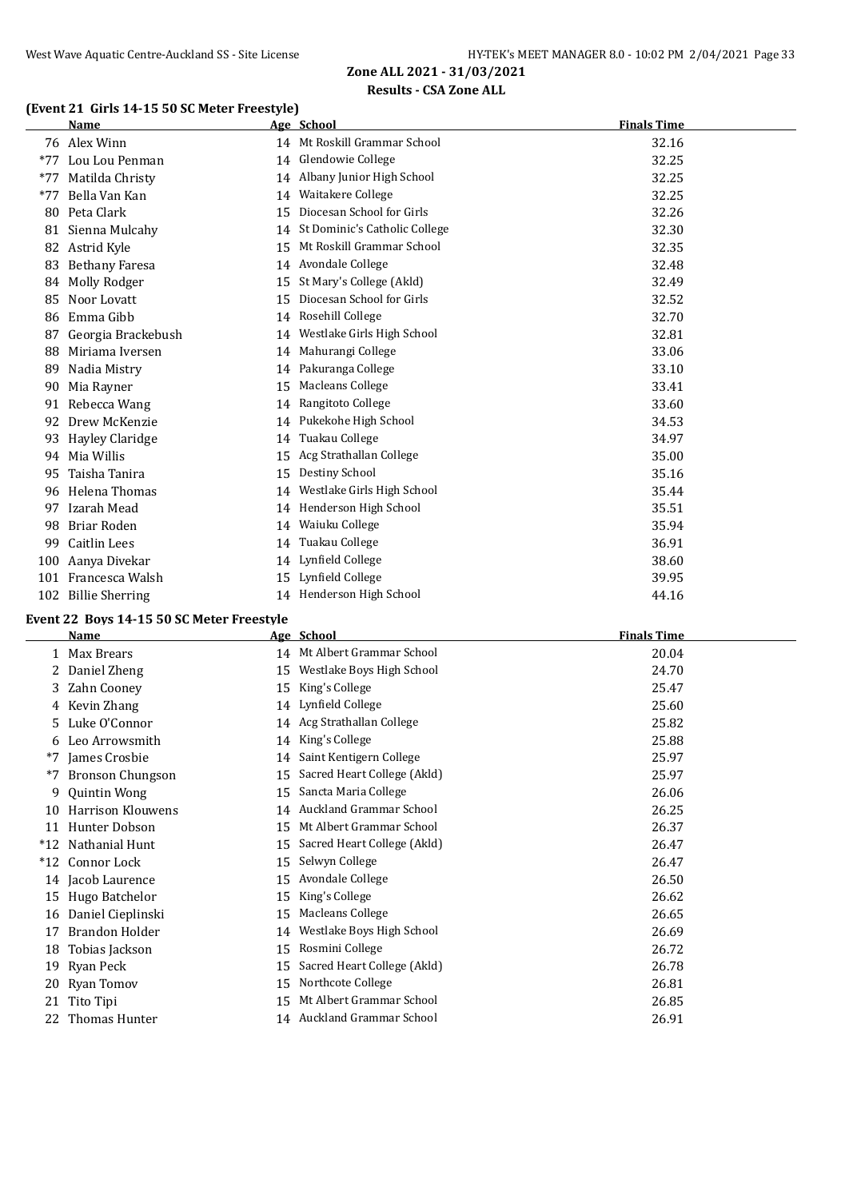## (Event 21 Girls 14-15 50 SC Meter Freestyle)

| | Name | Age | School | Finals Time |
|---|---|---|---|---|
| 76 | Alex Winn | 14 | Mt Roskill Grammar School | 32.16 |
| *77 | Lou Lou Penman | 14 | Glendowie College | 32.25 |
| *77 | Matilda Christy | 14 | Albany Junior High School | 32.25 |
| *77 | Bella Van Kan | 14 | Waitakere College | 32.25 |
| 80 | Peta Clark | 15 | Diocesan School for Girls | 32.26 |
| 81 | Sienna Mulcahy | 14 | St Dominic's Catholic College | 32.30 |
| 82 | Astrid Kyle | 15 | Mt Roskill Grammar School | 32.35 |
| 83 | Bethany Faresa | 14 | Avondale College | 32.48 |
| 84 | Molly Rodger | 15 | St Mary's College (Akld) | 32.49 |
| 85 | Noor Lovatt | 15 | Diocesan School for Girls | 32.52 |
| 86 | Emma Gibb | 14 | Rosehill College | 32.70 |
| 87 | Georgia Brackebush | 14 | Westlake Girls High School | 32.81 |
| 88 | Miriama Iversen | 14 | Mahurangi College | 33.06 |
| 89 | Nadia Mistry | 14 | Pakuranga College | 33.10 |
| 90 | Mia Rayner | 15 | Macleans College | 33.41 |
| 91 | Rebecca Wang | 14 | Rangitoto College | 33.60 |
| 92 | Drew McKenzie | 14 | Pukekohe High School | 34.53 |
| 93 | Hayley Claridge | 14 | Tuakau College | 34.97 |
| 94 | Mia Willis | 15 | Acg Strathallan College | 35.00 |
| 95 | Taisha Tanira | 15 | Destiny School | 35.16 |
| 96 | Helena Thomas | 14 | Westlake Girls High School | 35.44 |
| 97 | Izarah Mead | 14 | Henderson High School | 35.51 |
| 98 | Briar Roden | 14 | Waiuku College | 35.94 |
| 99 | Caitlin Lees | 14 | Tuakau College | 36.91 |
| 100 | Aanya Divekar | 14 | Lynfield College | 38.60 |
| 101 | Francesca Walsh | 15 | Lynfield College | 39.95 |
| 102 | Billie Sherring | 14 | Henderson High School | 44.16 |

## Event 22 Boys 14-15 50 SC Meter Freestyle

| | Name | Age | School | Finals Time |
|---|---|---|---|---|
| 1 | Max Brears | 14 | Mt Albert Grammar School | 20.04 |
| 2 | Daniel Zheng | 15 | Westlake Boys High School | 24.70 |
| 3 | Zahn Cooney | 15 | King's College | 25.47 |
| 4 | Kevin Zhang | 14 | Lynfield College | 25.60 |
| 5 | Luke O'Connor | 14 | Acg Strathallan College | 25.82 |
| 6 | Leo Arrowsmith | 14 | King's College | 25.88 |
| *7 | James Crosbie | 14 | Saint Kentigern College | 25.97 |
| *7 | Bronson Chungson | 15 | Sacred Heart College (Akld) | 25.97 |
| 9 | Quintin Wong | 15 | Sancta Maria College | 26.06 |
| 10 | Harrison Klouwens | 14 | Auckland Grammar School | 26.25 |
| 11 | Hunter Dobson | 15 | Mt Albert Grammar School | 26.37 |
| *12 | Nathanial Hunt | 15 | Sacred Heart College (Akld) | 26.47 |
| *12 | Connor Lock | 15 | Selwyn College | 26.47 |
| 14 | Jacob Laurence | 15 | Avondale College | 26.50 |
| 15 | Hugo Batchelor | 15 | King's College | 26.62 |
| 16 | Daniel Cieplinski | 15 | Macleans College | 26.65 |
| 17 | Brandon Holder | 14 | Westlake Boys High School | 26.69 |
| 18 | Tobias Jackson | 15 | Rosmini College | 26.72 |
| 19 | Ryan Peck | 15 | Sacred Heart College (Akld) | 26.78 |
| 20 | Ryan Tomov | 15 | Northcote College | 26.81 |
| 21 | Tito Tipi | 15 | Mt Albert Grammar School | 26.85 |
| 22 | Thomas Hunter | 14 | Auckland Grammar School | 26.91 |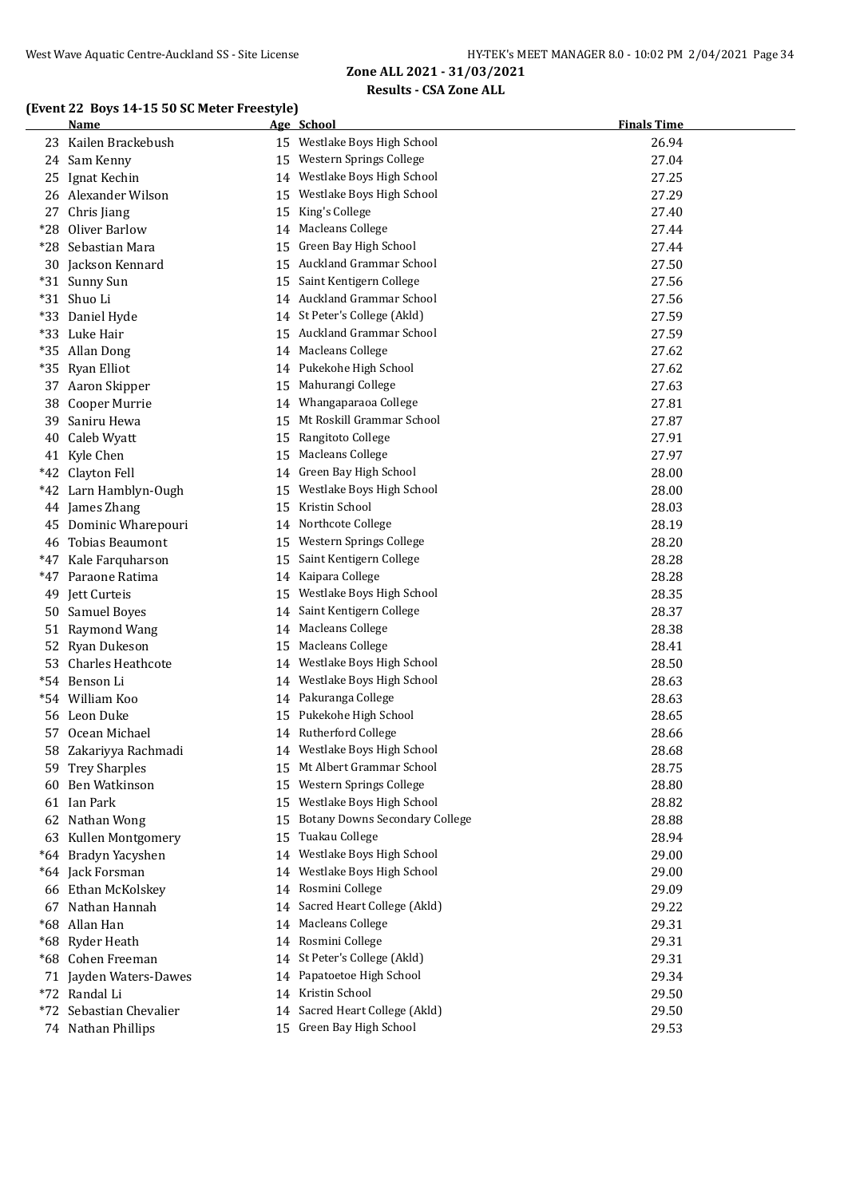## Zone ALL 2021 - 31/03/2021

### Results - CSA Zone ALL

#### (Event 22 Boys 14-15 50 SC Meter Freestyle)

| | Name | Age | School | Finals Time |
|---|---|---|---|---|
| 23 | Kailen Brackebush | 15 | Westlake Boys High School | 26.94 |
| 24 | Sam Kenny | 15 | Western Springs College | 27.04 |
| 25 | Ignat Kechin | 14 | Westlake Boys High School | 27.25 |
| 26 | Alexander Wilson | 15 | Westlake Boys High School | 27.29 |
| 27 | Chris Jiang | 15 | King's College | 27.40 |
| *28 | Oliver Barlow | 14 | Macleans College | 27.44 |
| *28 | Sebastian Mara | 15 | Green Bay High School | 27.44 |
| 30 | Jackson Kennard | 15 | Auckland Grammar School | 27.50 |
| *31 | Sunny Sun | 15 | Saint Kentigern College | 27.56 |
| *31 | Shuo Li | 14 | Auckland Grammar School | 27.56 |
| *33 | Daniel Hyde | 14 | St Peter's College (Akld) | 27.59 |
| *33 | Luke Hair | 15 | Auckland Grammar School | 27.59 |
| *35 | Allan Dong | 14 | Macleans College | 27.62 |
| *35 | Ryan Elliot | 14 | Pukekohe High School | 27.62 |
| 37 | Aaron Skipper | 15 | Mahurangi College | 27.63 |
| 38 | Cooper Murrie | 14 | Whangaparaoa College | 27.81 |
| 39 | Saniru Hewa | 15 | Mt Roskill Grammar School | 27.87 |
| 40 | Caleb Wyatt | 15 | Rangitoto College | 27.91 |
| 41 | Kyle Chen | 15 | Macleans College | 27.97 |
| *42 | Clayton Fell | 14 | Green Bay High School | 28.00 |
| *42 | Larn Hamblyn-Ough | 15 | Westlake Boys High School | 28.00 |
| 44 | James Zhang | 15 | Kristin School | 28.03 |
| 45 | Dominic Wharepouri | 14 | Northcote College | 28.19 |
| 46 | Tobias Beaumont | 15 | Western Springs College | 28.20 |
| *47 | Kale Farquharson | 15 | Saint Kentigern College | 28.28 |
| *47 | Paraone Ratima | 14 | Kaipara College | 28.28 |
| 49 | Jett Curteis | 15 | Westlake Boys High School | 28.35 |
| 50 | Samuel Boyes | 14 | Saint Kentigern College | 28.37 |
| 51 | Raymond Wang | 14 | Macleans College | 28.38 |
| 52 | Ryan Dukeson | 15 | Macleans College | 28.41 |
| 53 | Charles Heathcote | 14 | Westlake Boys High School | 28.50 |
| *54 | Benson Li | 14 | Westlake Boys High School | 28.63 |
| *54 | William Koo | 14 | Pakuranga College | 28.63 |
| 56 | Leon Duke | 15 | Pukekohe High School | 28.65 |
| 57 | Ocean Michael | 14 | Rutherford College | 28.66 |
| 58 | Zakariyya Rachmadi | 14 | Westlake Boys High School | 28.68 |
| 59 | Trey Sharples | 15 | Mt Albert Grammar School | 28.75 |
| 60 | Ben Watkinson | 15 | Western Springs College | 28.80 |
| 61 | Ian Park | 15 | Westlake Boys High School | 28.82 |
| 62 | Nathan Wong | 15 | Botany Downs Secondary College | 28.88 |
| 63 | Kullen Montgomery | 15 | Tuakau College | 28.94 |
| *64 | Bradyn Yacyshen | 14 | Westlake Boys High School | 29.00 |
| *64 | Jack Forsman | 14 | Westlake Boys High School | 29.00 |
| 66 | Ethan McKolskey | 14 | Rosmini College | 29.09 |
| 67 | Nathan Hannah | 14 | Sacred Heart College (Akld) | 29.22 |
| *68 | Allan Han | 14 | Macleans College | 29.31 |
| *68 | Ryder Heath | 14 | Rosmini College | 29.31 |
| *68 | Cohen Freeman | 14 | St Peter's College (Akld) | 29.31 |
| 71 | Jayden Waters-Dawes | 14 | Papatoetoe High School | 29.34 |
| *72 | Randal Li | 14 | Kristin School | 29.50 |
| *72 | Sebastian Chevalier | 14 | Sacred Heart College (Akld) | 29.50 |
| 74 | Nathan Phillips | 15 | Green Bay High School | 29.53 |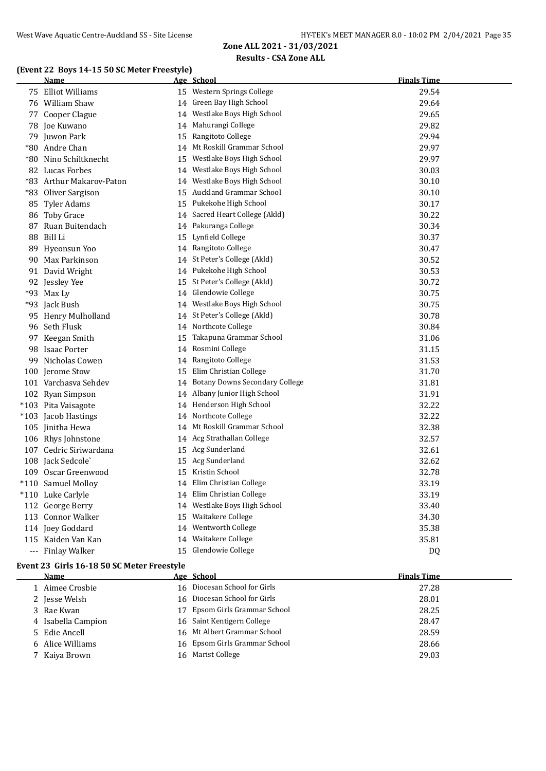Zone ALL 2021 - 31/03/2021

Results - CSA Zone ALL

### (Event 22 Boys 14-15 50 SC Meter Freestyle)

| | Name | Age | School | Finals Time |
|---|---|---|---|---|
| 75 | Elliot Williams | 15 | Western Springs College | 29.54 |
| 76 | William Shaw | 14 | Green Bay High School | 29.64 |
| 77 | Cooper Clague | 14 | Westlake Boys High School | 29.65 |
| 78 | Joe Kuwano | 14 | Mahurangi College | 29.82 |
| 79 | Juwon Park | 15 | Rangitoto College | 29.94 |
| *80 | Andre Chan | 14 | Mt Roskill Grammar School | 29.97 |
| *80 | Nino Schiltknecht | 15 | Westlake Boys High School | 29.97 |
| 82 | Lucas Forbes | 14 | Westlake Boys High School | 30.03 |
| *83 | Arthur Makarov-Paton | 14 | Westlake Boys High School | 30.10 |
| *83 | Oliver Sargison | 15 | Auckland Grammar School | 30.10 |
| 85 | Tyler Adams | 15 | Pukekohe High School | 30.17 |
| 86 | Toby Grace | 14 | Sacred Heart College (Akld) | 30.22 |
| 87 | Ruan Buitendach | 14 | Pakuranga College | 30.34 |
| 88 | Bill Li | 15 | Lynfield College | 30.37 |
| 89 | Hyeonsun Yoo | 14 | Rangitoto College | 30.47 |
| 90 | Max Parkinson | 14 | St Peter's College (Akld) | 30.52 |
| 91 | David Wright | 14 | Pukekohe High School | 30.53 |
| 92 | Jessley Yee | 15 | St Peter's College (Akld) | 30.72 |
| *93 | Max Ly | 14 | Glendowie College | 30.75 |
| *93 | Jack Bush | 14 | Westlake Boys High School | 30.75 |
| 95 | Henry Mulholland | 14 | St Peter's College (Akld) | 30.78 |
| 96 | Seth Flusk | 14 | Northcote College | 30.84 |
| 97 | Keegan Smith | 15 | Takapuna Grammar School | 31.06 |
| 98 | Isaac Porter | 14 | Rosmini College | 31.15 |
| 99 | Nicholas Cowen | 14 | Rangitoto College | 31.53 |
| 100 | Jerome Stow | 15 | Elim Christian College | 31.70 |
| 101 | Varchasva Sehdev | 14 | Botany Downs Secondary College | 31.81 |
| 102 | Ryan Simpson | 14 | Albany Junior High School | 31.91 |
| *103 | Pita Vaisagote | 14 | Henderson High School | 32.22 |
| *103 | Jacob Hastings | 14 | Northcote College | 32.22 |
| 105 | Jinitha Hewa | 14 | Mt Roskill Grammar School | 32.38 |
| 106 | Rhys Johnstone | 14 | Acg Strathallan College | 32.57 |
| 107 | Cedric Siriwardana | 15 | Acg Sunderland | 32.61 |
| 108 | Jack Sedcole` | 15 | Acg Sunderland | 32.62 |
| 109 | Oscar Greenwood | 15 | Kristin School | 32.78 |
| *110 | Samuel Molloy | 14 | Elim Christian College | 33.19 |
| *110 | Luke Carlyle | 14 | Elim Christian College | 33.19 |
| 112 | George Berry | 14 | Westlake Boys High School | 33.40 |
| 113 | Connor Walker | 15 | Waitakere College | 34.30 |
| 114 | Joey Goddard | 14 | Wentworth College | 35.38 |
| 115 | Kaiden Van Kan | 14 | Waitakere College | 35.81 |
| --- | Finlay Walker | 15 | Glendowie College | DQ |

### Event 23 Girls 16-18 50 SC Meter Freestyle

| | Name | Age | School | Finals Time |
|---|---|---|---|---|
| 1 | Aimee Crosbie | 16 | Diocesan School for Girls | 27.28 |
| 2 | Jesse Welsh | 16 | Diocesan School for Girls | 28.01 |
| 3 | Rae Kwan | 17 | Epsom Girls Grammar School | 28.25 |
| 4 | Isabella Campion | 16 | Saint Kentigern College | 28.47 |
| 5 | Edie Ancell | 16 | Mt Albert Grammar School | 28.59 |
| 6 | Alice Williams | 16 | Epsom Girls Grammar School | 28.66 |
| 7 | Kaiya Brown | 16 | Marist College | 29.03 |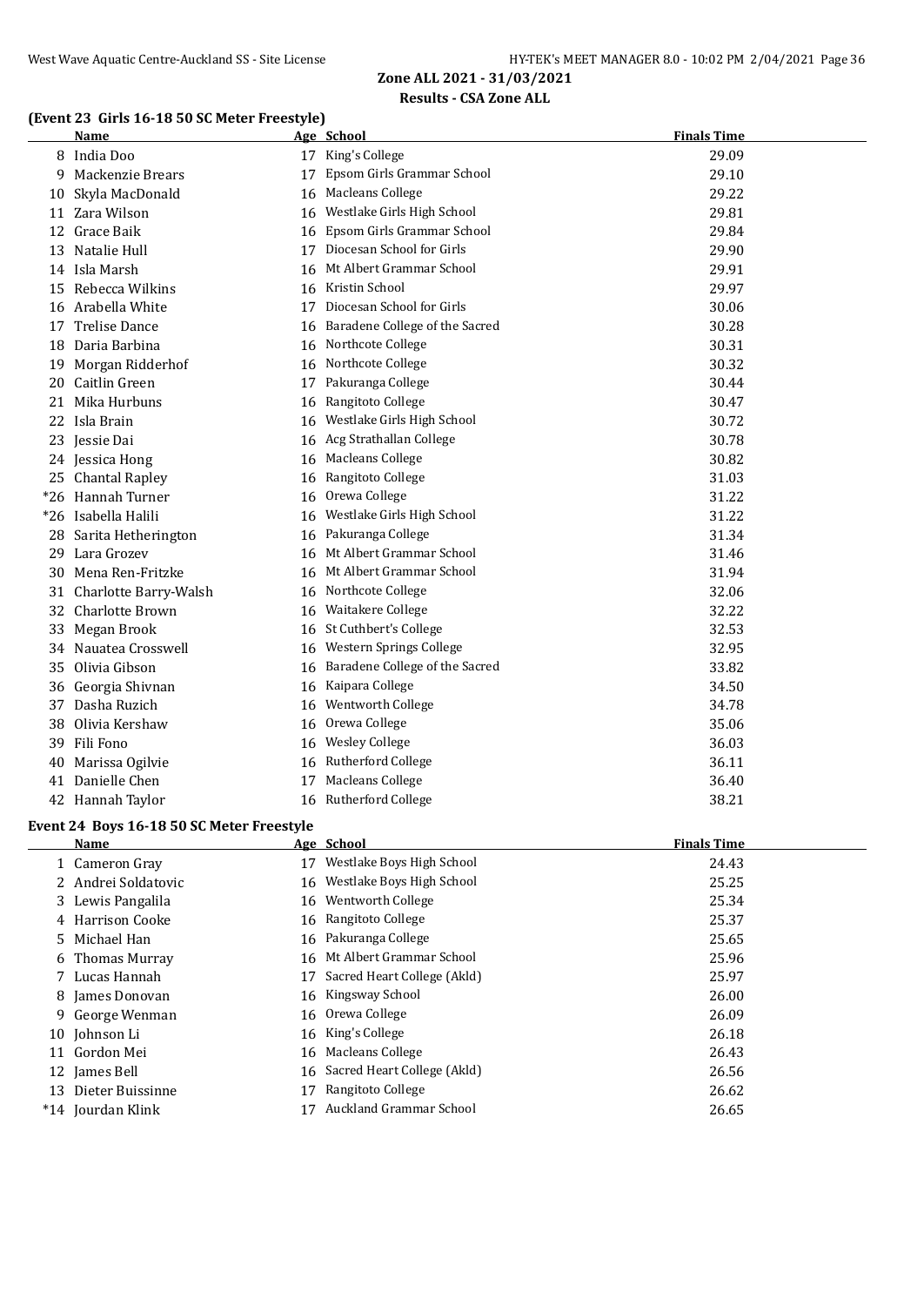## Zone ALL 2021 - 31/03/2021

### Results - CSA Zone ALL

### (Event 23 Girls 16-18 50 SC Meter Freestyle)

| | Name | Age | School | Finals Time |
|---|---|---|---|---|
| 8 | India Doo | 17 | King's College | 29.09 |
| 9 | Mackenzie Brears | 17 | Epsom Girls Grammar School | 29.10 |
| 10 | Skyla MacDonald | 16 | Macleans College | 29.22 |
| 11 | Zara Wilson | 16 | Westlake Girls High School | 29.81 |
| 12 | Grace Baik | 16 | Epsom Girls Grammar School | 29.84 |
| 13 | Natalie Hull | 17 | Diocesan School for Girls | 29.90 |
| 14 | Isla Marsh | 16 | Mt Albert Grammar School | 29.91 |
| 15 | Rebecca Wilkins | 16 | Kristin School | 29.97 |
| 16 | Arabella White | 17 | Diocesan School for Girls | 30.06 |
| 17 | Trelise Dance | 16 | Baradene College of the Sacred | 30.28 |
| 18 | Daria Barbina | 16 | Northcote College | 30.31 |
| 19 | Morgan Ridderhof | 16 | Northcote College | 30.32 |
| 20 | Caitlin Green | 17 | Pakuranga College | 30.44 |
| 21 | Mika Hurbuns | 16 | Rangitoto College | 30.47 |
| 22 | Isla Brain | 16 | Westlake Girls High School | 30.72 |
| 23 | Jessie Dai | 16 | Acg Strathallan College | 30.78 |
| 24 | Jessica Hong | 16 | Macleans College | 30.82 |
| 25 | Chantal Rapley | 16 | Rangitoto College | 31.03 |
| *26 | Hannah Turner | 16 | Orewa College | 31.22 |
| *26 | Isabella Halili | 16 | Westlake Girls High School | 31.22 |
| 28 | Sarita Hetherington | 16 | Pakuranga College | 31.34 |
| 29 | Lara Grozev | 16 | Mt Albert Grammar School | 31.46 |
| 30 | Mena Ren-Fritzke | 16 | Mt Albert Grammar School | 31.94 |
| 31 | Charlotte Barry-Walsh | 16 | Northcote College | 32.06 |
| 32 | Charlotte Brown | 16 | Waitakere College | 32.22 |
| 33 | Megan Brook | 16 | St Cuthbert's College | 32.53 |
| 34 | Nauatea Crosswell | 16 | Western Springs College | 32.95 |
| 35 | Olivia Gibson | 16 | Baradene College of the Sacred | 33.82 |
| 36 | Georgia Shivnan | 16 | Kaipara College | 34.50 |
| 37 | Dasha Ruzich | 16 | Wentworth College | 34.78 |
| 38 | Olivia Kershaw | 16 | Orewa College | 35.06 |
| 39 | Fili Fono | 16 | Wesley College | 36.03 |
| 40 | Marissa Ogilvie | 16 | Rutherford College | 36.11 |
| 41 | Danielle Chen | 17 | Macleans College | 36.40 |
| 42 | Hannah Taylor | 16 | Rutherford College | 38.21 |

### Event 24 Boys 16-18 50 SC Meter Freestyle

| | Name | Age | School | Finals Time |
|---|---|---|---|---|
| 1 | Cameron Gray | 17 | Westlake Boys High School | 24.43 |
| 2 | Andrei Soldatovic | 16 | Westlake Boys High School | 25.25 |
| 3 | Lewis Pangalila | 16 | Wentworth College | 25.34 |
| 4 | Harrison Cooke | 16 | Rangitoto College | 25.37 |
| 5 | Michael Han | 16 | Pakuranga College | 25.65 |
| 6 | Thomas Murray | 16 | Mt Albert Grammar School | 25.96 |
| 7 | Lucas Hannah | 17 | Sacred Heart College (Akld) | 25.97 |
| 8 | James Donovan | 16 | Kingsway School | 26.00 |
| 9 | George Wenman | 16 | Orewa College | 26.09 |
| 10 | Johnson Li | 16 | King's College | 26.18 |
| 11 | Gordon Mei | 16 | Macleans College | 26.43 |
| 12 | James Bell | 16 | Sacred Heart College (Akld) | 26.56 |
| 13 | Dieter Buissinne | 17 | Rangitoto College | 26.62 |
| *14 | Jourdan Klink | 17 | Auckland Grammar School | 26.65 |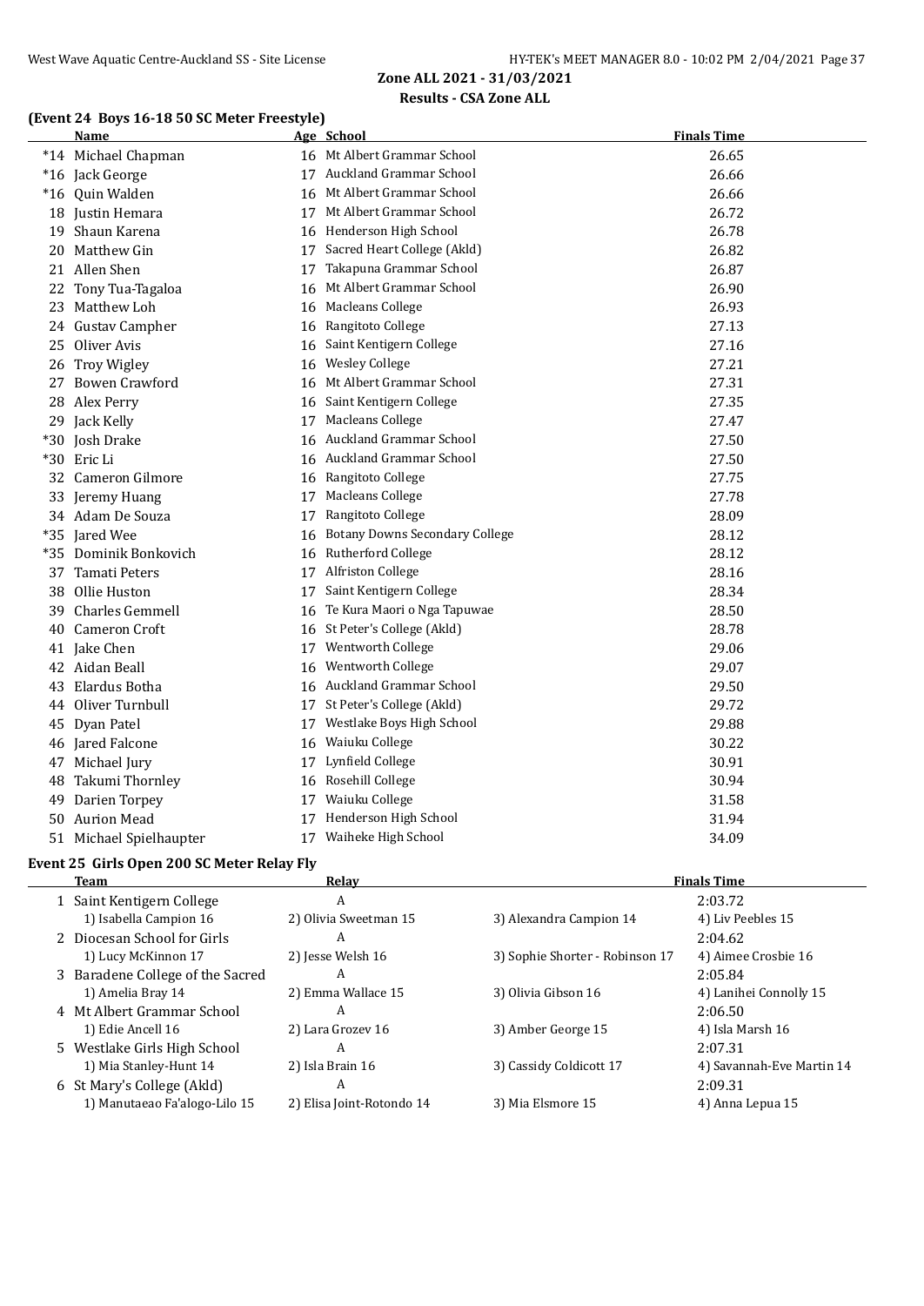## Zone ALL 2021 - 31/03/2021

### Results - CSA Zone ALL

#### (Event 24 Boys 16-18 50 SC Meter Freestyle)

| | Name | Age | School | Finals Time |
|---|---|---|---|---|
| *14 | Michael Chapman | 16 | Mt Albert Grammar School | 26.65 |
| *16 | Jack George | 17 | Auckland Grammar School | 26.66 |
| *16 | Quin Walden | 16 | Mt Albert Grammar School | 26.66 |
| 18 | Justin Hemara | 17 | Mt Albert Grammar School | 26.72 |
| 19 | Shaun Karena | 16 | Henderson High School | 26.78 |
| 20 | Matthew Gin | 17 | Sacred Heart College (Akld) | 26.82 |
| 21 | Allen Shen | 17 | Takapuna Grammar School | 26.87 |
| 22 | Tony Tua-Tagaloa | 16 | Mt Albert Grammar School | 26.90 |
| 23 | Matthew Loh | 16 | Macleans College | 26.93 |
| 24 | Gustav Campher | 16 | Rangitoto College | 27.13 |
| 25 | Oliver Avis | 16 | Saint Kentigern College | 27.16 |
| 26 | Troy Wigley | 16 | Wesley College | 27.21 |
| 27 | Bowen Crawford | 16 | Mt Albert Grammar School | 27.31 |
| 28 | Alex Perry | 16 | Saint Kentigern College | 27.35 |
| 29 | Jack Kelly | 17 | Macleans College | 27.47 |
| *30 | Josh Drake | 16 | Auckland Grammar School | 27.50 |
| *30 | Eric Li | 16 | Auckland Grammar School | 27.50 |
| 32 | Cameron Gilmore | 16 | Rangitoto College | 27.75 |
| 33 | Jeremy Huang | 17 | Macleans College | 27.78 |
| 34 | Adam De Souza | 17 | Rangitoto College | 28.09 |
| *35 | Jared Wee | 16 | Botany Downs Secondary College | 28.12 |
| *35 | Dominik Bonkovich | 16 | Rutherford College | 28.12 |
| 37 | Tamati Peters | 17 | Alfriston College | 28.16 |
| 38 | Ollie Huston | 17 | Saint Kentigern College | 28.34 |
| 39 | Charles Gemmell | 16 | Te Kura Maori o Nga Tapuwae | 28.50 |
| 40 | Cameron Croft | 16 | St Peter's College (Akld) | 28.78 |
| 41 | Jake Chen | 17 | Wentworth College | 29.06 |
| 42 | Aidan Beall | 16 | Wentworth College | 29.07 |
| 43 | Elardus Botha | 16 | Auckland Grammar School | 29.50 |
| 44 | Oliver Turnbull | 17 | St Peter's College (Akld) | 29.72 |
| 45 | Dyan Patel | 17 | Westlake Boys High School | 29.88 |
| 46 | Jared Falcone | 16 | Waiuku College | 30.22 |
| 47 | Michael Jury | 17 | Lynfield College | 30.91 |
| 48 | Takumi Thornley | 16 | Rosehill College | 30.94 |
| 49 | Darien Torpey | 17 | Waiuku College | 31.58 |
| 50 | Aurion Mead | 17 | Henderson High School | 31.94 |
| 51 | Michael Spielhaupter | 17 | Waiheke High School | 34.09 |

#### Event 25 Girls Open 200 SC Meter Relay Fly

| | Team | Relay | | Finals Time |
|---|---|---|---|---|
| 1 | Saint Kentigern College | A | | 2:03.72 |
| | 1) Isabella Campion 16 | 2) Olivia Sweetman 15 | 3) Alexandra Campion 14 | 4) Liv Peebles 15 |
| 2 | Diocesan School for Girls | A | | 2:04.62 |
| | 1) Lucy McKinnon 17 | 2) Jesse Welsh 16 | 3) Sophie Shorter - Robinson 17 | 4) Aimee Crosbie 16 |
| 3 | Baradene College of the Sacred | A | | 2:05.84 |
| | 1) Amelia Bray 14 | 2) Emma Wallace 15 | 3) Olivia Gibson 16 | 4) Lanihei Connolly 15 |
| 4 | Mt Albert Grammar School | A | | 2:06.50 |
| | 1) Edie Ancell 16 | 2) Lara Grozev 16 | 3) Amber George 15 | 4) Isla Marsh 16 |
| 5 | Westlake Girls High School | A | | 2:07.31 |
| | 1) Mia Stanley-Hunt 14 | 2) Isla Brain 16 | 3) Cassidy Coldicott 17 | 4) Savannah-Eve Martin 14 |
| 6 | St Mary's College (Akld) | A | | 2:09.31 |
| | 1) Manutaeao Fa'alogo-Lilo 15 | 2) Elisa Joint-Rotondo 14 | 3) Mia Elsmore 15 | 4) Anna Lepua 15 |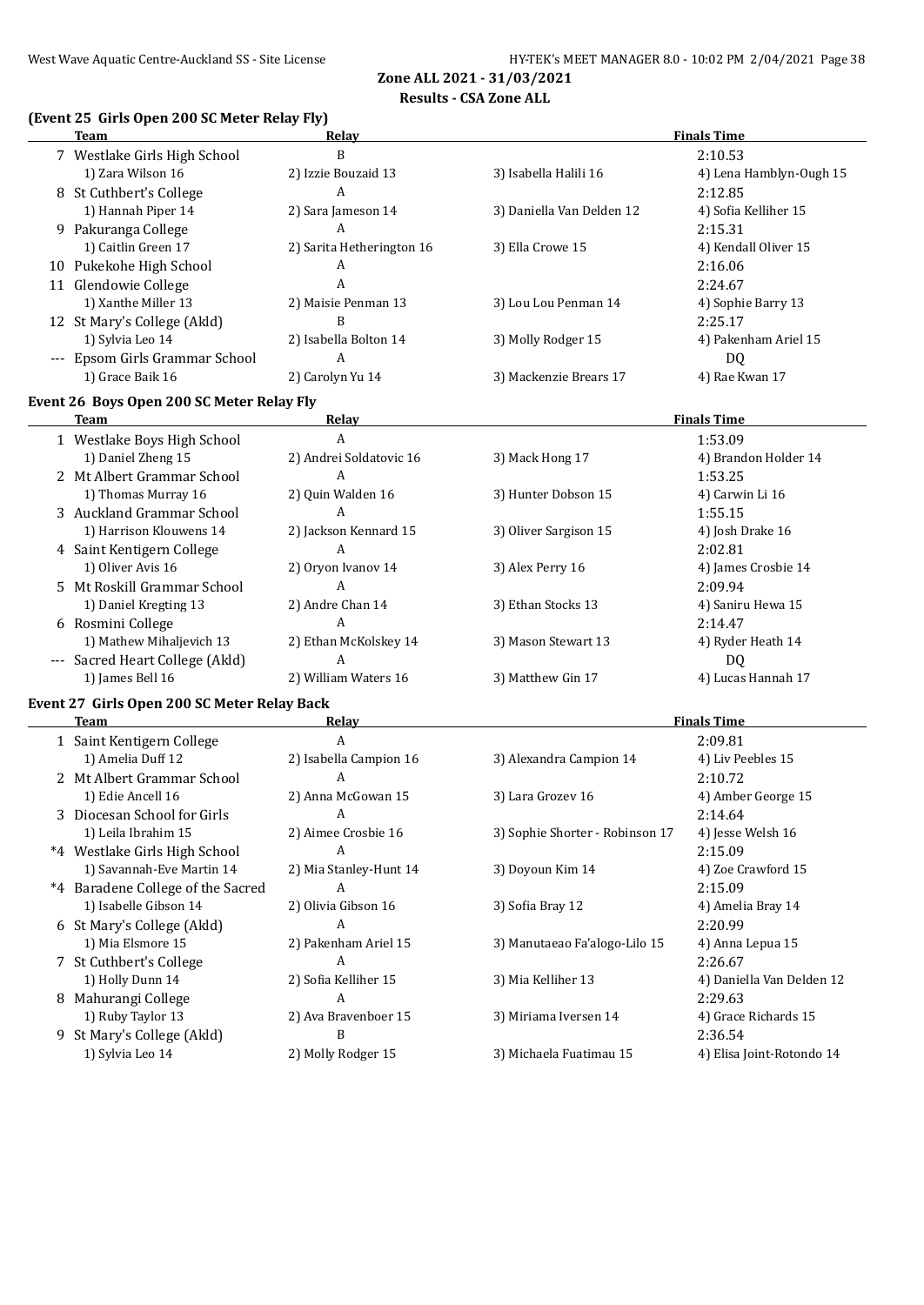**Zone ALL 2021 - 31/03/2021**
**Results - CSA Zone ALL**

### (Event 25 Girls Open 200 SC Meter Relay Fly)

| | Team | Relay | | Finals Time |
|---|---|---|---|---|
| 7 | Westlake Girls High School | B | | 2:10.53 |
| | 1) Zara Wilson 16 | 2) Izzie Bouzaid 13 | 3) Isabella Halili 16 | 4) Lena Hamblyn-Ough 15 |
| 8 | St Cuthbert's College | A | | 2:12.85 |
| | 1) Hannah Piper 14 | 2) Sara Jameson 14 | 3) Daniella Van Delden 12 | 4) Sofia Kelliher 15 |
| 9 | Pakuranga College | A | | 2:15.31 |
| | 1) Caitlin Green 17 | 2) Sarita Hetherington 16 | 3) Ella Crowe 15 | 4) Kendall Oliver 15 |
| 10 | Pukekohe High School | A | | 2:16.06 |
| 11 | Glendowie College | A | | 2:24.67 |
| | 1) Xanthe Miller 13 | 2) Maisie Penman 13 | 3) Lou Lou Penman 14 | 4) Sophie Barry 13 |
| 12 | St Mary's College (Akld) | B | | 2:25.17 |
| | 1) Sylvia Leo 14 | 2) Isabella Bolton 14 | 3) Molly Rodger 15 | 4) Pakenham Ariel 15 |
| --- | Epsom Girls Grammar School | A | | DQ |
| | 1) Grace Baik 16 | 2) Carolyn Yu 14 | 3) Mackenzie Brears 17 | 4) Rae Kwan 17 |

### Event 26 Boys Open 200 SC Meter Relay Fly

| | Team | Relay | | Finals Time |
|---|---|---|---|---|
| 1 | Westlake Boys High School | A | | 1:53.09 |
| | 1) Daniel Zheng 15 | 2) Andrei Soldatovic 16 | 3) Mack Hong 17 | 4) Brandon Holder 14 |
| 2 | Mt Albert Grammar School | A | | 1:53.25 |
| | 1) Thomas Murray 16 | 2) Quin Walden 16 | 3) Hunter Dobson 15 | 4) Carwin Li 16 |
| 3 | Auckland Grammar School | A | | 1:55.15 |
| | 1) Harrison Klouwens 14 | 2) Jackson Kennard 15 | 3) Oliver Sargison 15 | 4) Josh Drake 16 |
| 4 | Saint Kentigern College | A | | 2:02.81 |
| | 1) Oliver Avis 16 | 2) Oryon Ivanov 14 | 3) Alex Perry 16 | 4) James Crosbie 14 |
| 5 | Mt Roskill Grammar School | A | | 2:09.94 |
| | 1) Daniel Kregting 13 | 2) Andre Chan 14 | 3) Ethan Stocks 13 | 4) Saniru Hewa 15 |
| 6 | Rosmini College | A | | 2:14.47 |
| | 1) Mathew Mihaljevich 13 | 2) Ethan McKolskey 14 | 3) Mason Stewart 13 | 4) Ryder Heath 14 |
| --- | Sacred Heart College (Akld) | A | | DQ |
| | 1) James Bell 16 | 2) William Waters 16 | 3) Matthew Gin 17 | 4) Lucas Hannah 17 |

### Event 27 Girls Open 200 SC Meter Relay Back

| | Team | Relay | | Finals Time |
|---|---|---|---|---|
| 1 | Saint Kentigern College | A | | 2:09.81 |
| | 1) Amelia Duff 12 | 2) Isabella Campion 16 | 3) Alexandra Campion 14 | 4) Liv Peebles 15 |
| 2 | Mt Albert Grammar School | A | | 2:10.72 |
| | 1) Edie Ancell 16 | 2) Anna McGowan 15 | 3) Lara Grozev 16 | 4) Amber George 15 |
| 3 | Diocesan School for Girls | A | | 2:14.64 |
| | 1) Leila Ibrahim 15 | 2) Aimee Crosbie 16 | 3) Sophie Shorter - Robinson 17 | 4) Jesse Welsh 16 |
| *4 | Westlake Girls High School | A | | 2:15.09 |
| | 1) Savannah-Eve Martin 14 | 2) Mia Stanley-Hunt 14 | 3) Doyoun Kim 14 | 4) Zoe Crawford 15 |
| *4 | Baradene College of the Sacred | A | | 2:15.09 |
| | 1) Isabelle Gibson 14 | 2) Olivia Gibson 16 | 3) Sofia Bray 12 | 4) Amelia Bray 14 |
| 6 | St Mary's College (Akld) | A | | 2:20.99 |
| | 1) Mia Elsmore 15 | 2) Pakenham Ariel 15 | 3) Manutaeao Fa'alogo-Lilo 15 | 4) Anna Lepua 15 |
| 7 | St Cuthbert's College | A | | 2:26.67 |
| | 1) Holly Dunn 14 | 2) Sofia Kelliher 15 | 3) Mia Kelliher 13 | 4) Daniella Van Delden 12 |
| 8 | Mahurangi College | A | | 2:29.63 |
| | 1) Ruby Taylor 13 | 2) Ava Bravenboer 15 | 3) Miriama Iversen 14 | 4) Grace Richards 15 |
| 9 | St Mary's College (Akld) | B | | 2:36.54 |
| | 1) Sylvia Leo 14 | 2) Molly Rodger 15 | 3) Michaela Fuatimau 15 | 4) Elisa Joint-Rotondo 14 |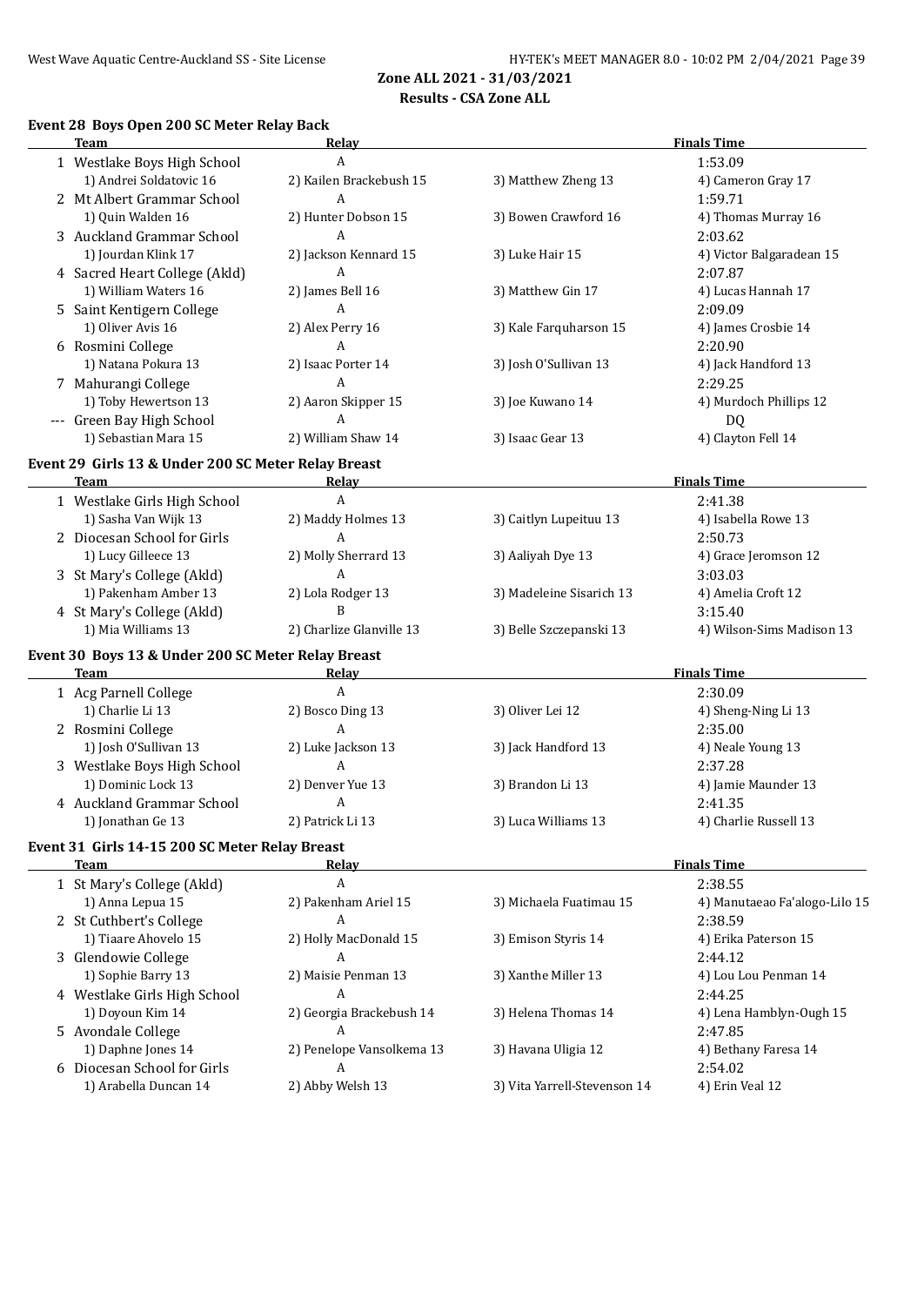## Zone ALL 2021 - 31/03/2021
## Results - CSA Zone ALL

### Event 28 Boys Open 200 SC Meter Relay Back

| | Team | Relay | | Finals Time |
|---|---|---|---|---|
| 1 | Westlake Boys High School | A | | 1:53.09 |
| | 1) Andrei Soldatovic 16 | 2) Kailen Brackebush 15 | 3) Matthew Zheng 13 | 4) Cameron Gray 17 |
| 2 | Mt Albert Grammar School | A | | 1:59.71 |
| | 1) Quin Walden 16 | 2) Hunter Dobson 15 | 3) Bowen Crawford 16 | 4) Thomas Murray 16 |
| 3 | Auckland Grammar School | A | | 2:03.62 |
| | 1) Jourdan Klink 17 | 2) Jackson Kennard 15 | 3) Luke Hair 15 | 4) Victor Balgaradean 15 |
| 4 | Sacred Heart College (Akld) | A | | 2:07.87 |
| | 1) William Waters 16 | 2) James Bell 16 | 3) Matthew Gin 17 | 4) Lucas Hannah 17 |
| 5 | Saint Kentigern College | A | | 2:09.09 |
| | 1) Oliver Avis 16 | 2) Alex Perry 16 | 3) Kale Farquharson 15 | 4) James Crosbie 14 |
| 6 | Rosmini College | A | | 2:20.90 |
| | 1) Natana Pokura 13 | 2) Isaac Porter 14 | 3) Josh O'Sullivan 13 | 4) Jack Handford 13 |
| 7 | Mahurangi College | A | | 2:29.25 |
| | 1) Toby Hewertson 13 | 2) Aaron Skipper 15 | 3) Joe Kuwano 14 | 4) Murdoch Phillips 12 |
| --- | Green Bay High School | A | | DQ |
| | 1) Sebastian Mara 15 | 2) William Shaw 14 | 3) Isaac Gear 13 | 4) Clayton Fell 14 |

### Event 29 Girls 13 & Under 200 SC Meter Relay Breast

| | Team | Relay | | Finals Time |
|---|---|---|---|---|
| 1 | Westlake Girls High School | A | | 2:41.38 |
| | 1) Sasha Van Wijk 13 | 2) Maddy Holmes 13 | 3) Caitlyn Lupeituu 13 | 4) Isabella Rowe 13 |
| 2 | Diocesan School for Girls | A | | 2:50.73 |
| | 1) Lucy Gilleece 13 | 2) Molly Sherrard 13 | 3) Aaliyah Dye 13 | 4) Grace Jeromson 12 |
| 3 | St Mary's College (Akld) | A | | 3:03.03 |
| | 1) Pakenham Amber 13 | 2) Lola Rodger 13 | 3) Madeleine Sisarich 13 | 4) Amelia Croft 12 |
| 4 | St Mary's College (Akld) | B | | 3:15.40 |
| | 1) Mia Williams 13 | 2) Charlize Glanville 13 | 3) Belle Szczepanski 13 | 4) Wilson-Sims Madison 13 |

### Event 30 Boys 13 & Under 200 SC Meter Relay Breast

| | Team | Relay | | Finals Time |
|---|---|---|---|---|
| 1 | Acg Parnell College | A | | 2:30.09 |
| | 1) Charlie Li 13 | 2) Bosco Ding 13 | 3) Oliver Lei 12 | 4) Sheng-Ning Li 13 |
| 2 | Rosmini College | A | | 2:35.00 |
| | 1) Josh O'Sullivan 13 | 2) Luke Jackson 13 | 3) Jack Handford 13 | 4) Neale Young 13 |
| 3 | Westlake Boys High School | A | | 2:37.28 |
| | 1) Dominic Lock 13 | 2) Denver Yue 13 | 3) Brandon Li 13 | 4) Jamie Maunder 13 |
| 4 | Auckland Grammar School | A | | 2:41.35 |
| | 1) Jonathan Ge 13 | 2) Patrick Li 13 | 3) Luca Williams 13 | 4) Charlie Russell 13 |

### Event 31 Girls 14-15 200 SC Meter Relay Breast

| | Team | Relay | | Finals Time |
|---|---|---|---|---|
| 1 | St Mary's College (Akld) | A | | 2:38.55 |
| | 1) Anna Lepua 15 | 2) Pakenham Ariel 15 | 3) Michaela Fuatimau 15 | 4) Manutaeao Fa'alogo-Lilo 15 |
| 2 | St Cuthbert's College | A | | 2:38.59 |
| | 1) Tiaare Ahovelo 15 | 2) Holly MacDonald 15 | 3) Emison Styris 14 | 4) Erika Paterson 15 |
| 3 | Glendowie College | A | | 2:44.12 |
| | 1) Sophie Barry 13 | 2) Maisie Penman 13 | 3) Xanthe Miller 13 | 4) Lou Lou Penman 14 |
| 4 | Westlake Girls High School | A | | 2:44.25 |
| | 1) Doyoun Kim 14 | 2) Georgia Brackebush 14 | 3) Helena Thomas 14 | 4) Lena Hamblyn-Ough 15 |
| 5 | Avondale College | A | | 2:47.85 |
| | 1) Daphne Jones 14 | 2) Penelope Vansolkema 13 | 3) Havana Uligia 12 | 4) Bethany Faresa 14 |
| 6 | Diocesan School for Girls | A | | 2:54.02 |
| | 1) Arabella Duncan 14 | 2) Abby Welsh 13 | 3) Vita Yarrell-Stevenson 14 | 4) Erin Veal 12 |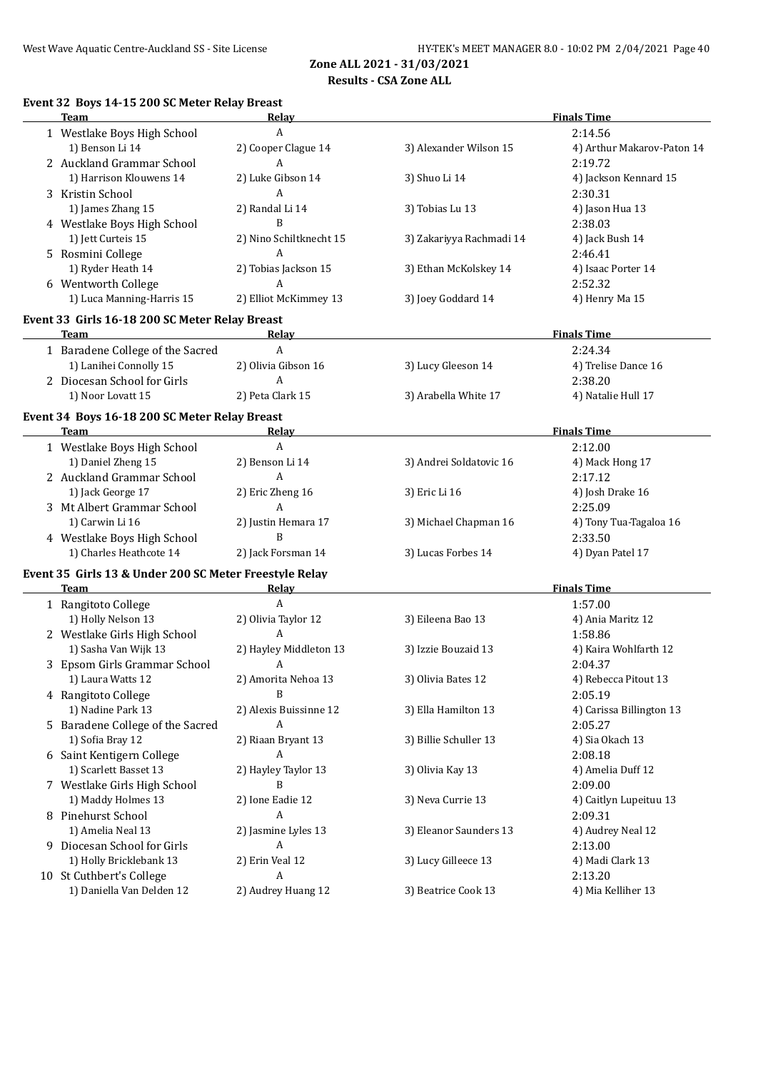## Zone ALL 2021 - 31/03/2021

## Results - CSA Zone ALL

### Event 32 Boys 14-15 200 SC Meter Relay Breast

| | Team | Relay | | Finals Time |
|---|---|---|---|---|
| 1 | Westlake Boys High School | A | | 2:14.56 |
| | 1) Benson Li 14 | 2) Cooper Clague 14 | 3) Alexander Wilson 15 | 4) Arthur Makarov-Paton 14 |
| 2 | Auckland Grammar School | A | | 2:19.72 |
| | 1) Harrison Klouwens 14 | 2) Luke Gibson 14 | 3) Shuo Li 14 | 4) Jackson Kennard 15 |
| 3 | Kristin School | A | | 2:30.31 |
| | 1) James Zhang 15 | 2) Randal Li 14 | 3) Tobias Lu 13 | 4) Jason Hua 13 |
| 4 | Westlake Boys High School | B | | 2:38.03 |
| | 1) Jett Curteis 15 | 2) Nino Schiltknecht 15 | 3) Zakariyya Rachmadi 14 | 4) Jack Bush 14 |
| 5 | Rosmini College | A | | 2:46.41 |
| | 1) Ryder Heath 14 | 2) Tobias Jackson 15 | 3) Ethan McKolskey 14 | 4) Isaac Porter 14 |
| 6 | Wentworth College | A | | 2:52.32 |
| | 1) Luca Manning-Harris 15 | 2) Elliot McKimmey 13 | 3) Joey Goddard 14 | 4) Henry Ma 15 |

### Event 33 Girls 16-18 200 SC Meter Relay Breast

| | Team | Relay | | Finals Time |
|---|---|---|---|---|
| 1 | Baradene College of the Sacred | A | | 2:24.34 |
| | 1) Lanihei Connolly 15 | 2) Olivia Gibson 16 | 3) Lucy Gleeson 14 | 4) Trelise Dance 16 |
| 2 | Diocesan School for Girls | A | | 2:38.20 |
| | 1) Noor Lovatt 15 | 2) Peta Clark 15 | 3) Arabella White 17 | 4) Natalie Hull 17 |

### Event 34 Boys 16-18 200 SC Meter Relay Breast

| | Team | Relay | | Finals Time |
|---|---|---|---|---|
| 1 | Westlake Boys High School | A | | 2:12.00 |
| | 1) Daniel Zheng 15 | 2) Benson Li 14 | 3) Andrei Soldatovic 16 | 4) Mack Hong 17 |
| 2 | Auckland Grammar School | A | | 2:17.12 |
| | 1) Jack George 17 | 2) Eric Zheng 16 | 3) Eric Li 16 | 4) Josh Drake 16 |
| 3 | Mt Albert Grammar School | A | | 2:25.09 |
| | 1) Carwin Li 16 | 2) Justin Hemara 17 | 3) Michael Chapman 16 | 4) Tony Tua-Tagaloa 16 |
| 4 | Westlake Boys High School | B | | 2:33.50 |
| | 1) Charles Heathcote 14 | 2) Jack Forsman 14 | 3) Lucas Forbes 14 | 4) Dyan Patel 17 |

### Event 35 Girls 13 & Under 200 SC Meter Freestyle Relay

| | Team | Relay | | Finals Time |
|---|---|---|---|---|
| 1 | Rangitoto College | A | | 1:57.00 |
| | 1) Holly Nelson 13 | 2) Olivia Taylor 12 | 3) Eileena Bao 13 | 4) Ania Maritz 12 |
| 2 | Westlake Girls High School | A | | 1:58.86 |
| | 1) Sasha Van Wijk 13 | 2) Hayley Middleton 13 | 3) Izzie Bouzaid 13 | 4) Kaira Wohlfarth 12 |
| 3 | Epsom Girls Grammar School | A | | 2:04.37 |
| | 1) Laura Watts 12 | 2) Amorita Nehoa 13 | 3) Olivia Bates 12 | 4) Rebecca Pitout 13 |
| 4 | Rangitoto College | B | | 2:05.19 |
| | 1) Nadine Park 13 | 2) Alexis Buissinne 12 | 3) Ella Hamilton 13 | 4) Carissa Billington 13 |
| 5 | Baradene College of the Sacred | A | | 2:05.27 |
| | 1) Sofia Bray 12 | 2) Riaan Bryant 13 | 3) Billie Schuller 13 | 4) Sia Okach 13 |
| 6 | Saint Kentigern College | A | | 2:08.18 |
| | 1) Scarlett Basset 13 | 2) Hayley Taylor 13 | 3) Olivia Kay 13 | 4) Amelia Duff 12 |
| 7 | Westlake Girls High School | B | | 2:09.00 |
| | 1) Maddy Holmes 13 | 2) Ione Eadie 12 | 3) Neva Currie 13 | 4) Caitlyn Lupeituu 13 |
| 8 | Pinehurst School | A | | 2:09.31 |
| | 1) Amelia Neal 13 | 2) Jasmine Lyles 13 | 3) Eleanor Saunders 13 | 4) Audrey Neal 12 |
| 9 | Diocesan School for Girls | A | | 2:13.00 |
| | 1) Holly Bricklebank 13 | 2) Erin Veal 12 | 3) Lucy Gilleece 13 | 4) Madi Clark 13 |
| 10 | St Cuthbert's College | A | | 2:13.20 |
| | 1) Daniella Van Delden 12 | 2) Audrey Huang 12 | 3) Beatrice Cook 13 | 4) Mia Kelliher 13 |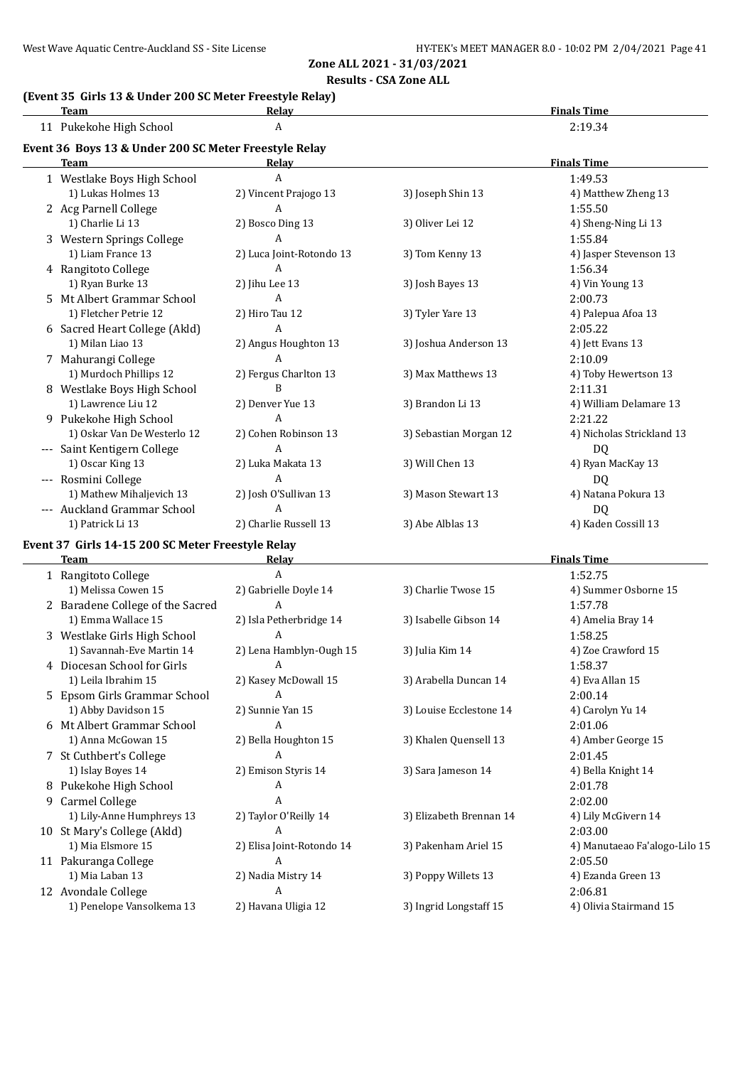**Zone ALL 2021 - 31/03/2021**

**Results - CSA Zone ALL**

### (Event 35 Girls 13 & Under 200 SC Meter Freestyle Relay)

| | Team | Relay | | Finals Time |
|---|---|---|---|---|
| 11 | Pukekohe High School | A | | 2:19.34 |

### Event 36 Boys 13 & Under 200 SC Meter Freestyle Relay

| | Team | Relay | | Finals Time |
|---|---|---|---|---|
| 1 | Westlake Boys High School | A | | 1:49.53 |
| | 1) Lukas Holmes 13 | 2) Vincent Prajogo 13 | 3) Joseph Shin 13 | 4) Matthew Zheng 13 |
| 2 | Acg Parnell College | A | | 1:55.50 |
| | 1) Charlie Li 13 | 2) Bosco Ding 13 | 3) Oliver Lei 12 | 4) Sheng-Ning Li 13 |
| 3 | Western Springs College | A | | 1:55.84 |
| | 1) Liam France 13 | 2) Luca Joint-Rotondo 13 | 3) Tom Kenny 13 | 4) Jasper Stevenson 13 |
| 4 | Rangitoto College | A | | 1:56.34 |
| | 1) Ryan Burke 13 | 2) Jihu Lee 13 | 3) Josh Bayes 13 | 4) Vin Young 13 |
| 5 | Mt Albert Grammar School | A | | 2:00.73 |
| | 1) Fletcher Petrie 12 | 2) Hiro Tau 12 | 3) Tyler Yare 13 | 4) Palepua Afoa 13 |
| 6 | Sacred Heart College (Akld) | A | | 2:05.22 |
| | 1) Milan Liao 13 | 2) Angus Houghton 13 | 3) Joshua Anderson 13 | 4) Jett Evans 13 |
| 7 | Mahurangi College | A | | 2:10.09 |
| | 1) Murdoch Phillips 12 | 2) Fergus Charlton 13 | 3) Max Matthews 13 | 4) Toby Hewertson 13 |
| 8 | Westlake Boys High School | B | | 2:11.31 |
| | 1) Lawrence Liu 12 | 2) Denver Yue 13 | 3) Brandon Li 13 | 4) William Delamare 13 |
| 9 | Pukekohe High School | A | | 2:21.22 |
| | 1) Oskar Van De Westerlo 12 | 2) Cohen Robinson 13 | 3) Sebastian Morgan 12 | 4) Nicholas Strickland 13 |
| --- | Saint Kentigern College | A | | DQ |
| | 1) Oscar King 13 | 2) Luka Makata 13 | 3) Will Chen 13 | 4) Ryan MacKay 13 |
| --- | Rosmini College | A | | DQ |
| | 1) Mathew Mihaljevich 13 | 2) Josh O'Sullivan 13 | 3) Mason Stewart 13 | 4) Natana Pokura 13 |
| --- | Auckland Grammar School | A | | DQ |
| | 1) Patrick Li 13 | 2) Charlie Russell 13 | 3) Abe Alblas 13 | 4) Kaden Cossill 13 |

### Event 37 Girls 14-15 200 SC Meter Freestyle Relay

| | Team | Relay | | Finals Time |
|---|---|---|---|---|
| 1 | Rangitoto College | A | | 1:52.75 |
| | 1) Melissa Cowen 15 | 2) Gabrielle Doyle 14 | 3) Charlie Twose 15 | 4) Summer Osborne 15 |
| 2 | Baradene College of the Sacred | A | | 1:57.78 |
| | 1) Emma Wallace 15 | 2) Isla Petherbridge 14 | 3) Isabelle Gibson 14 | 4) Amelia Bray 14 |
| 3 | Westlake Girls High School | A | | 1:58.25 |
| | 1) Savannah-Eve Martin 14 | 2) Lena Hamblyn-Ough 15 | 3) Julia Kim 14 | 4) Zoe Crawford 15 |
| 4 | Diocesan School for Girls | A | | 1:58.37 |
| | 1) Leila Ibrahim 15 | 2) Kasey McDowall 15 | 3) Arabella Duncan 14 | 4) Eva Allan 15 |
| 5 | Epsom Girls Grammar School | A | | 2:00.14 |
| | 1) Abby Davidson 15 | 2) Sunnie Yan 15 | 3) Louise Ecclestone 14 | 4) Carolyn Yu 14 |
| 6 | Mt Albert Grammar School | A | | 2:01.06 |
| | 1) Anna McGowan 15 | 2) Bella Houghton 15 | 3) Khalen Quensell 13 | 4) Amber George 15 |
| 7 | St Cuthbert's College | A | | 2:01.45 |
| | 1) Islay Boyes 14 | 2) Emison Styris 14 | 3) Sara Jameson 14 | 4) Bella Knight 14 |
| 8 | Pukekohe High School | A | | 2:01.78 |
| 9 | Carmel College | A | | 2:02.00 |
| | 1) Lily-Anne Humphreys 13 | 2) Taylor O'Reilly 14 | 3) Elizabeth Brennan 14 | 4) Lily McGivern 14 |
| 10 | St Mary's College (Akld) | A | | 2:03.00 |
| | 1) Mia Elsmore 15 | 2) Elisa Joint-Rotondo 14 | 3) Pakenham Ariel 15 | 4) Manutaeao Fa'alogo-Lilo 15 |
| 11 | Pakuranga College | A | | 2:05.50 |
| | 1) Mia Laban 13 | 2) Nadia Mistry 14 | 3) Poppy Willets 13 | 4) Ezanda Green 13 |
| 12 | Avondale College | A | | 2:06.81 |
| | 1) Penelope Vansolkema 13 | 2) Havana Uligia 12 | 3) Ingrid Longstaff 15 | 4) Olivia Stairmand 15 |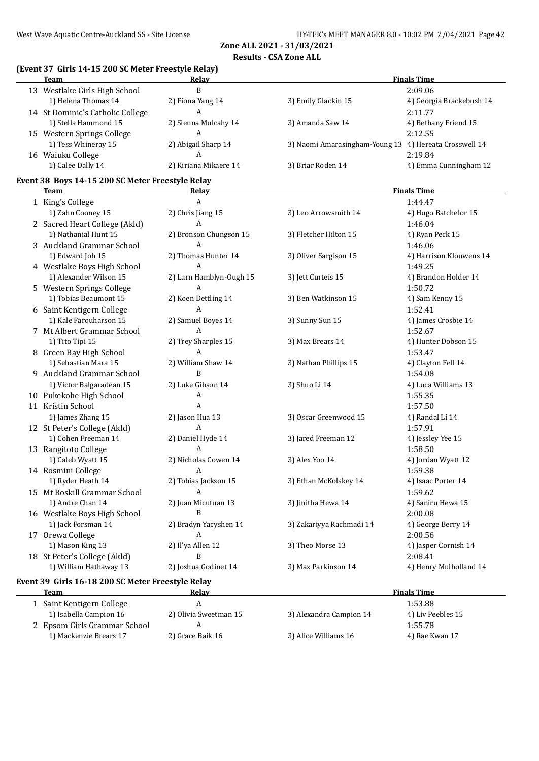## Zone ALL 2021 - 31/03/2021

### Results - CSA Zone ALL

#### (Event 37 Girls 14-15 200 SC Meter Freestyle Relay)

| | Team | Relay | | Finals Time |
|---|---|---|---|---|
| 13 | Westlake Girls High School | B | | 2:09.06 |
| | 1) Helena Thomas 14 | 2) Fiona Yang 14 | 3) Emily Glackin 15 | 4) Georgia Brackebush 14 |
| 14 | St Dominic's Catholic College | A | | 2:11.77 |
| | 1) Stella Hammond 15 | 2) Sienna Mulcahy 14 | 3) Amanda Saw 14 | 4) Bethany Friend 15 |
| 15 | Western Springs College | A | | 2:12.55 |
| | 1) Tess Whineray 15 | 2) Abigail Sharp 14 | 3) Naomi Amarasingham-Young 13 | 4) Hereata Crosswell 14 |
| 16 | Waiuku College | A | | 2:19.84 |
| | 1) Calee Dally 14 | 2) Kiriana Mikaere 14 | 3) Briar Roden 14 | 4) Emma Cunningham 12 |

#### Event 38 Boys 14-15 200 SC Meter Freestyle Relay

| | Team | Relay | | Finals Time |
|---|---|---|---|---|
| 1 | King's College | A | | 1:44.47 |
| | 1) Zahn Cooney 15 | 2) Chris Jiang 15 | 3) Leo Arrowsmith 14 | 4) Hugo Batchelor 15 |
| 2 | Sacred Heart College (Akld) | A | | 1:46.04 |
| | 1) Nathanial Hunt 15 | 2) Bronson Chungson 15 | 3) Fletcher Hilton 15 | 4) Ryan Peck 15 |
| 3 | Auckland Grammar School | A | | 1:46.06 |
| | 1) Edward Joh 15 | 2) Thomas Hunter 14 | 3) Oliver Sargison 15 | 4) Harrison Klouwens 14 |
| 4 | Westlake Boys High School | A | | 1:49.25 |
| | 1) Alexander Wilson 15 | 2) Larn Hamblyn-Ough 15 | 3) Jett Curteis 15 | 4) Brandon Holder 14 |
| 5 | Western Springs College | A | | 1:50.72 |
| | 1) Tobias Beaumont 15 | 2) Koen Dettling 14 | 3) Ben Watkinson 15 | 4) Sam Kenny 15 |
| 6 | Saint Kentigern College | A | | 1:52.41 |
| | 1) Kale Farquharson 15 | 2) Samuel Boyes 14 | 3) Sunny Sun 15 | 4) James Crosbie 14 |
| 7 | Mt Albert Grammar School | A | | 1:52.67 |
| | 1) Tito Tipi 15 | 2) Trey Sharples 15 | 3) Max Brears 14 | 4) Hunter Dobson 15 |
| 8 | Green Bay High School | A | | 1:53.47 |
| | 1) Sebastian Mara 15 | 2) William Shaw 14 | 3) Nathan Phillips 15 | 4) Clayton Fell 14 |
| 9 | Auckland Grammar School | B | | 1:54.08 |
| | 1) Victor Balgaradean 15 | 2) Luke Gibson 14 | 3) Shuo Li 14 | 4) Luca Williams 13 |
| 10 | Pukekohe High School | A | | 1:55.35 |
| 11 | Kristin School | A | | 1:57.50 |
| | 1) James Zhang 15 | 2) Jason Hua 13 | 3) Oscar Greenwood 15 | 4) Randal Li 14 |
| 12 | St Peter's College (Akld) | A | | 1:57.91 |
| | 1) Cohen Freeman 14 | 2) Daniel Hyde 14 | 3) Jared Freeman 12 | 4) Jessley Yee 15 |
| 13 | Rangitoto College | A | | 1:58.50 |
| | 1) Caleb Wyatt 15 | 2) Nicholas Cowen 14 | 3) Alex Yoo 14 | 4) Jordan Wyatt 12 |
| 14 | Rosmini College | A | | 1:59.38 |
| | 1) Ryder Heath 14 | 2) Tobias Jackson 15 | 3) Ethan McKolskey 14 | 4) Isaac Porter 14 |
| 15 | Mt Roskill Grammar School | A | | 1:59.62 |
| | 1) Andre Chan 14 | 2) Juan Micutuan 13 | 3) Jinitha Hewa 14 | 4) Saniru Hewa 15 |
| 16 | Westlake Boys High School | B | | 2:00.08 |
| | 1) Jack Forsman 14 | 2) Bradyn Yacyshen 14 | 3) Zakariyya Rachmadi 14 | 4) George Berry 14 |
| 17 | Orewa College | A | | 2:00.56 |
| | 1) Mason King 13 | 2) Il'ya Allen 12 | 3) Theo Morse 13 | 4) Jasper Cornish 14 |
| 18 | St Peter's College (Akld) | B | | 2:08.41 |
| | 1) William Hathaway 13 | 2) Joshua Godinet 14 | 3) Max Parkinson 14 | 4) Henry Mulholland 14 |

#### Event 39 Girls 16-18 200 SC Meter Freestyle Relay

| | Team | Relay | | Finals Time |
|---|---|---|---|---|
| 1 | Saint Kentigern College | A | | 1:53.88 |
| | 1) Isabella Campion 16 | 2) Olivia Sweetman 15 | 3) Alexandra Campion 14 | 4) Liv Peebles 15 |
| 2 | Epsom Girls Grammar School | A | | 1:55.78 |
| | 1) Mackenzie Brears 17 | 2) Grace Baik 16 | 3) Alice Williams 16 | 4) Rae Kwan 17 |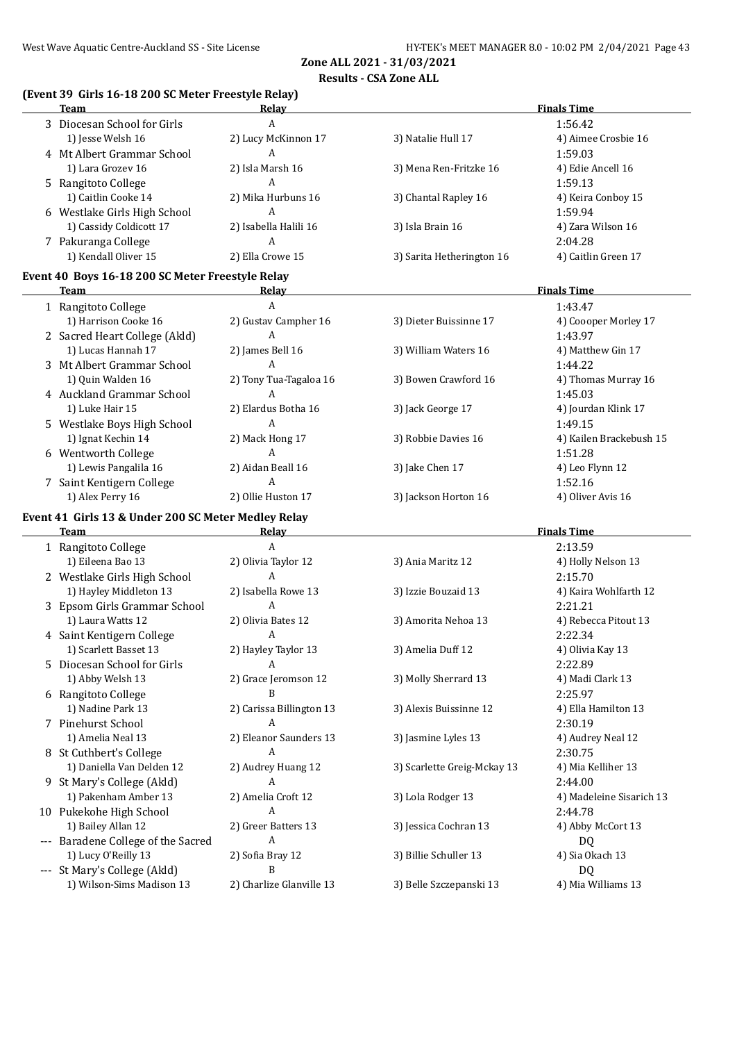**Zone ALL 2021 - 31/03/2021**

**Results - CSA Zone ALL**

### (Event 39 Girls 16-18 200 SC Meter Freestyle Relay)

| | Team | Relay | | Finals Time |
|---|---|---|---|---|
| 3 | Diocesan School for Girls | A | | 1:56.42 |
| | 1) Jesse Welsh 16 | 2) Lucy McKinnon 17 | 3) Natalie Hull 17 | 4) Aimee Crosbie 16 |
| 4 | Mt Albert Grammar School | A | | 1:59.03 |
| | 1) Lara Grozev 16 | 2) Isla Marsh 16 | 3) Mena Ren-Fritzke 16 | 4) Edie Ancell 16 |
| 5 | Rangitoto College | A | | 1:59.13 |
| | 1) Caitlin Cooke 14 | 2) Mika Hurbuns 16 | 3) Chantal Rapley 16 | 4) Keira Conboy 15 |
| 6 | Westlake Girls High School | A | | 1:59.94 |
| | 1) Cassidy Coldicott 17 | 2) Isabella Halili 16 | 3) Isla Brain 16 | 4) Zara Wilson 16 |
| 7 | Pakuranga College | A | | 2:04.28 |
| | 1) Kendall Oliver 15 | 2) Ella Crowe 15 | 3) Sarita Hetherington 16 | 4) Caitlin Green 17 |

### Event 40 Boys 16-18 200 SC Meter Freestyle Relay

| | Team | Relay | | Finals Time |
|---|---|---|---|---|
| 1 | Rangitoto College | A | | 1:43.47 |
| | 1) Harrison Cooke 16 | 2) Gustav Campher 16 | 3) Dieter Buissinne 17 | 4) Coooper Morley 17 |
| 2 | Sacred Heart College (Akld) | A | | 1:43.97 |
| | 1) Lucas Hannah 17 | 2) James Bell 16 | 3) William Waters 16 | 4) Matthew Gin 17 |
| 3 | Mt Albert Grammar School | A | | 1:44.22 |
| | 1) Quin Walden 16 | 2) Tony Tua-Tagaloa 16 | 3) Bowen Crawford 16 | 4) Thomas Murray 16 |
| 4 | Auckland Grammar School | A | | 1:45.03 |
| | 1) Luke Hair 15 | 2) Elardus Botha 16 | 3) Jack George 17 | 4) Jourdan Klink 17 |
| 5 | Westlake Boys High School | A | | 1:49.15 |
| | 1) Ignat Kechin 14 | 2) Mack Hong 17 | 3) Robbie Davies 16 | 4) Kailen Brackebush 15 |
| 6 | Wentworth College | A | | 1:51.28 |
| | 1) Lewis Pangalila 16 | 2) Aidan Beall 16 | 3) Jake Chen 17 | 4) Leo Flynn 12 |
| 7 | Saint Kentigern College | A | | 1:52.16 |
| | 1) Alex Perry 16 | 2) Ollie Huston 17 | 3) Jackson Horton 16 | 4) Oliver Avis 16 |

### Event 41 Girls 13 & Under 200 SC Meter Medley Relay

| | Team | Relay | | Finals Time |
|---|---|---|---|---|
| 1 | Rangitoto College | A | | 2:13.59 |
| | 1) Eileena Bao 13 | 2) Olivia Taylor 12 | 3) Ania Maritz 12 | 4) Holly Nelson 13 |
| 2 | Westlake Girls High School | A | | 2:15.70 |
| | 1) Hayley Middleton 13 | 2) Isabella Rowe 13 | 3) Izzie Bouzaid 13 | 4) Kaira Wohlfarth 12 |
| 3 | Epsom Girls Grammar School | A | | 2:21.21 |
| | 1) Laura Watts 12 | 2) Olivia Bates 12 | 3) Amorita Nehoa 13 | 4) Rebecca Pitout 13 |
| 4 | Saint Kentigern College | A | | 2:22.34 |
| | 1) Scarlett Basset 13 | 2) Hayley Taylor 13 | 3) Amelia Duff 12 | 4) Olivia Kay 13 |
| 5 | Diocesan School for Girls | A | | 2:22.89 |
| | 1) Abby Welsh 13 | 2) Grace Jeromson 12 | 3) Molly Sherrard 13 | 4) Madi Clark 13 |
| 6 | Rangitoto College | B | | 2:25.97 |
| | 1) Nadine Park 13 | 2) Carissa Billington 13 | 3) Alexis Buissinne 12 | 4) Ella Hamilton 13 |
| 7 | Pinehurst School | A | | 2:30.19 |
| | 1) Amelia Neal 13 | 2) Eleanor Saunders 13 | 3) Jasmine Lyles 13 | 4) Audrey Neal 12 |
| 8 | St Cuthbert's College | A | | 2:30.75 |
| | 1) Daniella Van Delden 12 | 2) Audrey Huang 12 | 3) Scarlette Greig-Mckay 13 | 4) Mia Kelliher 13 |
| 9 | St Mary's College (Akld) | A | | 2:44.00 |
| | 1) Pakenham Amber 13 | 2) Amelia Croft 12 | 3) Lola Rodger 13 | 4) Madeleine Sisarich 13 |
| 10 | Pukekohe High School | A | | 2:44.78 |
| | 1) Bailey Allan 12 | 2) Greer Batters 13 | 3) Jessica Cochran 13 | 4) Abby McCort 13 |
| --- | Baradene College of the Sacred | A | | DQ |
| | 1) Lucy O'Reilly 13 | 2) Sofia Bray 12 | 3) Billie Schuller 13 | 4) Sia Okach 13 |
| --- | St Mary's College (Akld) | B | | DQ |
| | 1) Wilson-Sims Madison 13 | 2) Charlize Glanville 13 | 3) Belle Szczepanski 13 | 4) Mia Williams 13 |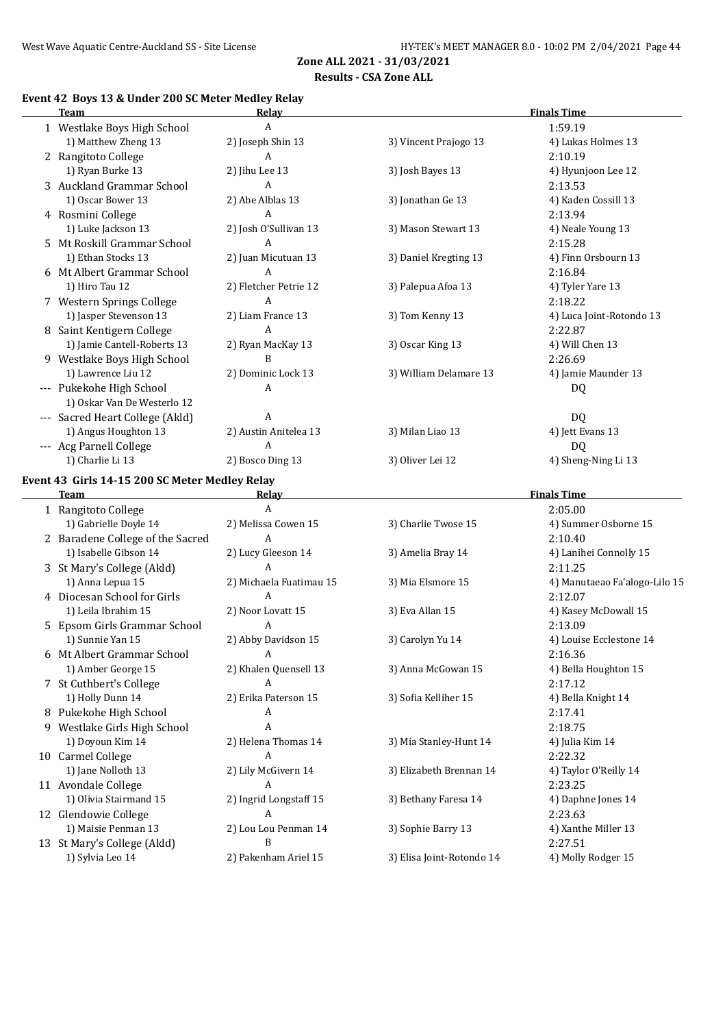**Zone ALL 2021 - 31/03/2021**
**Results - CSA Zone ALL**

### Event 42 Boys 13 & Under 200 SC Meter Medley Relay

| | Team | Relay | | Finals Time |
|---|---|---|---|---|
| 1 | Westlake Boys High School | A | | 1:59.19 |
| | 1) Matthew Zheng 13 | 2) Joseph Shin 13 | 3) Vincent Prajogo 13 | 4) Lukas Holmes 13 |
| 2 | Rangitoto College | A | | 2:10.19 |
| | 1) Ryan Burke 13 | 2) Jihu Lee 13 | 3) Josh Bayes 13 | 4) Hyunjoon Lee 12 |
| 3 | Auckland Grammar School | A | | 2:13.53 |
| | 1) Oscar Bower 13 | 2) Abe Alblas 13 | 3) Jonathan Ge 13 | 4) Kaden Cossill 13 |
| 4 | Rosmini College | A | | 2:13.94 |
| | 1) Luke Jackson 13 | 2) Josh O'Sullivan 13 | 3) Mason Stewart 13 | 4) Neale Young 13 |
| 5 | Mt Roskill Grammar School | A | | 2:15.28 |
| | 1) Ethan Stocks 13 | 2) Juan Micutuan 13 | 3) Daniel Kregting 13 | 4) Finn Orsbourn 13 |
| 6 | Mt Albert Grammar School | A | | 2:16.84 |
| | 1) Hiro Tau 12 | 2) Fletcher Petrie 12 | 3) Palepua Afoa 13 | 4) Tyler Yare 13 |
| 7 | Western Springs College | A | | 2:18.22 |
| | 1) Jasper Stevenson 13 | 2) Liam France 13 | 3) Tom Kenny 13 | 4) Luca Joint-Rotondo 13 |
| 8 | Saint Kentigern College | A | | 2:22.87 |
| | 1) Jamie Cantell-Roberts 13 | 2) Ryan MacKay 13 | 3) Oscar King 13 | 4) Will Chen 13 |
| 9 | Westlake Boys High School | B | | 2:26.69 |
| | 1) Lawrence Liu 12 | 2) Dominic Lock 13 | 3) William Delamare 13 | 4) Jamie Maunder 13 |
| --- | Pukekohe High School | A | | DQ |
| | 1) Oskar Van De Westerlo 12 | | | |
| --- | Sacred Heart College (Akld) | A | | DQ |
| | 1) Angus Houghton 13 | 2) Austin Anitelea 13 | 3) Milan Liao 13 | 4) Jett Evans 13 |
| --- | Acg Parnell College | A | | DQ |
| | 1) Charlie Li 13 | 2) Bosco Ding 13 | 3) Oliver Lei 12 | 4) Sheng-Ning Li 13 |

### Event 43 Girls 14-15 200 SC Meter Medley Relay

| | Team | Relay | | Finals Time |
|---|---|---|---|---|
| 1 | Rangitoto College | A | | 2:05.00 |
| | 1) Gabrielle Doyle 14 | 2) Melissa Cowen 15 | 3) Charlie Twose 15 | 4) Summer Osborne 15 |
| 2 | Baradene College of the Sacred | A | | 2:10.40 |
| | 1) Isabelle Gibson 14 | 2) Lucy Gleeson 14 | 3) Amelia Bray 14 | 4) Lanihei Connolly 15 |
| 3 | St Mary's College (Akld) | A | | 2:11.25 |
| | 1) Anna Lepua 15 | 2) Michaela Fuatimau 15 | 3) Mia Elsmore 15 | 4) Manutaeao Fa'alogo-Lilo 15 |
| 4 | Diocesan School for Girls | A | | 2:12.07 |
| | 1) Leila Ibrahim 15 | 2) Noor Lovatt 15 | 3) Eva Allan 15 | 4) Kasey McDowall 15 |
| 5 | Epsom Girls Grammar School | A | | 2:13.09 |
| | 1) Sunnie Yan 15 | 2) Abby Davidson 15 | 3) Carolyn Yu 14 | 4) Louise Ecclestone 14 |
| 6 | Mt Albert Grammar School | A | | 2:16.36 |
| | 1) Amber George 15 | 2) Khalen Quensell 13 | 3) Anna McGowan 15 | 4) Bella Houghton 15 |
| 7 | St Cuthbert's College | A | | 2:17.12 |
| | 1) Holly Dunn 14 | 2) Erika Paterson 15 | 3) Sofia Kelliher 15 | 4) Bella Knight 14 |
| 8 | Pukekohe High School | A | | 2:17.41 |
| 9 | Westlake Girls High School | A | | 2:18.75 |
| | 1) Doyoun Kim 14 | 2) Helena Thomas 14 | 3) Mia Stanley-Hunt 14 | 4) Julia Kim 14 |
| 10 | Carmel College | A | | 2:22.32 |
| | 1) Jane Nolloth 13 | 2) Lily McGivern 14 | 3) Elizabeth Brennan 14 | 4) Taylor O'Reilly 14 |
| 11 | Avondale College | A | | 2:23.25 |
| | 1) Olivia Stairmand 15 | 2) Ingrid Longstaff 15 | 3) Bethany Faresa 14 | 4) Daphne Jones 14 |
| 12 | Glendowie College | A | | 2:23.63 |
| | 1) Maisie Penman 13 | 2) Lou Lou Penman 14 | 3) Sophie Barry 13 | 4) Xanthe Miller 13 |
| 13 | St Mary's College (Akld) | B | | 2:27.51 |
| | 1) Sylvia Leo 14 | 2) Pakenham Ariel 15 | 3) Elisa Joint-Rotondo 14 | 4) Molly Rodger 15 |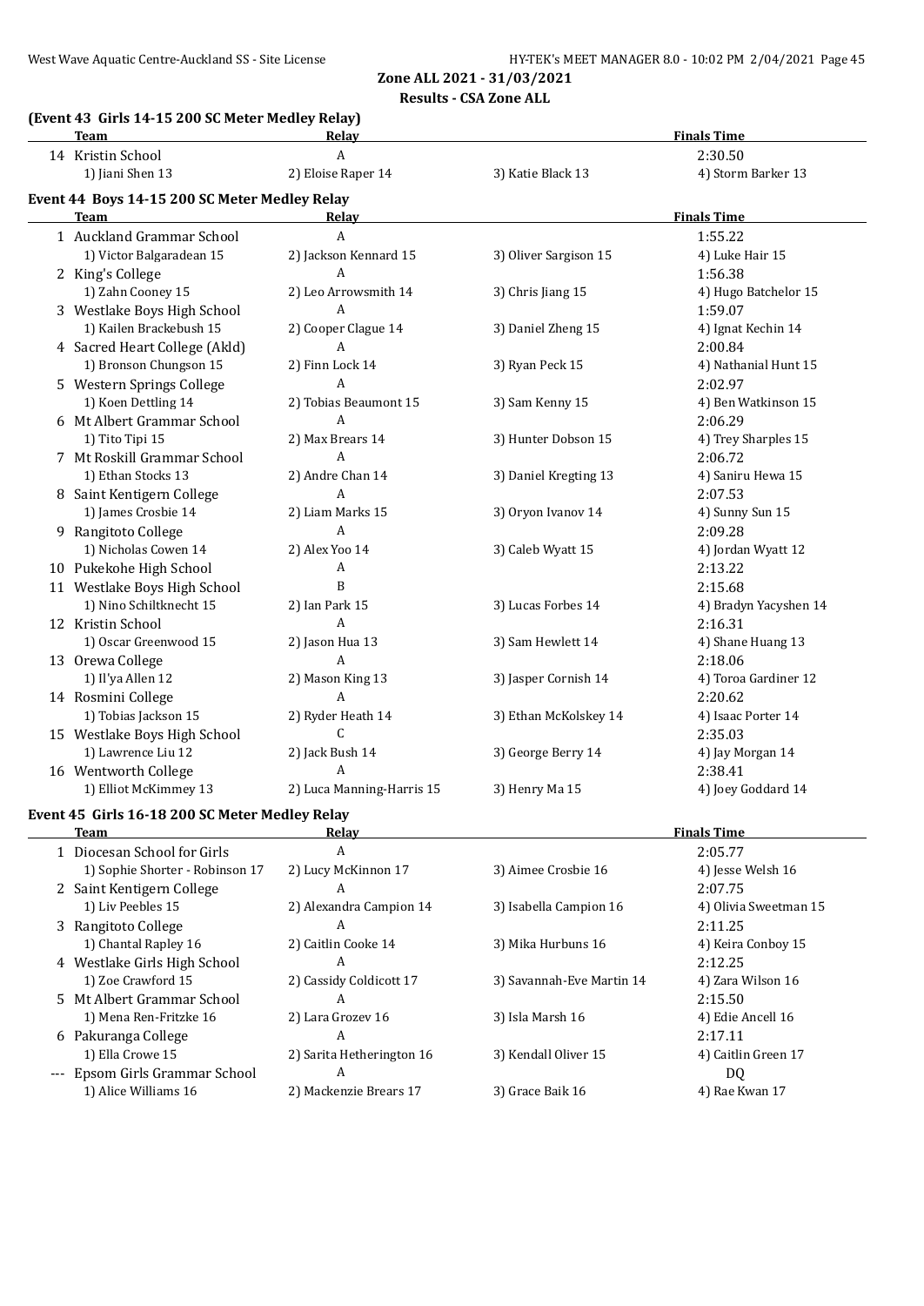**Zone ALL 2021 - 31/03/2021**

**Results - CSA Zone ALL**

### (Event 43 Girls 14-15 200 SC Meter Medley Relay)

| | Team | Relay | | Finals Time |
|---|---|---|---|---|
| 14 | Kristin School | A | | 2:30.50 |
| | 1) Jiani Shen 13 | 2) Eloise Raper 14 | 3) Katie Black 13 | 4) Storm Barker 13 |

### Event 44 Boys 14-15 200 SC Meter Medley Relay

| | Team | Relay | | Finals Time |
|---|---|---|---|---|
| 1 | Auckland Grammar School | A | | 1:55.22 |
| | 1) Victor Balgaradean 15 | 2) Jackson Kennard 15 | 3) Oliver Sargison 15 | 4) Luke Hair 15 |
| 2 | King's College | A | | 1:56.38 |
| | 1) Zahn Cooney 15 | 2) Leo Arrowsmith 14 | 3) Chris Jiang 15 | 4) Hugo Batchelor 15 |
| 3 | Westlake Boys High School | A | | 1:59.07 |
| | 1) Kailen Brackebush 15 | 2) Cooper Clague 14 | 3) Daniel Zheng 15 | 4) Ignat Kechin 14 |
| 4 | Sacred Heart College (Akld) | A | | 2:00.84 |
| | 1) Bronson Chungson 15 | 2) Finn Lock 14 | 3) Ryan Peck 15 | 4) Nathanial Hunt 15 |
| 5 | Western Springs College | A | | 2:02.97 |
| | 1) Koen Dettling 14 | 2) Tobias Beaumont 15 | 3) Sam Kenny 15 | 4) Ben Watkinson 15 |
| 6 | Mt Albert Grammar School | A | | 2:06.29 |
| | 1) Tito Tipi 15 | 2) Max Brears 14 | 3) Hunter Dobson 15 | 4) Trey Sharples 15 |
| 7 | Mt Roskill Grammar School | A | | 2:06.72 |
| | 1) Ethan Stocks 13 | 2) Andre Chan 14 | 3) Daniel Kregting 13 | 4) Saniru Hewa 15 |
| 8 | Saint Kentigern College | A | | 2:07.53 |
| | 1) James Crosbie 14 | 2) Liam Marks 15 | 3) Oryon Ivanov 14 | 4) Sunny Sun 15 |
| 9 | Rangitoto College | A | | 2:09.28 |
| | 1) Nicholas Cowen 14 | 2) Alex Yoo 14 | 3) Caleb Wyatt 15 | 4) Jordan Wyatt 12 |
| 10 | Pukekohe High School | A | | 2:13.22 |
| 11 | Westlake Boys High School | B | | 2:15.68 |
| | 1) Nino Schiltknecht 15 | 2) Ian Park 15 | 3) Lucas Forbes 14 | 4) Bradyn Yacyshen 14 |
| 12 | Kristin School | A | | 2:16.31 |
| | 1) Oscar Greenwood 15 | 2) Jason Hua 13 | 3) Sam Hewlett 14 | 4) Shane Huang 13 |
| 13 | Orewa College | A | | 2:18.06 |
| | 1) Il'ya Allen 12 | 2) Mason King 13 | 3) Jasper Cornish 14 | 4) Toroa Gardiner 12 |
| 14 | Rosmini College | A | | 2:20.62 |
| | 1) Tobias Jackson 15 | 2) Ryder Heath 14 | 3) Ethan McKolskey 14 | 4) Isaac Porter 14 |
| 15 | Westlake Boys High School | C | | 2:35.03 |
| | 1) Lawrence Liu 12 | 2) Jack Bush 14 | 3) George Berry 14 | 4) Jay Morgan 14 |
| 16 | Wentworth College | A | | 2:38.41 |
| | 1) Elliot McKimmey 13 | 2) Luca Manning-Harris 15 | 3) Henry Ma 15 | 4) Joey Goddard 14 |

### Event 45 Girls 16-18 200 SC Meter Medley Relay

| | Team | Relay | | Finals Time |
|---|---|---|---|---|
| 1 | Diocesan School for Girls | A | | 2:05.77 |
| | 1) Sophie Shorter - Robinson 17 | 2) Lucy McKinnon 17 | 3) Aimee Crosbie 16 | 4) Jesse Welsh 16 |
| 2 | Saint Kentigern College | A | | 2:07.75 |
| | 1) Liv Peebles 15 | 2) Alexandra Campion 14 | 3) Isabella Campion 16 | 4) Olivia Sweetman 15 |
| 3 | Rangitoto College | A | | 2:11.25 |
| | 1) Chantal Rapley 16 | 2) Caitlin Cooke 14 | 3) Mika Hurbuns 16 | 4) Keira Conboy 15 |
| 4 | Westlake Girls High School | A | | 2:12.25 |
| | 1) Zoe Crawford 15 | 2) Cassidy Coldicott 17 | 3) Savannah-Eve Martin 14 | 4) Zara Wilson 16 |
| 5 | Mt Albert Grammar School | A | | 2:15.50 |
| | 1) Mena Ren-Fritzke 16 | 2) Lara Grozev 16 | 3) Isla Marsh 16 | 4) Edie Ancell 16 |
| 6 | Pakuranga College | A | | 2:17.11 |
| | 1) Ella Crowe 15 | 2) Sarita Hetherington 16 | 3) Kendall Oliver 15 | 4) Caitlin Green 17 |
| --- | Epsom Girls Grammar School | A | | DQ |
| | 1) Alice Williams 16 | 2) Mackenzie Brears 17 | 3) Grace Baik 16 | 4) Rae Kwan 17 |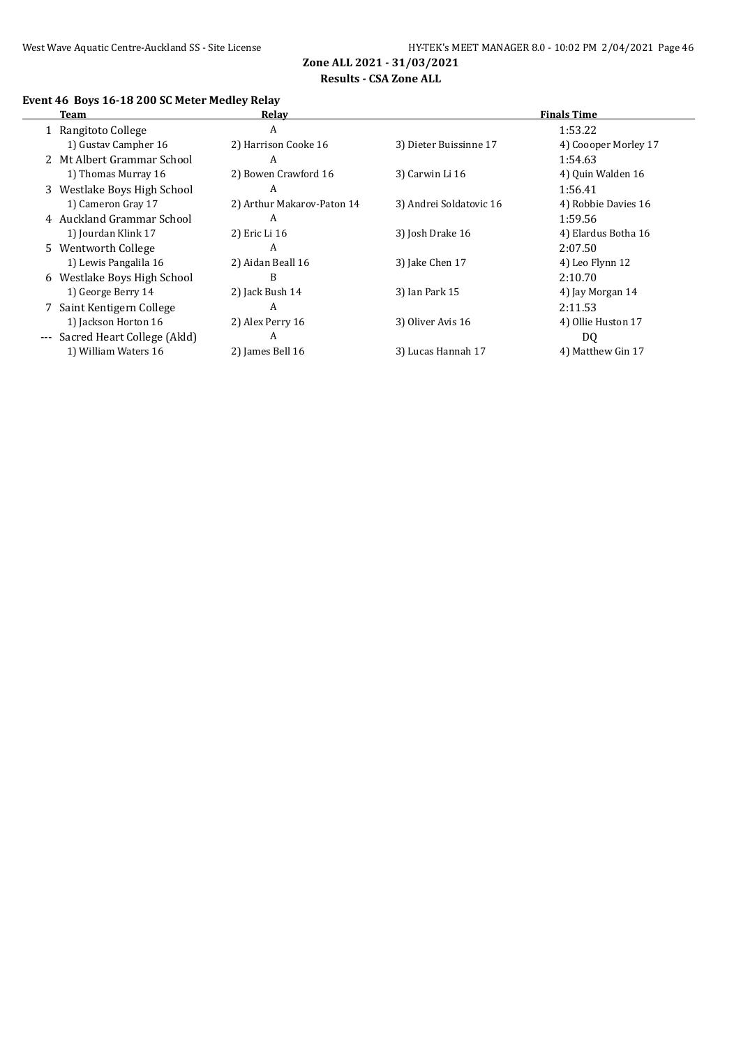West Wave Aquatic Centre-Auckland SS - Site License HY-TEK's MEET MANAGER 8.0 - 10:02 PM 2/04/2021

## Zone ALL 2021 - 31/03/2021

## Results - CSA Zone ALL

### Event 46 Boys 16-18 200 SC Meter Medley Relay

| | Team | Relay | | Finals Time |
|---|---|---|---|---|
| 1 | Rangitoto College | A | | 1:53.22 |
| | 1) Gustav Campher 16 | 2) Harrison Cooke 16 | 3) Dieter Buissinne 17 | 4) Coooper Morley 17 |
| 2 | Mt Albert Grammar School | A | | 1:54.63 |
| | 1) Thomas Murray 16 | 2) Bowen Crawford 16 | 3) Carwin Li 16 | 4) Quin Walden 16 |
| 3 | Westlake Boys High School | A | | 1:56.41 |
| | 1) Cameron Gray 17 | 2) Arthur Makarov-Paton 14 | 3) Andrei Soldatovic 16 | 4) Robbie Davies 16 |
| 4 | Auckland Grammar School | A | | 1:59.56 |
| | 1) Jourdan Klink 17 | 2) Eric Li 16 | 3) Josh Drake 16 | 4) Elardus Botha 16 |
| 5 | Wentworth College | A | | 2:07.50 |
| | 1) Lewis Pangalila 16 | 2) Aidan Beall 16 | 3) Jake Chen 17 | 4) Leo Flynn 12 |
| 6 | Westlake Boys High School | B | | 2:10.70 |
| | 1) George Berry 14 | 2) Jack Bush 14 | 3) Ian Park 15 | 4) Jay Morgan 14 |
| 7 | Saint Kentigern College | A | | 2:11.53 |
| | 1) Jackson Horton 16 | 2) Alex Perry 16 | 3) Oliver Avis 16 | 4) Ollie Huston 17 |
| --- | Sacred Heart College (Akld) | A | | DQ |
| | 1) William Waters 16 | 2) James Bell 16 | 3) Lucas Hannah 17 | 4) Matthew Gin 17 |